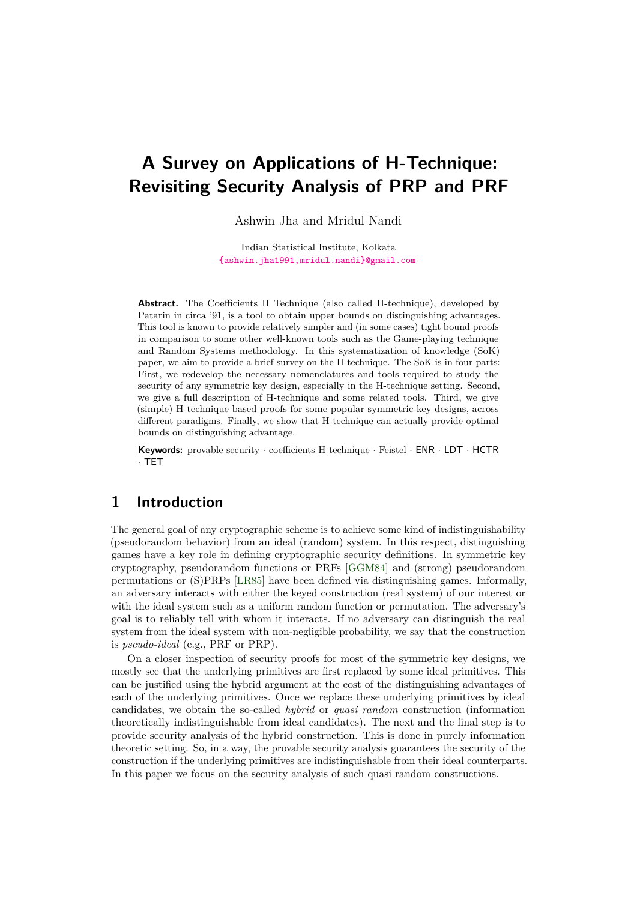# A Survey on Applications of H-Technique: Revisiting Security Analysis of PRP and PRF

Ashwin Jha and Mridul Nandi

Indian Statistical Institute, Kolkata
{ashwin.jha1991,mridul.nandi}@gmail.com

**Abstract.** The Coefficients H Technique (also called H-technique), developed by Patarin in circa '91, is a tool to obtain upper bounds on distinguishing advantages. This tool is known to provide relatively simpler and (in some cases) tight bound proofs in comparison to some other well-known tools such as the Game-playing technique and Random Systems methodology. In this systematization of knowledge (SoK) paper, we aim to provide a brief survey on the H-technique. The SoK is in four parts: First, we redevelop the necessary nomenclatures and tools required to study the security of any symmetric key design, especially in the H-technique setting. Second, we give a full description of H-technique and some related tools. Third, we give (simple) H-technique based proofs for some popular symmetric-key designs, across different paradigms. Finally, we show that H-technique can actually provide optimal bounds on distinguishing advantage.

**Keywords:** provable security · coefficients H technique · Feistel · ENR · LDT · HCTR · TET

## 1 Introduction

The general goal of any cryptographic scheme is to achieve some kind of indistinguishability (pseudorandom behavior) from an ideal (random) system. In this respect, distinguishing games have a key role in defining cryptographic security definitions. In symmetric key cryptography, pseudorandom functions or PRFs [GGM84] and (strong) pseudorandom permutations or (S)PRPs [LR85] have been defined via distinguishing games. Informally, an adversary interacts with either the keyed construction (real system) of our interest or with the ideal system such as a uniform random function or permutation. The adversary's goal is to reliably tell with whom it interacts. If no adversary can distinguish the real system from the ideal system with non-negligible probability, we say that the construction is *pseudo-ideal* (e.g., PRF or PRP).

On a closer inspection of security proofs for most of the symmetric key designs, we mostly see that the underlying primitives are first replaced by some ideal primitives. This can be justified using the hybrid argument at the cost of the distinguishing advantages of each of the underlying primitives. Once we replace these underlying primitives by ideal candidates, we obtain the so-called *hybrid* or *quasi random* construction (information theoretically indistinguishable from ideal candidates). The next and the final step is to provide security analysis of the hybrid construction. This is done in purely information theoretic setting. So, in a way, the provable security analysis guarantees the security of the construction if the underlying primitives are indistinguishable from their ideal counterparts. In this paper we focus on the security analysis of such quasi random constructions.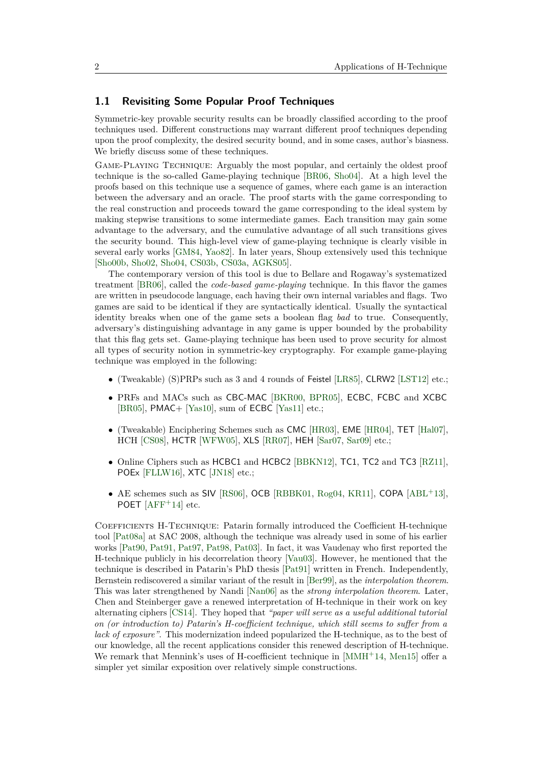## 1.1 Revisiting Some Popular Proof Techniques

Symmetric-key provable security results can be broadly classified according to the proof techniques used. Different constructions may warrant different proof techniques depending upon the proof complexity, the desired security bound, and in some cases, author's biasness. We briefly discuss some of these techniques.

Game-Playing Technique: Arguably the most popular, and certainly the oldest proof technique is the so-called Game-playing technique [BR06, Sho04]. At a high level the proofs based on this technique use a sequence of games, where each game is an interaction between the adversary and an oracle. The proof starts with the game corresponding to the real construction and proceeds toward the game corresponding to the ideal system by making stepwise transitions to some intermediate games. Each transition may gain some advantage to the adversary, and the cumulative advantage of all such transitions gives the security bound. This high-level view of game-playing technique is clearly visible in several early works [GM84, Yao82]. In later years, Shoup extensively used this technique [Sho00b, Sho02, Sho04, CS03b, CS03a, AGKS05].

The contemporary version of this tool is due to Bellare and Rogaway's systematized treatment [BR06], called the *code-based game-playing* technique. In this flavor the games are written in pseudocode language, each having their own internal variables and flags. Two games are said to be identical if they are syntactically identical. Usually the syntactical identity breaks when one of the game sets a boolean flag *bad* to true. Consequently, adversary's distinguishing advantage in any game is upper bounded by the probability that this flag gets set. Game-playing technique has been used to prove security for almost all types of security notion in symmetric-key cryptography. For example game-playing technique was employed in the following:

- (Tweakable) (S)PRPs such as 3 and 4 rounds of Feistel [LR85], CLRW2 [LST12] etc.;
- PRFs and MACs such as CBC-MAC [BKR00, BPR05], ECBC, FCBC and XCBC [BR05], PMAC+ [Yas10], sum of ECBC [Yas11] etc.;
- (Tweakable) Enciphering Schemes such as CMC [HR03], EME [HR04], TET [Hal07], HCH [CS08], HCTR [WFW05], XLS [RR07], HEH [Sar07, Sar09] etc.;
- Online Ciphers such as HCBC1 and HCBC2 [BBKN12], TC1, TC2 and TC3 [RZ11], POEx [FLLW16], XTC [JN18] etc.;
- AE schemes such as SIV [RS06], OCB [RBBK01, Rog04, KR11], COPA [ABL+13], POET [AFF+14] etc.

Coefficients H-Technique: Patarin formally introduced the Coefficient H-technique tool [Pat08a] at SAC 2008, although the technique was already used in some of his earlier works [Pat90, Pat91, Pat97, Pat98, Pat03]. In fact, it was Vaudenay who first reported the H-technique publicly in his decorrelation theory [Vau03]. However, he mentioned that the technique is described in Patarin's PhD thesis [Pat91] written in French. Independently, Bernstein rediscovered a similar variant of the result in [Ber99], as the *interpolation theorem*. This was later strengthened by Nandi [Nan06] as the *strong interpolation theorem*. Later, Chen and Steinberger gave a renewed interpretation of H-technique in their work on key alternating ciphers [CS14]. They hoped that *"paper will serve as a useful additional tutorial on (or introduction to) Patarin's H-coefficient technique, which still seems to suffer from a lack of exposure"*. This modernization indeed popularized the H-technique, as to the best of our knowledge, all the recent applications consider this renewed description of H-technique. We remark that Mennink's uses of H-coefficient technique in [MMH+14, Men15] offer a simpler yet similar exposition over relatively simple constructions.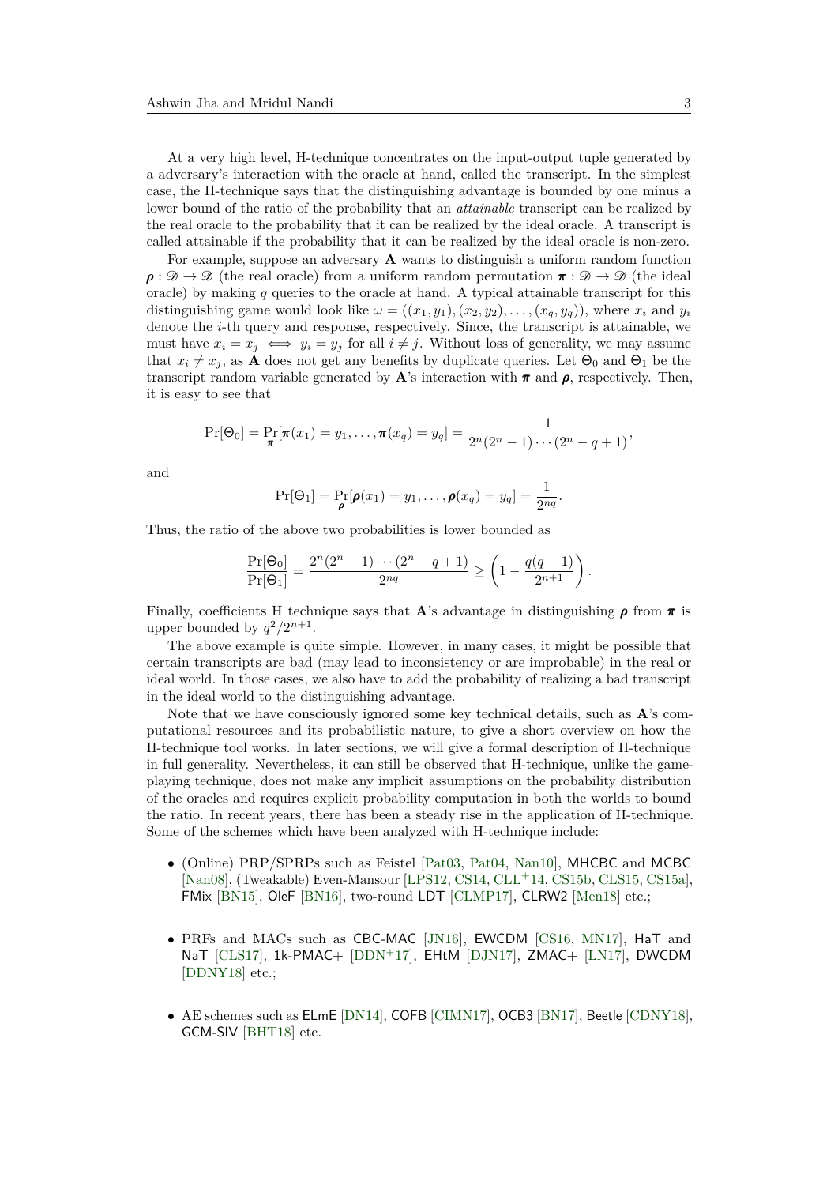At a very high level, H-technique concentrates on the input-output tuple generated by a adversary's interaction with the oracle at hand, called the transcript. In the simplest case, the H-technique says that the distinguishing advantage is bounded by one minus a lower bound of the ratio of the probability that an *attainable* transcript can be realized by the real oracle to the probability that it can be realized by the ideal oracle. A transcript is called attainable if the probability that it can be realized by the ideal oracle is non-zero.

For example, suppose an adversary $\mathbf{A}$ wants to distinguish a uniform random function $\boldsymbol{\rho} : \mathscr{D} \rightarrow \mathscr{D}$ (the real oracle) from a uniform random permutation $\boldsymbol{\pi} : \mathscr{D} \rightarrow \mathscr{D}$ (the ideal oracle) by making $q$ queries to the oracle at hand. A typical attainable transcript for this distinguishing game would look like $\omega = ((x_1, y_1), (x_2, y_2), \ldots, (x_q, y_q))$, where $x_i$ and $y_i$ denote the $i$-th query and response, respectively. Since, the transcript is attainable, we must have $x_i = x_j \iff y_i = y_j$ for all $i \neq j$. Without loss of generality, we may assume that $x_i \neq x_j$, as $\mathbf{A}$ does not get any benefits by duplicate queries. Let $\Theta_0$ and $\Theta_1$ be the transcript random variable generated by $\mathbf{A}$'s interaction with $\boldsymbol{\pi}$ and $\boldsymbol{\rho}$, respectively. Then, it is easy to see that

$$\Pr[\Theta_0] = \Pr_{\boldsymbol{\pi}}[\boldsymbol{\pi}(x_1) = y_1, \ldots, \boldsymbol{\pi}(x_q) = y_q] = \frac{1}{2^n(2^n-1)\cdots(2^n-q+1)},$$

and

$$\Pr[\Theta_1] = \Pr_{\boldsymbol{\rho}}[\boldsymbol{\rho}(x_1) = y_1, \ldots, \boldsymbol{\rho}(x_q) = y_q] = \frac{1}{2^{nq}}.$$

Thus, the ratio of the above two probabilities is lower bounded as

$$\frac{\Pr[\Theta_0]}{\Pr[\Theta_1]} = \frac{2^n(2^n-1)\cdots(2^n-q+1)}{2^{nq}} \geq \left(1 - \frac{q(q-1)}{2^{n+1}}\right).$$

Finally, coefficients H technique says that $\mathbf{A}$'s advantage in distinguishing $\boldsymbol{\rho}$ from $\boldsymbol{\pi}$ is upper bounded by $q^2/2^{n+1}$.

The above example is quite simple. However, in many cases, it might be possible that certain transcripts are bad (may lead to inconsistency or are improbable) in the real or ideal world. In those cases, we also have to add the probability of realizing a bad transcript in the ideal world to the distinguishing advantage.

Note that we have consciously ignored some key technical details, such as $\mathbf{A}$'s computational resources and its probabilistic nature, to give a short overview on how the H-technique tool works. In later sections, we will give a formal description of H-technique in full generality. Nevertheless, it can still be observed that H-technique, unlike the game-playing technique, does not make any implicit assumptions on the probability distribution of the oracles and requires explicit probability computation in both the worlds to bound the ratio. In recent years, there has been a steady rise in the application of H-technique. Some of the schemes which have been analyzed with H-technique include:

- (Online) PRP/SPRPs such as Feistel [Pat03, Pat04, Nan10], MHCBC and MCBC [Nan08], (Tweakable) Even-Mansour [LPS12, CS14, CLL+14, CS15b, CLS15, CS15a], FMix [BN15], OleF [BN16], two-round LDT [CLMP17], CLRW2 [Men18] etc.;

- PRFs and MACs such as CBC-MAC [JN16], EWCDM [CS16, MN17], HaT and NaT [CLS17], 1k-PMAC+ [DDN+17], EHtM [DJN17], ZMAC+ [LN17], DWCDM [DDNY18] etc.;

- AE schemes such as ELmE [DN14], COFB [CIMN17], OCB3 [BN17], Beetle [CDNY18], GCM-SIV [BHT18] etc.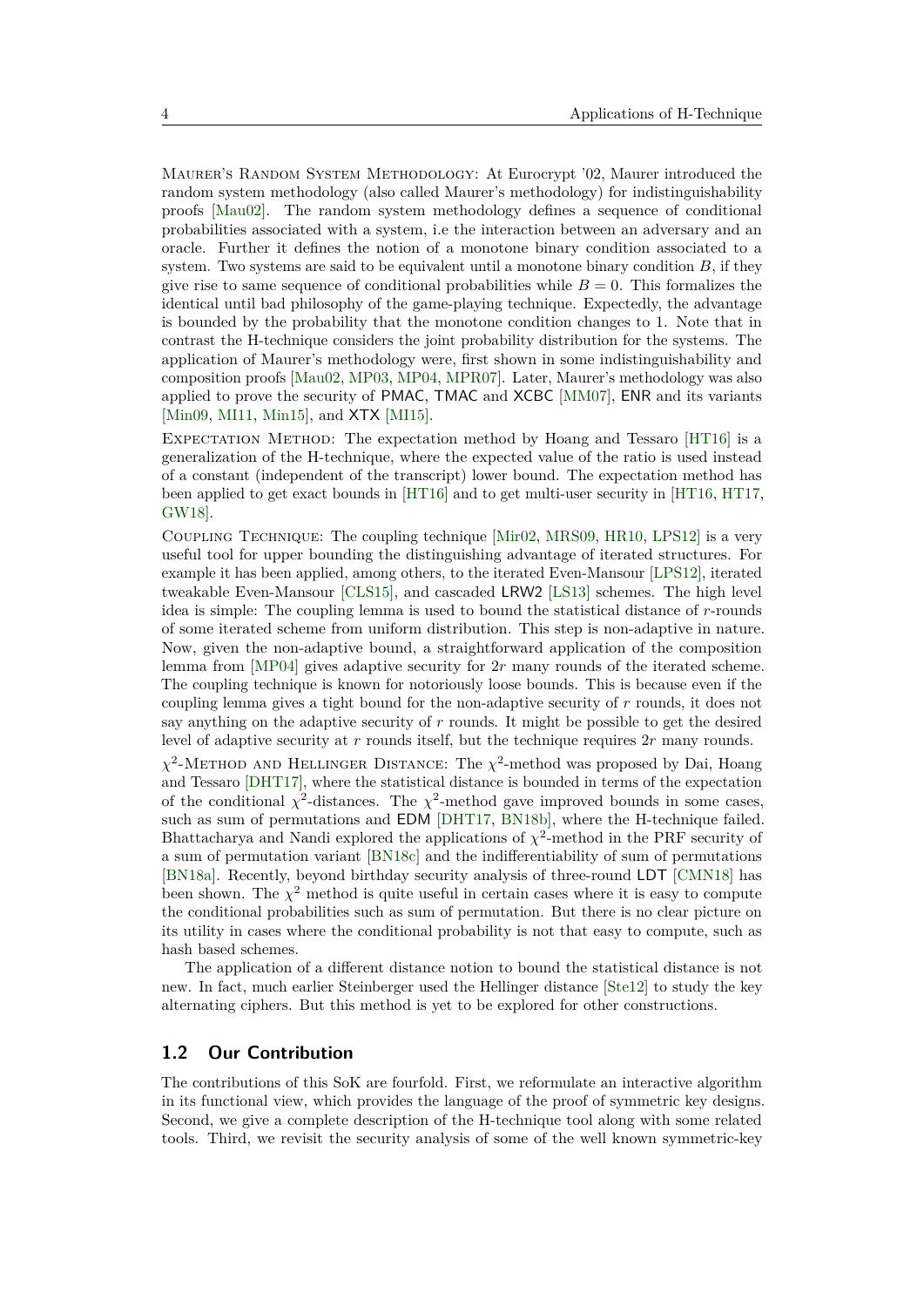Maurer's Random System Methodology: At Eurocrypt '02, Maurer introduced the random system methodology (also called Maurer's methodology) for indistinguishability proofs [Mau02]. The random system methodology defines a sequence of conditional probabilities associated with a system, i.e the interaction between an adversary and an oracle. Further it defines the notion of a monotone binary condition associated to a system. Two systems are said to be equivalent until a monotone binary condition $B$, if they give rise to same sequence of conditional probabilities while $B = 0$. This formalizes the identical until bad philosophy of the game-playing technique. Expectedly, the advantage is bounded by the probability that the monotone condition changes to 1. Note that in contrast the H-technique considers the joint probability distribution for the systems. The application of Maurer's methodology were, first shown in some indistinguishability and composition proofs [Mau02, MP03, MP04, MPR07]. Later, Maurer's methodology was also applied to prove the security of PMAC, TMAC and XCBC [MM07], ENR and its variants [Min09, MI11, Min15], and XTX [MI15].

Expectation Method: The expectation method by Hoang and Tessaro [HT16] is a generalization of the H-technique, where the expected value of the ratio is used instead of a constant (independent of the transcript) lower bound. The expectation method has been applied to get exact bounds in [HT16] and to get multi-user security in [HT16, HT17, GW18].

Coupling Technique: The coupling technique [Mir02, MRS09, HR10, LPS12] is a very useful tool for upper bounding the distinguishing advantage of iterated structures. For example it has been applied, among others, to the iterated Even-Mansour [LPS12], iterated tweakable Even-Mansour [CLS15], and cascaded LRW2 [LS13] schemes. The high level idea is simple: The coupling lemma is used to bound the statistical distance of $r$-rounds of some iterated scheme from uniform distribution. This step is non-adaptive in nature. Now, given the non-adaptive bound, a straightforward application of the composition lemma from [MP04] gives adaptive security for $2r$ many rounds of the iterated scheme. The coupling technique is known for notoriously loose bounds. This is because even if the coupling lemma gives a tight bound for the non-adaptive security of $r$ rounds, it does not say anything on the adaptive security of $r$ rounds. It might be possible to get the desired level of adaptive security at $r$ rounds itself, but the technique requires $2r$ many rounds.

$\chi^2$-Method and Hellinger Distance: The $\chi^2$-method was proposed by Dai, Hoang and Tessaro [DHT17], where the statistical distance is bounded in terms of the expectation of the conditional $\chi^2$-distances. The $\chi^2$-method gave improved bounds in some cases, such as sum of permutations and EDM [DHT17, BN18b], where the H-technique failed. Bhattacharya and Nandi explored the applications of $\chi^2$-method in the PRF security of a sum of permutation variant [BN18c] and the indifferentiability of sum of permutations [BN18a]. Recently, beyond birthday security analysis of three-round LDT [CMN18] has been shown. The $\chi^2$ method is quite useful in certain cases where it is easy to compute the conditional probabilities such as sum of permutation. But there is no clear picture on its utility in cases where the conditional probability is not that easy to compute, such as hash based schemes.

The application of a different distance notion to bound the statistical distance is not new. In fact, much earlier Steinberger used the Hellinger distance [Ste12] to study the key alternating ciphers. But this method is yet to be explored for other constructions.

## 1.2 Our Contribution

The contributions of this SoK are fourfold. First, we reformulate an interactive algorithm in its functional view, which provides the language of the proof of symmetric key designs. Second, we give a complete description of the H-technique tool along with some related tools. Third, we revisit the security analysis of some of the well known symmetric-key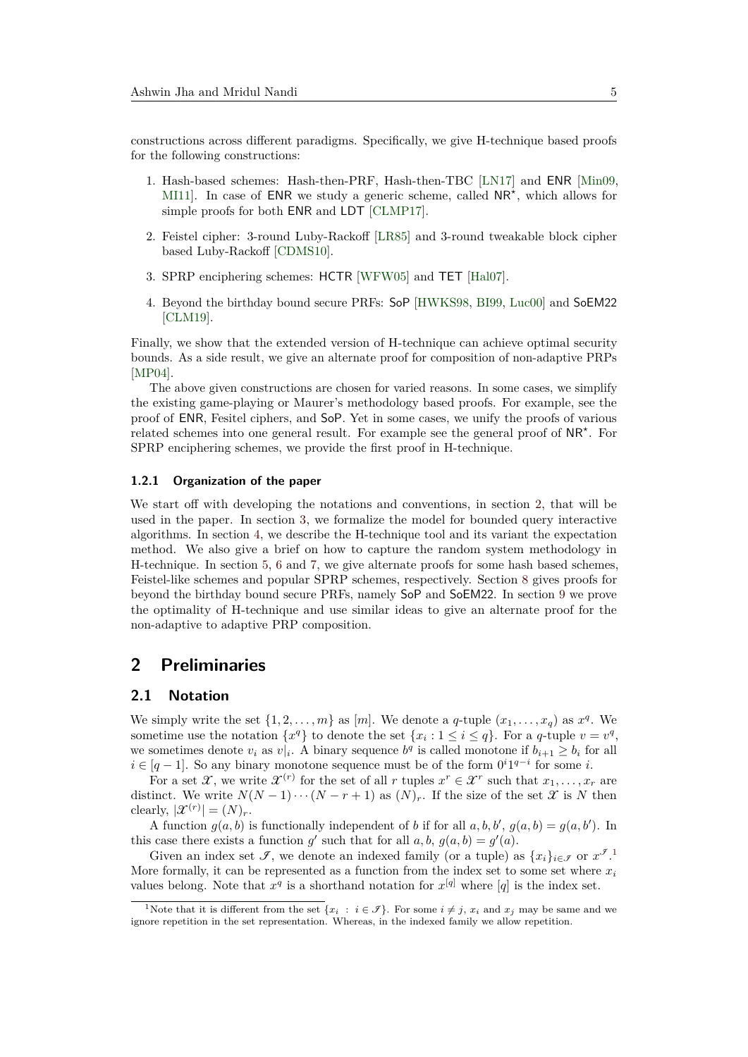constructions across different paradigms. Specifically, we give H-technique based proofs for the following constructions:

1. Hash-based schemes: Hash-then-PRF, Hash-then-TBC [LN17] and ENR [Min09, MI11]. In case of ENR we study a generic scheme, called $\mathsf{NR}^\star$, which allows for simple proofs for both ENR and LDT [CLMP17].
2. Feistel cipher: 3-round Luby-Rackoff [LR85] and 3-round tweakable block cipher based Luby-Rackoff [CDMS10].
3. SPRP enciphering schemes: HCTR [WFW05] and TET [Hal07].
4. Beyond the birthday bound secure PRFs: SoP [HWKS98, BI99, Luc00] and SoEM22 [CLM19].

Finally, we show that the extended version of H-technique can achieve optimal security bounds. As a side result, we give an alternate proof for composition of non-adaptive PRPs [MP04].

The above given constructions are chosen for varied reasons. In some cases, we simplify the existing game-playing or Maurer's methodology based proofs. For example, see the proof of ENR, Fesitel ciphers, and SoP. Yet in some cases, we unify the proofs of various related schemes into one general result. For example see the general proof of $\mathsf{NR}^\star$. For SPRP enciphering schemes, we provide the first proof in H-technique.

#### 1.2.1 Organization of the paper

We start off with developing the notations and conventions, in section 2, that will be used in the paper. In section 3, we formalize the model for bounded query interactive algorithms. In section 4, we describe the H-technique tool and its variant the expectation method. We also give a brief on how to capture the random system methodology in H-technique. In section 5, 6 and 7, we give alternate proofs for some hash based schemes, Feistel-like schemes and popular SPRP schemes, respectively. Section 8 gives proofs for beyond the birthday bound secure PRFs, namely SoP and SoEM22. In section 9 we prove the optimality of H-technique and use similar ideas to give an alternate proof for the non-adaptive to adaptive PRP composition.

## 2 Preliminaries

### 2.1 Notation

We simply write the set $\{1, 2, \ldots, m\}$ as $[m]$. We denote a $q$-tuple $(x_1, \ldots, x_q)$ as $x^q$. We sometime use the notation $\{x^q\}$ to denote the set $\{x_i : 1 \le i \le q\}$. For a $q$-tuple $v = v^q$, we sometimes denote $v_i$ as $v|_i$. A binary sequence $b^q$ is called monotone if $b_{i+1} \ge b_i$ for all $i \in [q-1]$. So any binary monotone sequence must be of the form $0^i 1^{q-i}$ for some $i$.

For a set $\mathcal{X}$, we write $\mathcal{X}^{(r)}$ for the set of all $r$ tuples $x^r \in \mathcal{X}^r$ such that $x_1, \ldots, x_r$ are distinct. We write $N(N-1)\cdots(N-r+1)$ as $(N)_r$. If the size of the set $\mathcal{X}$ is $N$ then clearly, $|\mathcal{X}^{(r)}| = (N)_r$.

A function $g(a, b)$ is functionally independent of $b$ if for all $a, b, b'$, $g(a, b) = g(a, b')$. In this case there exists a function $g'$ such that for all $a, b$, $g(a, b) = g'(a)$.

Given an index set $\mathcal{I}$, we denote an indexed family (or a tuple) as $\{x_i\}_{i \in \mathcal{I}}$ or $x^{\mathcal{I}}$.[1] More formally, it can be represented as a function from the index set to some set where $x_i$ values belong. Note that $x^q$ is a shorthand notation for $x^{[q]}$ where $[q]$ is the index set.

[1] Note that it is different from the set $\{x_i : i \in \mathcal{I}\}$. For some $i \ne j$, $x_i$ and $x_j$ may be same and we ignore repetition in the set representation. Whereas, in the indexed family we allow repetition.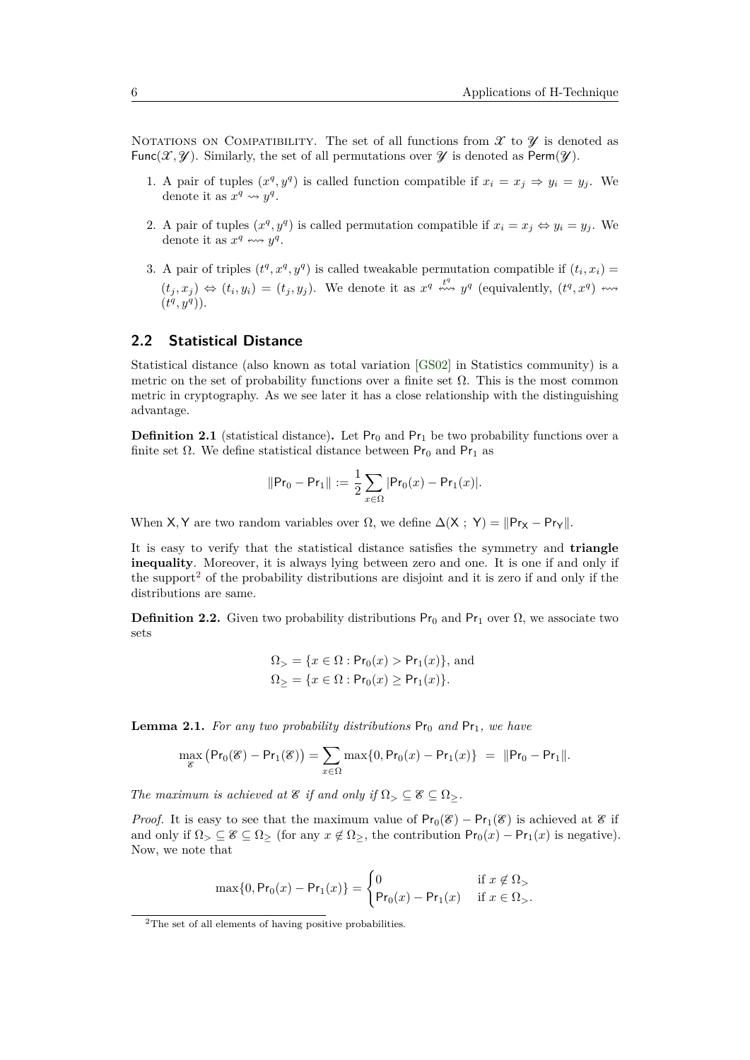Notations on Compatibility. The set of all functions from $\mathcal{X}$ to $\mathcal{Y}$ is denoted as $\mathsf{Func}(\mathcal{X}, \mathcal{Y})$. Similarly, the set of all permutations over $\mathcal{Y}$ is denoted as $\mathsf{Perm}(\mathcal{Y})$.

1. A pair of tuples $(x^q, y^q)$ is called function compatible if $x_i = x_j \Rightarrow y_i = y_j$. We denote it as $x^q \rightsquigarrow y^q$.
2. A pair of tuples $(x^q, y^q)$ is called permutation compatible if $x_i = x_j \Leftrightarrow y_i = y_j$. We denote it as $x^q \leftrightsquigarrow y^q$.
3. A pair of triples $(t^q, x^q, y^q)$ is called tweakable permutation compatible if $(t_i, x_i) = (t_j, x_j) \Leftrightarrow (t_i, y_i) = (t_j, y_j)$. We denote it as $x^q \overset{t^q}{\leftrightsquigarrow} y^q$ (equivalently, $(t^q, x^q) \leftrightsquigarrow (t^q, y^q)$).

## 2.2 Statistical Distance

Statistical distance (also known as total variation [GS02] in Statistics community) is a metric on the set of probability functions over a finite set $\Omega$. This is the most common metric in cryptography. As we see later it has a close relationship with the distinguishing advantage.

**Definition 2.1** (statistical distance)**.** Let $\mathsf{Pr}_0$ and $\mathsf{Pr}_1$ be two probability functions over a finite set $\Omega$. We define statistical distance between $\mathsf{Pr}_0$ and $\mathsf{Pr}_1$ as

$$\|\mathsf{Pr}_0 - \mathsf{Pr}_1\| := \frac{1}{2} \sum_{x \in \Omega} |\mathsf{Pr}_0(x) - \mathsf{Pr}_1(x)|.$$

When $\mathsf{X}, \mathsf{Y}$ are two random variables over $\Omega$, we define $\Delta(\mathsf{X}\ ;\ \mathsf{Y}) = \|\mathsf{Pr}_\mathsf{X} - \mathsf{Pr}_\mathsf{Y}\|$.

It is easy to verify that the statistical distance satisfies the symmetry and **triangle inequality**. Moreover, it is always lying between zero and one. It is one if and only if the support[2] of the probability distributions are disjoint and it is zero if and only if the distributions are same.

**Definition 2.2.** Given two probability distributions $\mathsf{Pr}_0$ and $\mathsf{Pr}_1$ over $\Omega$, we associate two sets

$$\Omega_> = \{x \in \Omega : \mathsf{Pr}_0(x) > \mathsf{Pr}_1(x)\}, \text{ and}$$
$$\Omega_\geq = \{x \in \Omega : \mathsf{Pr}_0(x) \geq \mathsf{Pr}_1(x)\}.$$

**Lemma 2.1.** *For any two probability distributions $\mathsf{Pr}_0$ and $\mathsf{Pr}_1$, we have*

$$\max_{\mathscr{E}} \big(\mathsf{Pr}_0(\mathscr{E}) - \mathsf{Pr}_1(\mathscr{E})\big) = \sum_{x \in \Omega} \max\{0, \mathsf{Pr}_0(x) - \mathsf{Pr}_1(x)\} \ = \ \|\mathsf{Pr}_0 - \mathsf{Pr}_1\|.$$

*The maximum is achieved at $\mathscr{E}$ if and only if $\Omega_> \subseteq \mathscr{E} \subseteq \Omega_\geq$.*

*Proof.* It is easy to see that the maximum value of $\mathsf{Pr}_0(\mathscr{E}) - \mathsf{Pr}_1(\mathscr{E})$ is achieved at $\mathscr{E}$ if and only if $\Omega_> \subseteq \mathscr{E} \subseteq \Omega_\geq$ (for any $x \notin \Omega_\geq$, the contribution $\mathsf{Pr}_0(x) - \mathsf{Pr}_1(x)$ is negative). Now, we note that

$$\max\{0, \mathsf{Pr}_0(x) - \mathsf{Pr}_1(x)\} = \begin{cases} 0 & \text{if } x \notin \Omega_> \\ \mathsf{Pr}_0(x) - \mathsf{Pr}_1(x) & \text{if } x \in \Omega_>. \end{cases}$$

[2] The set of all elements of having positive probabilities.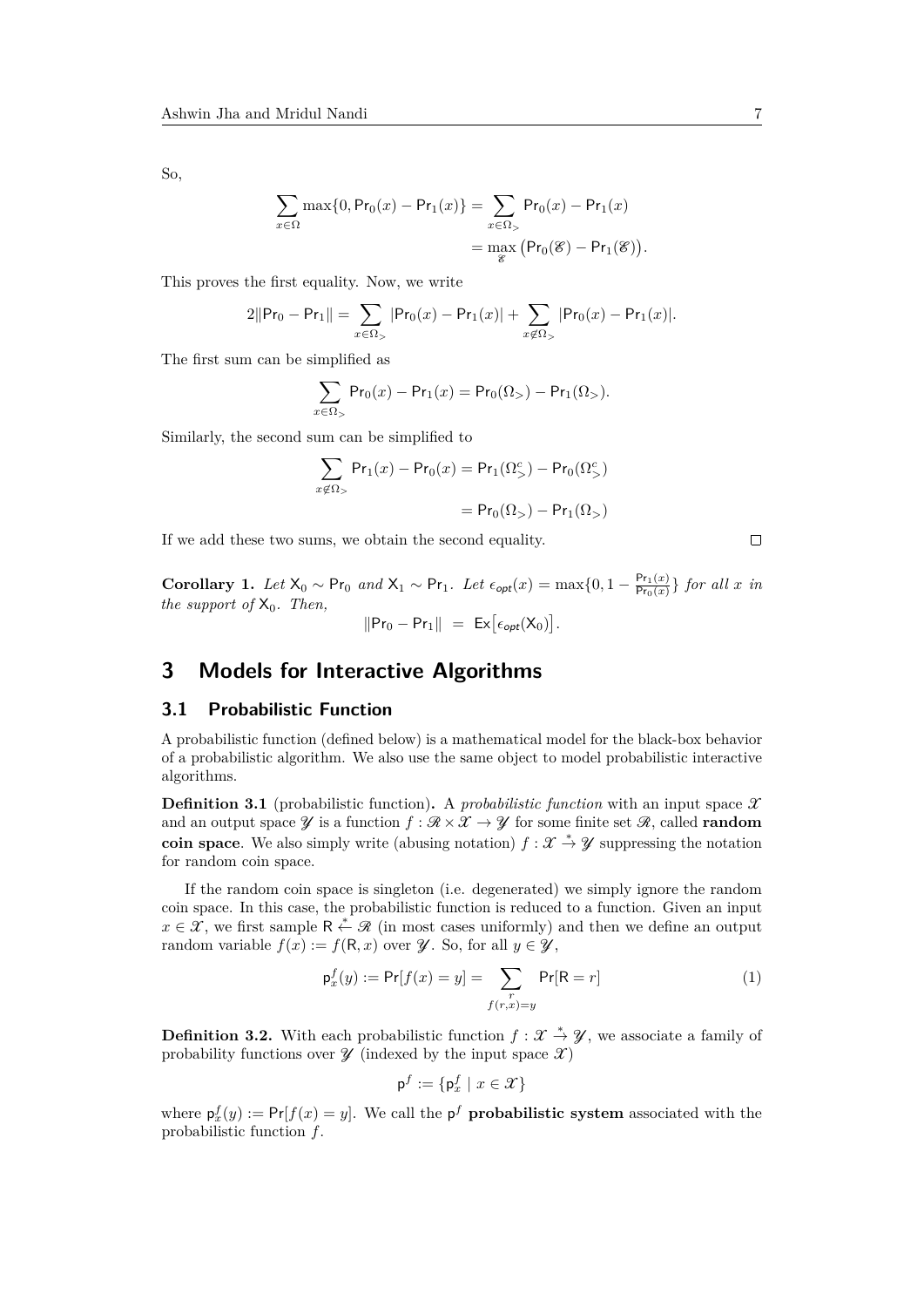So,

$$\sum_{x \in \Omega} \max\{0, \mathsf{Pr}_0(x) - \mathsf{Pr}_1(x)\} = \sum_{x \in \Omega_>} \mathsf{Pr}_0(x) - \mathsf{Pr}_1(x)$$
$$= \max_{\mathscr{E}} \big(\mathsf{Pr}_0(\mathscr{E}) - \mathsf{Pr}_1(\mathscr{E})\big).$$

This proves the first equality. Now, we write

$$2\|\mathsf{Pr}_0 - \mathsf{Pr}_1\| = \sum_{x \in \Omega_>} |\mathsf{Pr}_0(x) - \mathsf{Pr}_1(x)| + \sum_{x \notin \Omega_>} |\mathsf{Pr}_0(x) - \mathsf{Pr}_1(x)|.$$

The first sum can be simplified as

$$\sum_{x \in \Omega_>} \mathsf{Pr}_0(x) - \mathsf{Pr}_1(x) = \mathsf{Pr}_0(\Omega_>) - \mathsf{Pr}_1(\Omega_>).$$

Similarly, the second sum can be simplified to

$$\sum_{x \notin \Omega_>} \mathsf{Pr}_1(x) - \mathsf{Pr}_0(x) = \mathsf{Pr}_1(\Omega_>^c) - \mathsf{Pr}_0(\Omega_>^c)$$
$$= \mathsf{Pr}_0(\Omega_>) - \mathsf{Pr}_1(\Omega_>)$$

If we add these two sums, we obtain the second equality. ∎

**Corollary 1.** *Let $\mathsf{X}_0 \sim \mathsf{Pr}_0$ and $\mathsf{X}_1 \sim \mathsf{Pr}_1$. Let $\epsilon_{opt}(x) = \max\{0, 1 - \frac{\mathsf{Pr}_1(x)}{\mathsf{Pr}_0(x)}\}$ for all $x$ in the support of $\mathsf{X}_0$. Then,*

$$\|\mathsf{Pr}_0 - \mathsf{Pr}_1\| \;=\; \mathsf{Ex}\big[\epsilon_{opt}(\mathsf{X}_0)\big].$$

# 3 Models for Interactive Algorithms

## 3.1 Probabilistic Function

A probabilistic function (defined below) is a mathematical model for the black-box behavior of a probabilistic algorithm. We also use the same object to model probabilistic interactive algorithms.

**Definition 3.1** (probabilistic function)**.** A *probabilistic function* with an input space $\mathscr{X}$ and an output space $\mathscr{Y}$ is a function $f : \mathscr{R} \times \mathscr{X} \to \mathscr{Y}$ for some finite set $\mathscr{R}$, called **random coin space**. We also simply write (abusing notation) $f : \mathscr{X} \overset{*}{\to} \mathscr{Y}$ suppressing the notation for random coin space.

If the random coin space is singleton (i.e. degenerated) we simply ignore the random coin space. In this case, the probabilistic function is reduced to a function. Given an input $x \in \mathscr{X}$, we first sample $\mathsf{R} \overset{*}{\leftarrow} \mathscr{R}$ (in most cases uniformly) and then we define an output random variable $f(x) := f(\mathsf{R}, x)$ over $\mathscr{Y}$. So, for all $y \in \mathscr{Y}$,

$$\mathsf{p}_x^f(y) := \mathsf{Pr}[f(x) = y] = \sum_{\substack{r \\ f(r,x)=y}} \mathsf{Pr}[\mathsf{R} = r] \tag{1}$$

**Definition 3.2.** With each probabilistic function $f : \mathscr{X} \overset{*}{\to} \mathscr{Y}$, we associate a family of probability functions over $\mathscr{Y}$ (indexed by the input space $\mathscr{X}$)

$$\mathsf{p}^f := \{\mathsf{p}_x^f \mid x \in \mathscr{X}\}$$

where $\mathsf{p}_x^f(y) := \mathsf{Pr}[f(x) = y]$. We call the $\mathsf{p}^f$ **probabilistic system** associated with the probabilistic function $f$.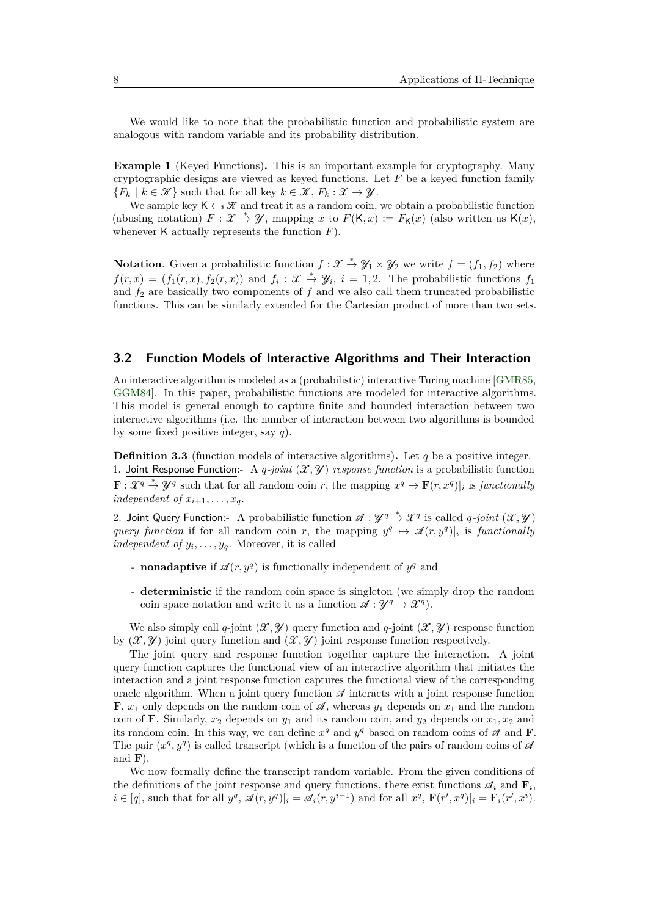We would like to note that the probabilistic function and probabilistic system are analogous with random variable and its probability distribution.

**Example 1** (Keyed Functions)**.** This is an important example for cryptography. Many cryptographic designs are viewed as keyed functions. Let $F$ be a keyed function family $\{F_k \mid k \in \mathscr{K}\}$ such that for all key $k \in \mathscr{K}$, $F_k : \mathscr{X} \to \mathscr{Y}$.

We sample key $\mathsf{K} \leftarrow_{\$} \mathscr{K}$ and treat it as a random coin, we obtain a probabilistic function (abusing notation) $F : \mathscr{X} \xrightarrow{*} \mathscr{Y}$, mapping $x$ to $F(\mathsf{K}, x) := F_{\mathsf{K}}(x)$ (also written as $\mathsf{K}(x)$, whenever $\mathsf{K}$ actually represents the function $F$).

**Notation**. Given a probabilistic function $f : \mathscr{X} \xrightarrow{*} \mathscr{Y}_1 \times \mathscr{Y}_2$ we write $f = (f_1, f_2)$ where $f(r, x) = (f_1(r, x), f_2(r, x))$ and $f_i : \mathscr{X} \xrightarrow{*} \mathscr{Y}_i$, $i = 1, 2$. The probabilistic functions $f_1$ and $f_2$ are basically two components of $f$ and we also call them truncated probabilistic functions. This can be similarly extended for the Cartesian product of more than two sets.

## 3.2 Function Models of Interactive Algorithms and Their Interaction

An interactive algorithm is modeled as a (probabilistic) interactive Turing machine [GMR85, GGM84]. In this paper, probabilistic functions are modeled for interactive algorithms. This model is general enough to capture finite and bounded interaction between two interactive algorithms (i.e. the number of interaction between two algorithms is bounded by some fixed positive integer, say $q$).

**Definition 3.3** (function models of interactive algorithms)**.** Let $q$ be a positive integer.

1. Joint Response Function:- A *$q$-joint $(\mathscr{X}, \mathscr{Y})$ response function* is a probabilistic function $\mathbf{F} : \mathscr{X}^q \xrightarrow{*} \mathscr{Y}^q$ such that for all random coin $r$, the mapping $x^q \mapsto \mathbf{F}(r, x^q)|_i$ is *functionally independent of* $x_{i+1}, \ldots, x_q$.

2. Joint Query Function:- A probabilistic function $\mathscr{A} : \mathscr{Y}^q \xrightarrow{*} \mathscr{X}^q$ is called *$q$-joint $(\mathscr{X}, \mathscr{Y})$ query function* if for all random coin $r$, the mapping $y^q \mapsto \mathscr{A}(r, y^q)|_i$ is *functionally independent of* $y_i, \ldots, y_q$. Moreover, it is called

- **nonadaptive** if $\mathscr{A}(r, y^q)$ is functionally independent of $y^q$ and
- **deterministic** if the random coin space is singleton (we simply drop the random coin space notation and write it as a function $\mathscr{A} : \mathscr{Y}^q \to \mathscr{X}^q$).

We also simply call $q$-joint $(\mathscr{X}, \mathscr{Y})$ query function and $q$-joint $(\mathscr{X}, \mathscr{Y})$ response function by $(\mathscr{X}, \mathscr{Y})$ joint query function and $(\mathscr{X}, \mathscr{Y})$ joint response function respectively.

The joint query and response function together capture the interaction. A joint query function captures the functional view of an interactive algorithm that initiates the interaction and a joint response function captures the functional view of the corresponding oracle algorithm. When a joint query function $\mathscr{A}$ interacts with a joint response function $\mathbf{F}$, $x_1$ only depends on the random coin of $\mathscr{A}$, whereas $y_1$ depends on $x_1$ and the random coin of $\mathbf{F}$. Similarly, $x_2$ depends on $y_1$ and its random coin, and $y_2$ depends on $x_1, x_2$ and its random coin. In this way, we can define $x^q$ and $y^q$ based on random coins of $\mathscr{A}$ and $\mathbf{F}$. The pair $(x^q, y^q)$ is called transcript (which is a function of the pairs of random coins of $\mathscr{A}$ and $\mathbf{F}$).

We now formally define the transcript random variable. From the given conditions of the definitions of the joint response and query functions, there exist functions $\mathscr{A}_i$ and $\mathbf{F}_i$, $i \in [q]$, such that for all $y^q$, $\mathscr{A}(r, y^q)|_i = \mathscr{A}_i(r, y^{i-1})$ and for all $x^q$, $\mathbf{F}(r', x^q)|_i = \mathbf{F}_i(r', x^i)$.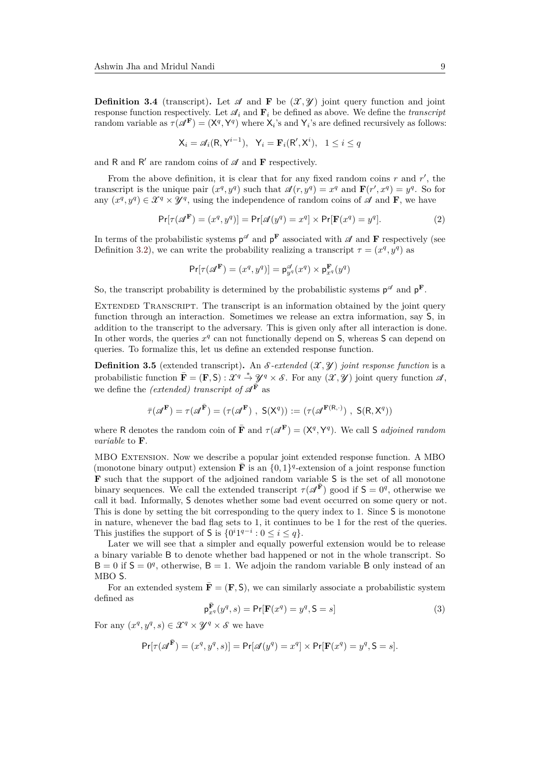**Definition 3.4** (transcript)**.** Let $\mathscr{A}$ and $\mathbf{F}$ be $(\mathcal{X}, \mathcal{Y})$ joint query function and joint response function respectively. Let $\mathscr{A}_i$ and $\mathbf{F}_i$ be defined as above. We define the *transcript* random variable as $\tau(\mathscr{A}^{\mathbf{F}}) = (\mathsf{X}^q, \mathsf{Y}^q)$ where $\mathsf{X}_i$'s and $\mathsf{Y}_i$'s are defined recursively as follows:

$$\mathsf{X}_i = \mathscr{A}_i(\mathsf{R}, \mathsf{Y}^{i-1}), \quad \mathsf{Y}_i = \mathbf{F}_i(\mathsf{R}', \mathsf{X}^i), \quad 1 \leq i \leq q$$

and $\mathsf{R}$ and $\mathsf{R}'$ are random coins of $\mathscr{A}$ and $\mathbf{F}$ respectively.

From the above definition, it is clear that for any fixed random coins $r$ and $r'$, the transcript is the unique pair $(x^q, y^q)$ such that $\mathscr{A}(r, y^q) = x^q$ and $\mathbf{F}(r', x^q) = y^q$. So for any $(x^q, y^q) \in \mathcal{X}^q \times \mathcal{Y}^q$, using the independence of random coins of $\mathscr{A}$ and $\mathbf{F}$, we have

$$\Pr[\tau(\mathscr{A}^{\mathbf{F}}) = (x^q, y^q)] = \Pr[\mathscr{A}(y^q) = x^q] \times \Pr[\mathbf{F}(x^q) = y^q]. \tag{2}$$

In terms of the probabilistic systems $\mathsf{p}^{\mathscr{A}}$ and $\mathsf{p}^{\mathbf{F}}$ associated with $\mathscr{A}$ and $\mathbf{F}$ respectively (see Definition 3.2), we can write the probability realizing a transcript $\tau = (x^q, y^q)$ as

$$\Pr[\tau(\mathscr{A}^{\mathbf{F}}) = (x^q, y^q)] = \mathsf{p}^{\mathscr{A}}_{y^q}(x^q) \times \mathsf{p}^{\mathbf{F}}_{x^q}(y^q)$$

So, the transcript probability is determined by the probabilistic systems $\mathsf{p}^{\mathscr{A}}$ and $\mathsf{p}^{\mathbf{F}}$.

Extended Transcript. The transcript is an information obtained by the joint query function through an interaction. Sometimes we release an extra information, say $\mathsf{S}$, in addition to the transcript to the adversary. This is given only after all interaction is done. In other words, the queries $x^q$ can not functionally depend on $\mathsf{S}$, whereas $\mathsf{S}$ can depend on queries. To formalize this, let us define an extended response function.

**Definition 3.5** (extended transcript)**.** An $\mathcal{S}$*-extended* $(\mathcal{X}, \mathcal{Y})$ *joint response function* is a probabilistic function $\bar{\mathbf{F}} = (\mathbf{F}, \mathsf{S}) : \mathcal{X}^q \xrightarrow{*} \mathcal{Y}^q \times \mathcal{S}$. For any $(\mathcal{X}, \mathcal{Y})$ joint query function $\mathscr{A}$, we define the *(extended) transcript of* $\mathscr{A}^{\bar{\mathbf{F}}}$ as

$$\bar{\tau}(\mathscr{A}^{\mathbf{F}}) = \tau(\mathscr{A}^{\bar{\mathbf{F}}}) = (\tau(\mathscr{A}^{\mathbf{F}})\ ,\ \mathsf{S}(\mathsf{X}^q)) := (\tau(\mathscr{A}^{\mathbf{F}(\mathsf{R},\cdot)})\ ,\ \mathsf{S}(\mathsf{R}, \mathsf{X}^q))$$

where $\mathsf{R}$ denotes the random coin of $\bar{\mathbf{F}}$ and $\tau(\mathscr{A}^{\mathbf{F}}) = (\mathsf{X}^q, \mathsf{Y}^q)$. We call $\mathsf{S}$ *adjoined random variable* to $\mathbf{F}$.

MBO Extension. Now we describe a popular joint extended response function. A MBO (monotone binary output) extension $\bar{\mathbf{F}}$ is an $\{0,1\}^q$-extension of a joint response function $\mathbf{F}$ such that the support of the adjoined random variable $\mathsf{S}$ is the set of all monotone binary sequences. We call the extended transcript $\tau(\mathscr{A}^{\bar{\mathbf{F}}})$ good if $\mathsf{S} = 0^q$, otherwise we call it bad. Informally, $\mathsf{S}$ denotes whether some bad event occurred on some query or not. This is done by setting the bit corresponding to the query index to 1. Since $\mathsf{S}$ is monotone in nature, whenever the bad flag sets to 1, it continues to be 1 for the rest of the queries. This justifies the support of $\mathsf{S}$ is $\{0^i1^{q-i} : 0 \leq i \leq q\}$.

Later we will see that a simpler and equally powerful extension would be to release a binary variable $\mathsf{B}$ to denote whether bad happened or not in the whole transcript. So $\mathsf{B} = 0$ if $\mathsf{S} = 0^q$, otherwise, $\mathsf{B} = 1$. We adjoin the random variable $\mathsf{B}$ only instead of an MBO $\mathsf{S}$.

For an extended system $\bar{\mathbf{F}} = (\mathbf{F}, \mathsf{S})$, we can similarly associate a probabilistic system defined as

$$\mathsf{p}^{\bar{\mathbf{F}}}_{x^q}(y^q, s) = \Pr[\mathbf{F}(x^q) = y^q, \mathsf{S} = s] \tag{3}$$

For any $(x^q, y^q, s) \in \mathcal{X}^q \times \mathcal{Y}^q \times \mathcal{S}$ we have

$$\Pr[\tau(\mathscr{A}^{\bar{\mathbf{F}}}) = (x^q, y^q, s)] = \Pr[\mathscr{A}(y^q) = x^q] \times \Pr[\mathbf{F}(x^q) = y^q, \mathsf{S} = s].$$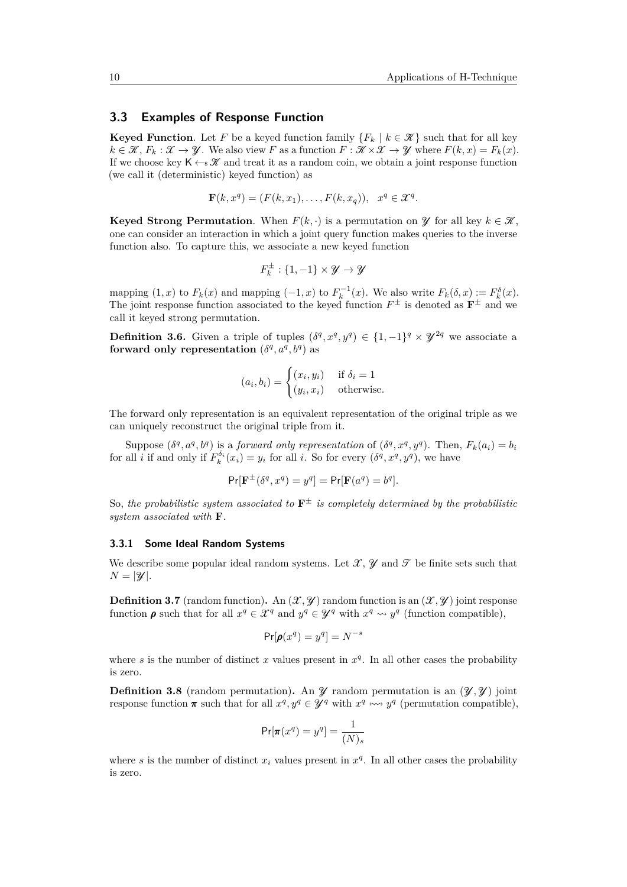## 3.3 Examples of Response Function

**Keyed Function**. Let $F$ be a keyed function family $\{F_k \mid k \in \mathscr{K}\}$ such that for all key $k \in \mathscr{K}$, $F_k : \mathscr{X} \to \mathscr{Y}$. We also view $F$ as a function $F : \mathscr{K} \times \mathscr{X} \to \mathscr{Y}$ where $F(k, x) = F_k(x)$. If we choose key $\mathsf{K} \leftarrow_{\$} \mathscr{K}$ and treat it as a random coin, we obtain a joint response function (we call it (deterministic) keyed function) as

$$\mathbf{F}(k, x^q) = (F(k, x_1), \ldots, F(k, x_q)), \quad x^q \in \mathscr{X}^q.$$

**Keyed Strong Permutation**. When $F(k, \cdot)$ is a permutation on $\mathscr{Y}$ for all key $k \in \mathscr{K}$, one can consider an interaction in which a joint query function makes queries to the inverse function also. To capture this, we associate a new keyed function

$$F_k^{\pm} : \{1, -1\} \times \mathscr{Y} \to \mathscr{Y}$$

mapping $(1, x)$ to $F_k(x)$ and mapping $(-1, x)$ to $F_k^{-1}(x)$. We also write $F_k(\delta, x) := F_k^{\delta}(x)$. The joint response function associated to the keyed function $F^{\pm}$ is denoted as $\mathbf{F}^{\pm}$ and we call it keyed strong permutation.

**Definition 3.6.** Given a triple of tuples $(\delta^q, x^q, y^q) \in \{1, -1\}^q \times \mathscr{Y}^{2q}$ we associate a **forward only representation** $(\delta^q, a^q, b^q)$ as

$$(a_i, b_i) = \begin{cases} (x_i, y_i) & \text{if } \delta_i = 1 \\ (y_i, x_i) & \text{otherwise.} \end{cases}$$

The forward only representation is an equivalent representation of the original triple as we can uniquely reconstruct the original triple from it.

Suppose $(\delta^q, a^q, b^q)$ is a *forward only representation* of $(\delta^q, x^q, y^q)$. Then, $F_k(a_i) = b_i$ for all $i$ if and only if $F_k^{\delta_i}(x_i) = y_i$ for all $i$. So for every $(\delta^q, x^q, y^q)$, we have

$$\mathsf{Pr}[\mathbf{F}^{\pm}(\delta^q, x^q) = y^q] = \mathsf{Pr}[\mathbf{F}(a^q) = b^q].$$

So, *the probabilistic system associated to* $\mathbf{F}^{\pm}$ *is completely determined by the probabilistic system associated with* $\mathbf{F}$.

### 3.3.1 Some Ideal Random Systems

We describe some popular ideal random systems. Let $\mathscr{X}$, $\mathscr{Y}$ and $\mathscr{T}$ be finite sets such that $N = |\mathscr{Y}|$.

**Definition 3.7** (random function)**.** An $(\mathscr{X}, \mathscr{Y})$ random function is an $(\mathscr{X}, \mathscr{Y})$ joint response function $\boldsymbol{\rho}$ such that for all $x^q \in \mathscr{X}^q$ and $y^q \in \mathscr{Y}^q$ with $x^q \rightsquigarrow y^q$ (function compatible),

$$\mathsf{Pr}[\boldsymbol{\rho}(x^q) = y^q] = N^{-s}$$

where $s$ is the number of distinct $x$ values present in $x^q$. In all other cases the probability is zero.

**Definition 3.8** (random permutation)**.** An $\mathscr{Y}$ random permutation is an $(\mathscr{Y}, \mathscr{Y})$ joint response function $\boldsymbol{\pi}$ such that for all $x^q, y^q \in \mathscr{Y}^q$ with $x^q \leftrightsquigarrow y^q$ (permutation compatible),

$$\mathsf{Pr}[\boldsymbol{\pi}(x^q) = y^q] = \frac{1}{(N)_s}$$

where $s$ is the number of distinct $x_i$ values present in $x^q$. In all other cases the probability is zero.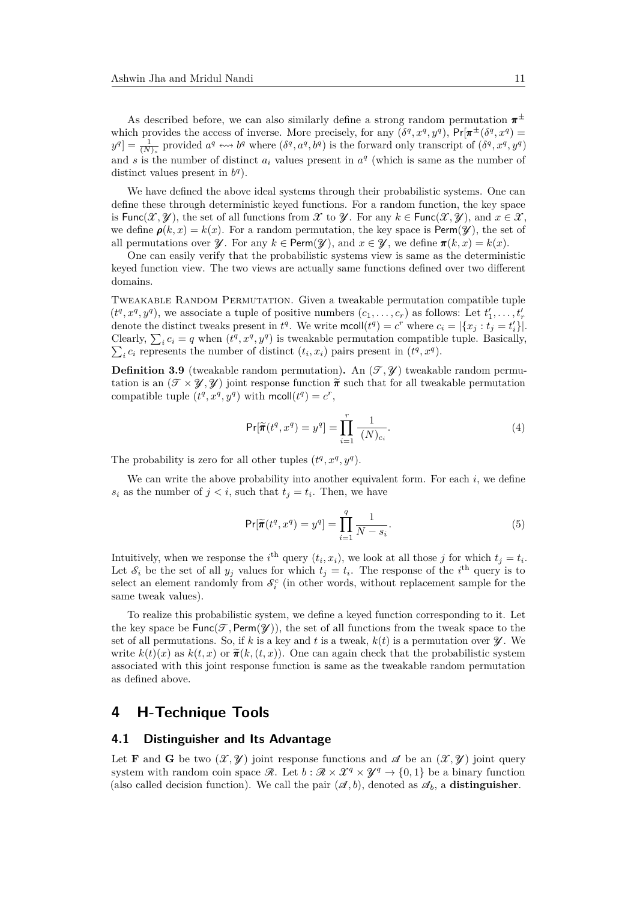As described before, we can also similarly define a strong random permutation $\boldsymbol{\pi}^{\pm}$ which provides the access of inverse. More precisely, for any $(\delta^q, x^q, y^q)$, $\mathsf{Pr}[\boldsymbol{\pi}^{\pm}(\delta^q, x^q) = y^q] = \frac{1}{(N)_s}$ provided $a^q \leftrightsquigarrow b^q$ where $(\delta^q, a^q, b^q)$ is the forward only transcript of $(\delta^q, x^q, y^q)$ and $s$ is the number of distinct $a_i$ values present in $a^q$ (which is same as the number of distinct values present in $b^q$).

We have defined the above ideal systems through their probabilistic systems. One can define these through deterministic keyed functions. For a random function, the key space is $\mathsf{Func}(\mathscr{X}, \mathscr{Y})$, the set of all functions from $\mathscr{X}$ to $\mathscr{Y}$. For any $k \in \mathsf{Func}(\mathscr{X}, \mathscr{Y})$, and $x \in \mathscr{X}$, we define $\boldsymbol{\rho}(k, x) = k(x)$. For a random permutation, the key space is $\mathsf{Perm}(\mathscr{Y})$, the set of all permutations over $\mathscr{Y}$. For any $k \in \mathsf{Perm}(\mathscr{Y})$, and $x \in \mathscr{Y}$, we define $\boldsymbol{\pi}(k, x) = k(x)$.

One can easily verify that the probabilistic systems view is same as the deterministic keyed function view. The two views are actually same functions defined over two different domains.

Tweakable Random Permutation. Given a tweakable permutation compatible tuple $(t^q, x^q, y^q)$, we associate a tuple of positive numbers $(c_1, \ldots, c_r)$ as follows: Let $t'_1, \ldots, t'_r$ denote the distinct tweaks present in $t^q$. We write $\mathsf{mcoll}(t^q) = c^r$ where $c_i = |\{x_j : t_j = t'_i\}|$. Clearly, $\sum_i c_i = q$ when $(t^q, x^q, y^q)$ is tweakable permutation compatible tuple. Basically, $\sum_i c_i$ represents the number of distinct $(t_i, x_i)$ pairs present in $(t^q, x^q)$.

**Definition 3.9** (tweakable random permutation)**.** An $(\mathscr{T}, \mathscr{Y})$ tweakable random permutation is an $(\mathscr{T} \times \mathscr{Y}, \mathscr{Y})$ joint response function $\widetilde{\boldsymbol{\pi}}$ such that for all tweakable permutation compatible tuple $(t^q, x^q, y^q)$ with $\mathsf{mcoll}(t^q) = c^r$,

$$\mathsf{Pr}[\widetilde{\boldsymbol{\pi}}(t^q, x^q) = y^q] = \prod_{i=1}^{r} \frac{1}{(N)_{c_i}}. \tag{4}$$

The probability is zero for all other tuples $(t^q, x^q, y^q)$.

We can write the above probability into another equivalent form. For each $i$, we define $s_i$ as the number of $j < i$, such that $t_j = t_i$. Then, we have

$$\mathsf{Pr}[\widetilde{\boldsymbol{\pi}}(t^q, x^q) = y^q] = \prod_{i=1}^{q} \frac{1}{N - s_i}. \tag{5}$$

Intuitively, when we response the $i^{\text{th}}$ query $(t_i, x_i)$, we look at all those $j$ for which $t_j = t_i$. Let $\mathcal{S}_i$ be the set of all $y_j$ values for which $t_j = t_i$. The response of the $i^{\text{th}}$ query is to select an element randomly from $\mathcal{S}_i^c$ (in other words, without replacement sample for the same tweak values).

To realize this probabilistic system, we define a keyed function corresponding to it. Let the key space be $\mathsf{Func}(\mathscr{T}, \mathsf{Perm}(\mathscr{Y}))$, the set of all functions from the tweak space to the set of all permutations. So, if $k$ is a key and $t$ is a tweak, $k(t)$ is a permutation over $\mathscr{Y}$. We write $k(t)(x)$ as $k(t, x)$ or $\widetilde{\boldsymbol{\pi}}(k, (t, x))$. One can again check that the probabilistic system associated with this joint response function is same as the tweakable random permutation as defined above.

# 4 H-Technique Tools

## 4.1 Distinguisher and Its Advantage

Let $\mathbf{F}$ and $\mathbf{G}$ be two $(\mathscr{X}, \mathscr{Y})$ joint response functions and $\mathscr{A}$ be an $(\mathscr{X}, \mathscr{Y})$ joint query system with random coin space $\mathscr{R}$. Let $b : \mathscr{R} \times \mathscr{X}^q \times \mathscr{Y}^q \to \{0, 1\}$ be a binary function (also called decision function). We call the pair $(\mathscr{A}, b)$, denoted as $\mathscr{A}_b$, a **distinguisher**.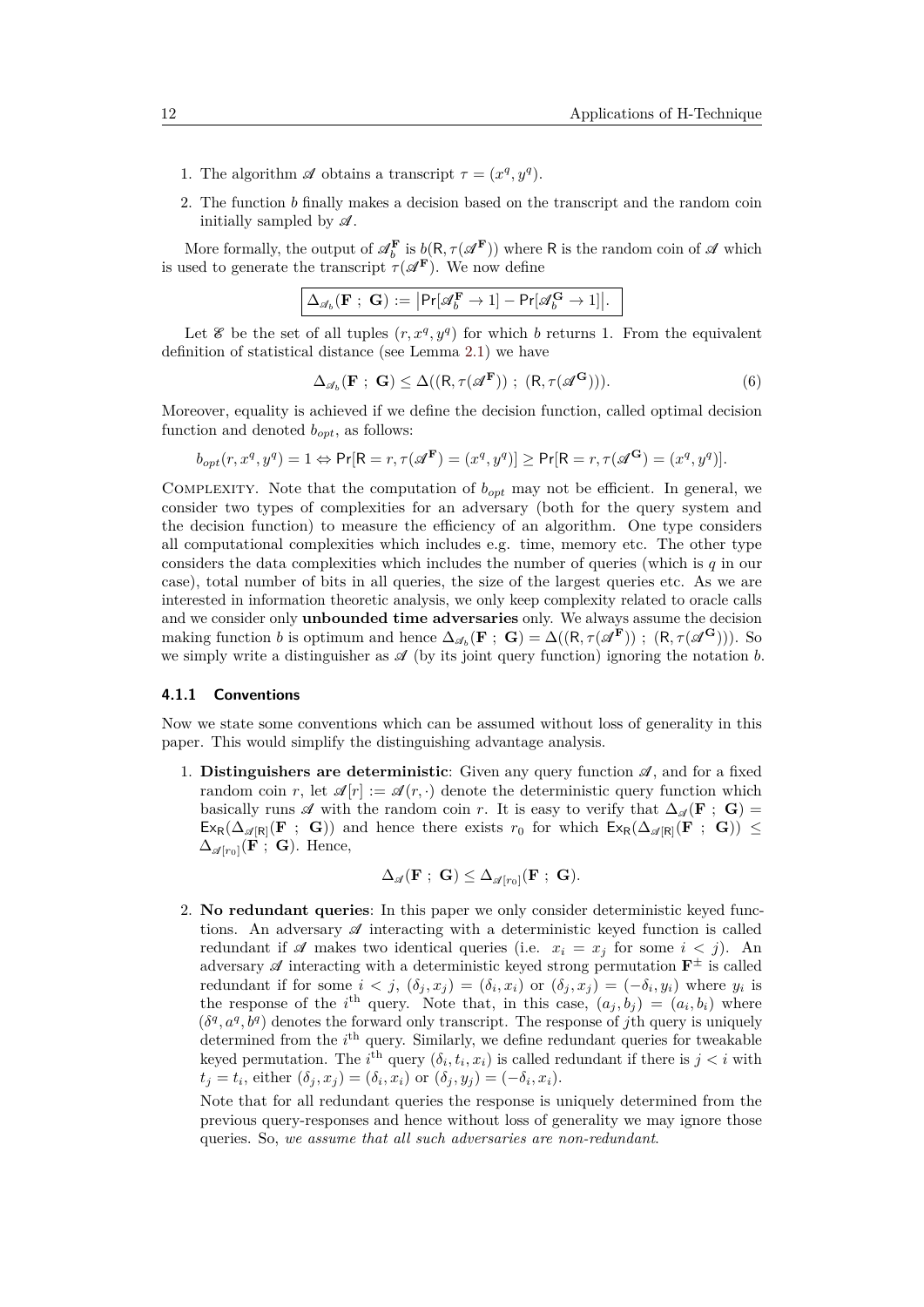1. The algorithm $\mathscr{A}$ obtains a transcript $\tau = (x^q, y^q)$.
2. The function $b$ finally makes a decision based on the transcript and the random coin initially sampled by $\mathscr{A}$.

More formally, the output of $\mathscr{A}_b^{\mathbf{F}}$ is $b(\mathsf{R}, \tau(\mathscr{A}^{\mathbf{F}}))$ where $\mathsf{R}$ is the random coin of $\mathscr{A}$ which is used to generate the transcript $\tau(\mathscr{A}^{\mathbf{F}})$. We now define

$$\boxed{\Delta_{\mathscr{A}_b}(\mathbf{F} \; ; \; \mathbf{G}) := \left|\mathsf{Pr}[\mathscr{A}_b^{\mathbf{F}} \to 1] - \mathsf{Pr}[\mathscr{A}_b^{\mathbf{G}} \to 1]\right|.}$$

Let $\mathscr{E}$ be the set of all tuples $(r, x^q, y^q)$ for which $b$ returns 1. From the equivalent definition of statistical distance (see Lemma 2.1) we have

$$\Delta_{\mathscr{A}_b}(\mathbf{F} \; ; \; \mathbf{G}) \leq \Delta((\mathsf{R}, \tau(\mathscr{A}^{\mathbf{F}})) \; ; \; (\mathsf{R}, \tau(\mathscr{A}^{\mathbf{G}}))). \tag{6}$$

Moreover, equality is achieved if we define the decision function, called optimal decision function and denoted $b_{opt}$, as follows:

$$b_{opt}(r, x^q, y^q) = 1 \Leftrightarrow \mathsf{Pr}[\mathsf{R} = r, \tau(\mathscr{A}^{\mathbf{F}}) = (x^q, y^q)] \geq \mathsf{Pr}[\mathsf{R} = r, \tau(\mathscr{A}^{\mathbf{G}}) = (x^q, y^q)].$$

Complexity. Note that the computation of $b_{opt}$ may not be efficient. In general, we consider two types of complexities for an adversary (both for the query system and the decision function) to measure the efficiency of an algorithm. One type considers all computational complexities which includes e.g. time, memory etc. The other type considers the data complexities which includes the number of queries (which is $q$ in our case), total number of bits in all queries, the size of the largest queries etc. As we are interested in information theoretic analysis, we only keep complexity related to oracle calls and we consider only **unbounded time adversaries** only. We always assume the decision making function $b$ is optimum and hence $\Delta_{\mathscr{A}_b}(\mathbf{F} \; ; \; \mathbf{G}) = \Delta((\mathsf{R}, \tau(\mathscr{A}^{\mathbf{F}})) \; ; \; (\mathsf{R}, \tau(\mathscr{A}^{\mathbf{G}})))$. So we simply write a distinguisher as $\mathscr{A}$ (by its joint query function) ignoring the notation $b$.

### 4.1.1 Conventions

Now we state some conventions which can be assumed without loss of generality in this paper. This would simplify the distinguishing advantage analysis.

1. **Distinguishers are deterministic**: Given any query function $\mathscr{A}$, and for a fixed random coin $r$, let $\mathscr{A}[r] := \mathscr{A}(r, \cdot)$ denote the deterministic query function which basically runs $\mathscr{A}$ with the random coin $r$. It is easy to verify that $\Delta_{\mathscr{A}}(\mathbf{F} \; ; \; \mathbf{G}) = \mathsf{Ex}_{\mathsf{R}}(\Delta_{\mathscr{A}[\mathsf{R}]}(\mathbf{F} \; ; \; \mathbf{G}))$ and hence there exists $r_0$ for which $\mathsf{Ex}_{\mathsf{R}}(\Delta_{\mathscr{A}[\mathsf{R}]}(\mathbf{F} \; ; \; \mathbf{G})) \leq \Delta_{\mathscr{A}[r_0]}(\mathbf{F} \; ; \; \mathbf{G})$. Hence,

$$\Delta_{\mathscr{A}}(\mathbf{F} \; ; \; \mathbf{G}) \leq \Delta_{\mathscr{A}[r_0]}(\mathbf{F} \; ; \; \mathbf{G}).$$

2. **No redundant queries**: In this paper we only consider deterministic keyed functions. An adversary $\mathscr{A}$ interacting with a deterministic keyed function is called redundant if $\mathscr{A}$ makes two identical queries (i.e. $x_i = x_j$ for some $i < j$). An adversary $\mathscr{A}$ interacting with a deterministic keyed strong permutation $\mathbf{F}^{\pm}$ is called redundant if for some $i < j$, $(\delta_j, x_j) = (\delta_i, x_i)$ or $(\delta_j, x_j) = (-\delta_i, y_i)$ where $y_i$ is the response of the $i^{\text{th}}$ query. Note that, in this case, $(a_j, b_j) = (a_i, b_i)$ where $(\delta^q, a^q, b^q)$ denotes the forward only transcript. The response of $j$th query is uniquely determined from the $i^{\text{th}}$ query. Similarly, we define redundant queries for tweakable keyed permutation. The $i^{\text{th}}$ query $(\delta_i, t_i, x_i)$ is called redundant if there is $j < i$ with $t_j = t_i$, either $(\delta_j, x_j) = (\delta_i, x_i)$ or $(\delta_j, y_j) = (-\delta_i, x_i)$.

   Note that for all redundant queries the response is uniquely determined from the previous query-responses and hence without loss of generality we may ignore those queries. So, *we assume that all such adversaries are non-redundant*.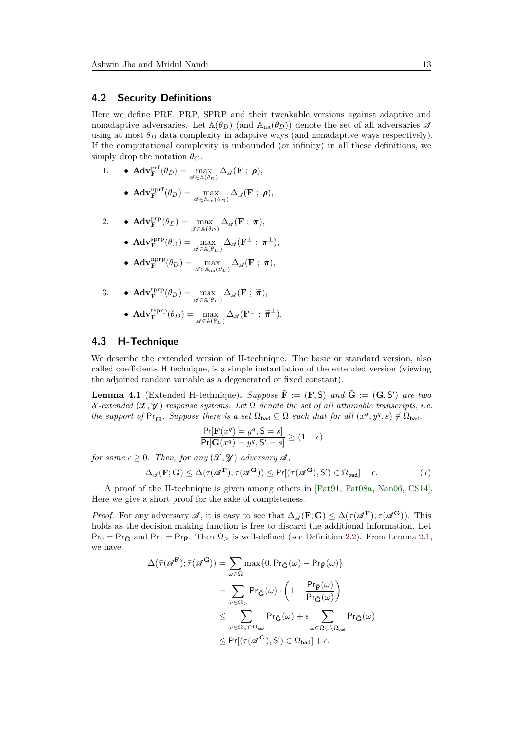## 4.2 Security Definitions

Here we define PRF, PRP, SPRP and their tweakable versions against adaptive and nonadaptive adversaries. Let $\mathbb{A}(\theta_D)$ (and $\mathbb{A}_{\text{na}}(\theta_D)$) denote the set of all adversaries $\mathscr{A}$ using at most $\theta_D$ data complexity in adaptive ways (and nonadaptive ways respectively). If the computational complexity is unbounded (or infinity) in all these definitions, we simply drop the notation $\theta_C$.

1. 
   - $\mathbf{Adv}^{\text{prf}}_{\mathbf{F}}(\theta_D) = \max_{\mathscr{A} \in \mathbb{A}(\theta_D)} \Delta_{\mathscr{A}}(\mathbf{F} \; ; \; \boldsymbol{\rho})$,
   - $\mathbf{Adv}^{\text{nprf}}_{\mathbf{F}}(\theta_D) = \max_{\mathscr{A} \in \mathbb{A}_{\text{na}}(\theta_D)} \Delta_{\mathscr{A}}(\mathbf{F} \; ; \; \boldsymbol{\rho})$,
2. 
   - $\mathbf{Adv}^{\text{prp}}_{\mathbf{F}}(\theta_D) = \max_{\mathscr{A} \in \mathbb{A}(\theta_D)} \Delta_{\mathscr{A}}(\mathbf{F} \; ; \; \boldsymbol{\pi})$,
   - $\mathbf{Adv}^{\text{sprp}}_{\mathbf{F}}(\theta_D) = \max_{\mathscr{A} \in \mathbb{A}(\theta_D)} \Delta_{\mathscr{A}}(\mathbf{F}^{\pm} \; ; \; \boldsymbol{\pi}^{\pm})$,
   - $\mathbf{Adv}^{\text{nprp}}_{\mathbf{F}}(\theta_D) = \max_{\mathscr{A} \in \mathbb{A}_{\text{na}}(\theta_D)} \Delta_{\mathscr{A}}(\mathbf{F} \; ; \; \boldsymbol{\pi})$,
3. 
   - $\mathbf{Adv}^{\text{tprp}}_{\mathbf{F}}(\theta_D) = \max_{\mathscr{A} \in \mathbb{A}(\theta_D)} \Delta_{\mathscr{A}}(\mathbf{F} \; ; \; \widetilde{\boldsymbol{\pi}})$,
   - $\mathbf{Adv}^{\text{tsprp}}_{\mathbf{F}}(\theta_D) = \max_{\mathscr{A} \in \mathbb{A}(\theta_D)} \Delta_{\mathscr{A}}(\mathbf{F}^{\pm} \; ; \; \widetilde{\boldsymbol{\pi}}^{\pm})$.

## 4.3 H-Technique

We describe the extended version of H-technique. The basic or standard version, also called coefficients H technique, is a simple instantiation of the extended version (viewing the adjoined random variable as a degenerated or fixed constant).

**Lemma 4.1** (Extended H-technique)**.** *Suppose $\bar{\mathbf{F}} := (\mathbf{F}, \mathsf{S})$ and $\bar{\mathbf{G}} := (\mathbf{G}, \mathsf{S}')$ are two $\mathcal{S}$-extended $(\mathscr{X}, \mathscr{Y})$ response systems. Let $\Omega$ denote the set of all attainable transcripts, i.e. the support of $\mathsf{Pr}_{\bar{\mathbf{G}}}$. Suppose there is a set $\Omega_{\mathsf{bad}} \subseteq \Omega$ such that for all $(x^q, y^q, s) \notin \Omega_{\mathsf{bad}}$,*

$$\frac{\mathsf{Pr}[\mathbf{F}(x^q) = y^q, \mathsf{S} = s]}{\mathsf{Pr}[\mathbf{G}(x^q) = y^q, \mathsf{S}' = s]} \geq (1 - \epsilon)$$

*for some $\epsilon \geq 0$. Then, for any $(\mathscr{X}, \mathscr{Y})$ adversary $\mathscr{A}$,*

$$\Delta_{\mathscr{A}}(\mathbf{F}; \mathbf{G}) \leq \Delta(\bar{\tau}(\mathscr{A}^{\mathbf{F}}); \bar{\tau}(\mathscr{A}^{\mathbf{G}})) \leq \mathsf{Pr}[(\tau(\mathscr{A}^{\mathbf{G}}), \mathsf{S}') \in \Omega_{\mathsf{bad}}] + \epsilon. \tag{7}$$

A proof of the H-technique is given among others in [Pat91, Pat08a, Nan06, CS14]. Here we give a short proof for the sake of completeness.

*Proof.* For any adversary $\mathscr{A}$, it is easy to see that $\Delta_{\mathscr{A}}(\mathbf{F}; \mathbf{G}) \leq \Delta(\bar{\tau}(\mathscr{A}^{\mathbf{F}}); \bar{\tau}(\mathscr{A}^{\mathbf{G}}))$. This holds as the decision making function is free to discard the additional information. Let $\mathsf{Pr}_0 = \mathsf{Pr}_{\bar{\mathbf{G}}}$ and $\mathsf{Pr}_1 = \mathsf{Pr}_{\bar{\mathbf{F}}}$. Then $\Omega_{>}$ is well-defined (see Definition 2.2). From Lemma 2.1, we have

$$\begin{aligned}
\Delta(\bar{\tau}(\mathscr{A}^{\mathbf{F}}); \bar{\tau}(\mathscr{A}^{\mathbf{G}})) &= \sum_{\omega \in \Omega} \max\{0, \mathsf{Pr}_{\bar{\mathbf{G}}}(\omega) - \mathsf{Pr}_{\bar{\mathbf{F}}}(\omega)\} \\
&= \sum_{\omega \in \Omega_{>}} \mathsf{Pr}_{\bar{\mathbf{G}}}(\omega) \cdot \left(1 - \frac{\mathsf{Pr}_{\bar{\mathbf{F}}}(\omega)}{\mathsf{Pr}_{\bar{\mathbf{G}}}(\omega)}\right) \\
&\leq \sum_{\omega \in \Omega_{>} \cap \Omega_{\mathsf{bad}}} \mathsf{Pr}_{\bar{\mathbf{G}}}(\omega) + \epsilon \sum_{\omega \in \Omega_{>} \setminus \Omega_{\mathsf{bad}}} \mathsf{Pr}_{\bar{\mathbf{G}}}(\omega) \\
&\leq \mathsf{Pr}[(\tau(\mathscr{A}^{\mathbf{G}}), \mathsf{S}') \in \Omega_{\mathsf{bad}}] + \epsilon.
\end{aligned}$$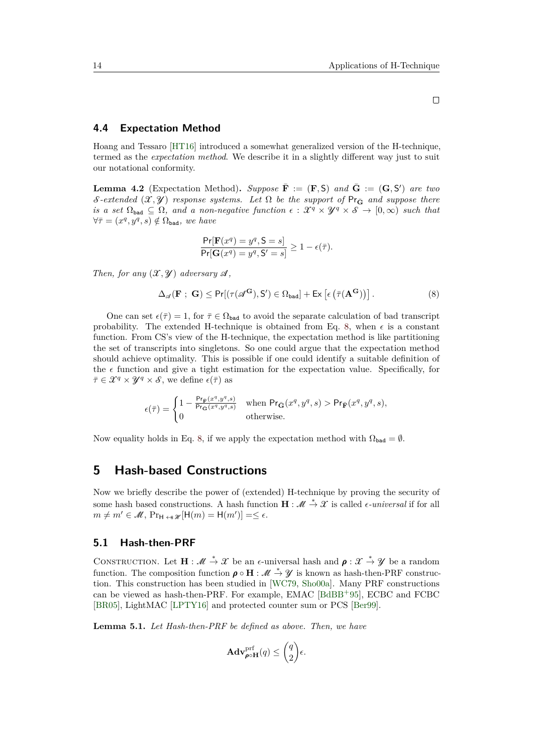□

### 4.4 Expectation Method

Hoang and Tessaro [HT16] introduced a somewhat generalized version of the H-technique, termed as the *expectation method*. We describe it in a slightly different way just to suit our notational conformity.

**Lemma 4.2** (Expectation Method)**.** *Suppose* $\bar{\mathbf{F}} := (\mathbf{F}, \mathsf{S})$ *and* $\bar{\mathbf{G}} := (\mathbf{G}, \mathsf{S}')$ *are two* $\mathcal{S}$*-extended* $(\mathcal{X}, \mathcal{Y})$ *response systems. Let* $\Omega$ *be the support of* $\mathsf{Pr}_{\bar{\mathbf{G}}}$ *and suppose there is a set* $\Omega_{\mathsf{bad}} \subseteq \Omega$*, and a non-negative function* $\epsilon : \mathcal{X}^q \times \mathcal{Y}^q \times \mathcal{S} \to [0, \infty)$ *such that* $\forall \bar{\tau} = (x^q, y^q, s) \notin \Omega_{\mathsf{bad}}$*, we have*

$$\frac{\mathsf{Pr}[\mathbf{F}(x^q) = y^q, \mathsf{S} = s]}{\mathsf{Pr}[\mathbf{G}(x^q) = y^q, \mathsf{S}' = s]} \geq 1 - \epsilon(\bar{\tau}).$$

*Then, for any* $(\mathcal{X}, \mathcal{Y})$ *adversary* $\mathscr{A}$*,*

$$\Delta_{\mathscr{A}}(\mathbf{F} \; ; \; \mathbf{G}) \leq \mathsf{Pr}[(\tau(\mathscr{A}^{\mathbf{G}}), \mathsf{S}') \in \Omega_{\mathsf{bad}}] + \mathsf{Ex}\left[\epsilon\left(\bar{\tau}(\mathbf{A}^{\mathbf{G}})\right)\right]. \tag{8}$$

One can set $\epsilon(\bar{\tau}) = 1$, for $\bar{\tau} \in \Omega_{\mathsf{bad}}$ to avoid the separate calculation of bad transcript probability. The extended H-technique is obtained from Eq. 8, when $\epsilon$ is a constant function. From CS's view of the H-technique, the expectation method is like partitioning the set of transcripts into singletons. So one could argue that the expectation method should achieve optimality. This is possible if one could identify a suitable definition of the $\epsilon$ function and give a tight estimation for the expectation value. Specifically, for $\bar{\tau} \in \mathcal{X}^q \times \mathcal{Y}^q \times \mathcal{S}$, we define $\epsilon(\bar{\tau})$ as

$$\epsilon(\bar{\tau}) = \begin{cases} 1 - \frac{\mathsf{Pr}_{\bar{\mathbf{F}}}(x^q, y^q, s)}{\mathsf{Pr}_{\bar{\mathbf{G}}}(x^q, y^q, s)} & \text{when } \mathsf{Pr}_{\bar{\mathbf{G}}}(x^q, y^q, s) > \mathsf{Pr}_{\bar{\mathbf{F}}}(x^q, y^q, s), \\ 0 & \text{otherwise.} \end{cases}$$

Now equality holds in Eq. 8, if we apply the expectation method with $\Omega_{\mathsf{bad}} = \emptyset$.

## 5 Hash-based Constructions

Now we briefly describe the power of (extended) H-technique by proving the security of some hash based constructions. A hash function $\mathbf{H} : \mathscr{M} \xrightarrow{*} \mathcal{X}$ is called $\epsilon$*-universal* if for all $m \neq m' \in \mathscr{M}$, $\Pr_{\mathsf{H} \leftarrow\$ \mathscr{H}}[\mathsf{H}(m) = \mathsf{H}(m')] =\leq \epsilon$.

### 5.1 Hash-then-PRF

Construction. Let $\mathbf{H} : \mathscr{M} \xrightarrow{*} \mathcal{X}$ be an $\epsilon$-universal hash and $\boldsymbol{\rho} : \mathcal{X} \xrightarrow{*} \mathcal{Y}$ be a random function. The composition function $\boldsymbol{\rho} \circ \mathbf{H} : \mathscr{M} \xrightarrow{*} \mathcal{Y}$ is known as hash-then-PRF construction. This construction has been studied in [WC79, Sho00a]. Many PRF constructions can be viewed as hash-then-PRF. For example, EMAC [BdBB+95], ECBC and FCBC [BR05], LightMAC [LPTY16] and protected counter sum or PCS [Ber99].

**Lemma 5.1.** *Let Hash-then-PRF be defined as above. Then, we have*

$$\mathbf{Adv}^{\mathrm{prf}}_{\boldsymbol{\rho} \circ \mathbf{H}}(q) \leq \binom{q}{2} \epsilon.$$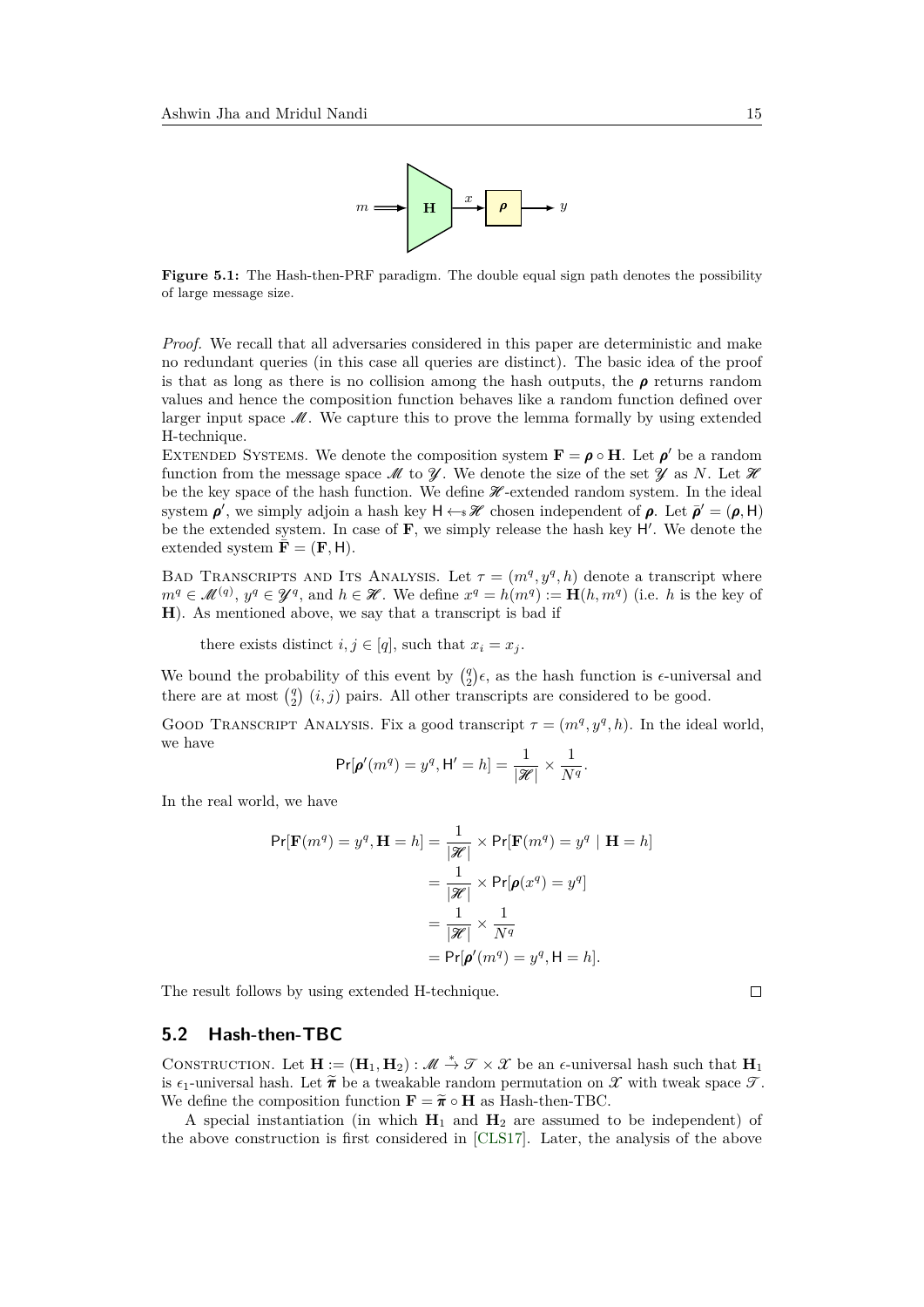**Figure 5.1:** The Hash-then-PRF paradigm. The double equal sign path denotes the possibility of large message size.

*Proof.* We recall that all adversaries considered in this paper are deterministic and make no redundant queries (in this case all queries are distinct). The basic idea of the proof is that as long as there is no collision among the hash outputs, the $\boldsymbol{\rho}$ returns random values and hence the composition function behaves like a random function defined over larger input space $\mathscr{M}$. We capture this to prove the lemma formally by using extended H-technique.

Extended Systems. We denote the composition system $\mathbf{F} = \boldsymbol{\rho} \circ \mathbf{H}$. Let $\boldsymbol{\rho}'$ be a random function from the message space $\mathscr{M}$ to $\mathscr{Y}$. We denote the size of the set $\mathscr{Y}$ as $N$. Let $\mathscr{H}$ be the key space of the hash function. We define $\mathscr{H}$-extended random system. In the ideal system $\boldsymbol{\rho}'$, we simply adjoin a hash key $\mathsf{H} \leftarrow\!\!\$\, \mathscr{H}$ chosen independent of $\boldsymbol{\rho}$. Let $\tilde{\boldsymbol{\rho}}' = (\boldsymbol{\rho}, \mathsf{H})$ be the extended system. In case of $\mathbf{F}$, we simply release the hash key $\mathsf{H}'$. We denote the extended system $\tilde{\mathbf{F}} = (\mathbf{F}, \mathsf{H})$.

Bad Transcripts and Its Analysis. Let $\tau = (m^q, y^q, h)$ denote a transcript where $m^q \in \mathscr{M}^{(q)}$, $y^q \in \mathscr{Y}^q$, and $h \in \mathscr{H}$. We define $x^q = h(m^q) := \mathbf{H}(h, m^q)$ (i.e. $h$ is the key of $\mathbf{H}$). As mentioned above, we say that a transcript is bad if

there exists distinct $i, j \in [q]$, such that $x_i = x_j$.

We bound the probability of this event by $\binom{q}{2}\epsilon$, as the hash function is $\epsilon$-universal and there are at most $\binom{q}{2}$ $(i,j)$ pairs. All other transcripts are considered to be good.

Good Transcript Analysis. Fix a good transcript $\tau = (m^q, y^q, h)$. In the ideal world, we have

$$\Pr[\boldsymbol{\rho}'(m^q) = y^q, \mathsf{H}' = h] = \frac{1}{|\mathscr{H}|} \times \frac{1}{N^q}.$$

In the real world, we have

$$\begin{aligned}
\Pr[\mathbf{F}(m^q) = y^q, \mathbf{H} = h] &= \frac{1}{|\mathscr{H}|} \times \Pr[\mathbf{F}(m^q) = y^q \mid \mathbf{H} = h] \\
&= \frac{1}{|\mathscr{H}|} \times \Pr[\boldsymbol{\rho}(x^q) = y^q] \\
&= \frac{1}{|\mathscr{H}|} \times \frac{1}{N^q} \\
&= \Pr[\boldsymbol{\rho}'(m^q) = y^q, \mathsf{H} = h].
\end{aligned}$$

The result follows by using extended H-technique. □

## 5.2 Hash-then-TBC

Construction. Let $\mathbf{H} := (\mathbf{H}_1, \mathbf{H}_2) : \mathscr{M} \xrightarrow{*} \mathscr{T} \times \mathscr{X}$ be an $\epsilon$-universal hash such that $\mathbf{H}_1$ is $\epsilon_1$-universal hash. Let $\widetilde{\boldsymbol{\pi}}$ be a tweakable random permutation on $\mathscr{X}$ with tweak space $\mathscr{T}$. We define the composition function $\mathbf{F} = \widetilde{\boldsymbol{\pi}} \circ \mathbf{H}$ as Hash-then-TBC.

A special instantiation (in which $\mathbf{H}_1$ and $\mathbf{H}_2$ are assumed to be independent) of the above construction is first considered in [CLS17]. Later, the analysis of the above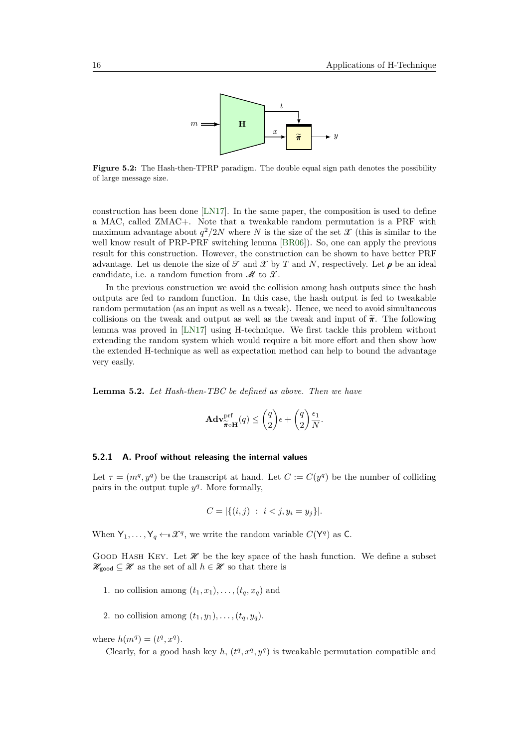**Figure 5.2:** The Hash-then-TPRP paradigm. The double equal sign path denotes the possibility of large message size.

construction has been done [LN17]. In the same paper, the composition is used to define a MAC, called ZMAC+. Note that a tweakable random permutation is a PRF with maximum advantage about $q^2/2N$ where $N$ is the size of the set $\mathscr{X}$ (this is similar to the well know result of PRP-PRF switching lemma [BR06]). So, one can apply the previous result for this construction. However, the construction can be shown to have better PRF advantage. Let us denote the size of $\mathscr{T}$ and $\mathscr{X}$ by $T$ and $N$, respectively. Let $\boldsymbol{\rho}$ be an ideal candidate, i.e. a random function from $\mathscr{M}$ to $\mathscr{X}$.

In the previous construction we avoid the collision among hash outputs since the hash outputs are fed to random function. In this case, the hash output is fed to tweakable random permutation (as an input as well as a tweak). Hence, we need to avoid simultaneous collisions on the tweak and output as well as the tweak and input of $\widetilde{\boldsymbol{\pi}}$. The following lemma was proved in [LN17] using H-technique. We first tackle this problem without extending the random system which would require a bit more effort and then show how the extended H-technique as well as expectation method can help to bound the advantage very easily.

**Lemma 5.2.** *Let Hash-then-TBC be defined as above. Then we have*

$$\mathbf{Adv}^{\text{prf}}_{\widetilde{\boldsymbol{\pi}}\circ\mathbf{H}}(q) \leq \binom{q}{2}\epsilon + \binom{q}{2}\frac{\epsilon_1}{N}.$$

### 5.2.1 A. Proof without releasing the internal values

Let $\tau = (m^q, y^q)$ be the transcript at hand. Let $C := C(y^q)$ be the number of colliding pairs in the output tuple $y^q$. More formally,

$$C = |\{(i,j) \ : \ i < j, y_i = y_j\}|.$$

When $\mathsf{Y}_1, \ldots, \mathsf{Y}_q \leftarrow\!\!\$\ \mathscr{X}^q$, we write the random variable $C(\mathsf{Y}^q)$ as $\mathsf{C}$.

Good Hash Key. Let $\mathscr{H}$ be the key space of the hash function. We define a subset $\mathscr{H}_{\mathsf{good}} \subseteq \mathscr{H}$ as the set of all $h \in \mathscr{H}$ so that there is

1. no collision among $(t_1, x_1), \ldots, (t_q, x_q)$ and
2. no collision among $(t_1, y_1), \ldots, (t_q, y_q)$.

where $h(m^q) = (t^q, x^q)$.

Clearly, for a good hash key $h$, $(t^q, x^q, y^q)$ is tweakable permutation compatible and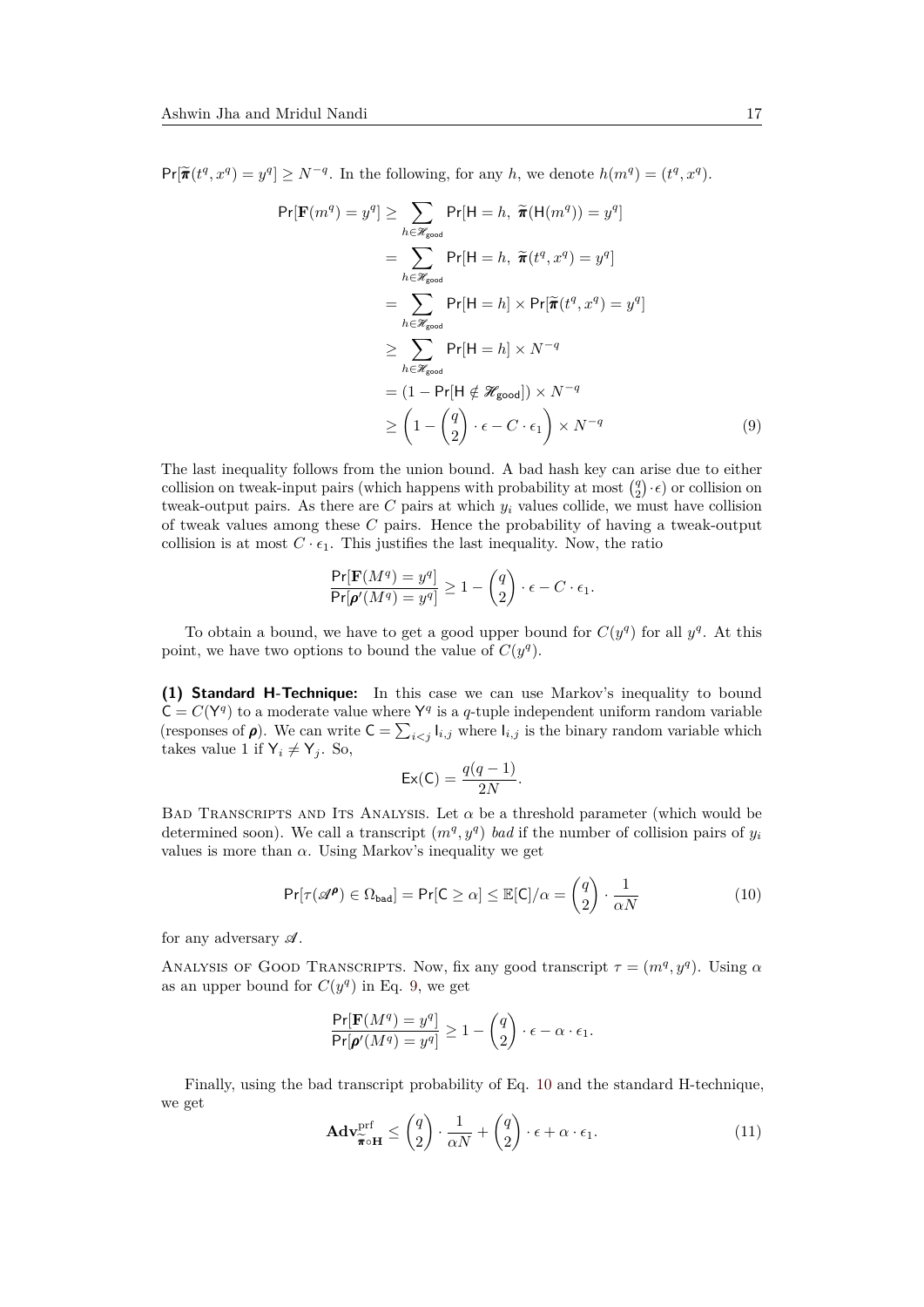$\Pr[\widetilde{\boldsymbol{\pi}}(t^q, x^q) = y^q] \geq N^{-q}$. In the following, for any $h$, we denote $h(m^q) = (t^q, x^q)$.

$$
\begin{aligned}
\Pr[\mathbf{F}(m^q) = y^q] &\geq \sum_{h \in \mathscr{H}_{\mathsf{good}}} \Pr[\mathsf{H} = h,\ \widetilde{\boldsymbol{\pi}}(\mathsf{H}(m^q)) = y^q] \\
&= \sum_{h \in \mathscr{H}_{\mathsf{good}}} \Pr[\mathsf{H} = h,\ \widetilde{\boldsymbol{\pi}}(t^q, x^q) = y^q] \\
&= \sum_{h \in \mathscr{H}_{\mathsf{good}}} \Pr[\mathsf{H} = h] \times \Pr[\widetilde{\boldsymbol{\pi}}(t^q, x^q) = y^q] \\
&\geq \sum_{h \in \mathscr{H}_{\mathsf{good}}} \Pr[\mathsf{H} = h] \times N^{-q} \\
&= (1 - \Pr[\mathsf{H} \notin \mathscr{H}_{\mathsf{good}}]) \times N^{-q} \\
&\geq \left(1 - \binom{q}{2} \cdot \epsilon - C \cdot \epsilon_1\right) \times N^{-q} \qquad (9)
\end{aligned}
$$

The last inequality follows from the union bound. A bad hash key can arise due to either collision on tweak-input pairs (which happens with probability at most $\binom{q}{2} \cdot \epsilon$) or collision on tweak-output pairs. As there are $C$ pairs at which $y_i$ values collide, we must have collision of tweak values among these $C$ pairs. Hence the probability of having a tweak-output collision is at most $C \cdot \epsilon_1$. This justifies the last inequality. Now, the ratio

$$
\frac{\Pr[\mathbf{F}(M^q) = y^q]}{\Pr[\boldsymbol{\rho}'(M^q) = y^q]} \geq 1 - \binom{q}{2} \cdot \epsilon - C \cdot \epsilon_1.
$$

To obtain a bound, we have to get a good upper bound for $C(y^q)$ for all $y^q$. At this point, we have two options to bound the value of $C(y^q)$.

**(1) Standard H-Technique:** In this case we can use Markov's inequality to bound $\mathsf{C} = C(\mathsf{Y}^q)$ to a moderate value where $\mathsf{Y}^q$ is a $q$-tuple independent uniform random variable (responses of $\boldsymbol{\rho}$). We can write $\mathsf{C} = \sum_{i<j} \mathsf{I}_{i,j}$ where $\mathsf{I}_{i,j}$ is the binary random variable which takes value 1 if $\mathsf{Y}_i \neq \mathsf{Y}_j$. So,

$$
\mathsf{Ex}(\mathsf{C}) = \frac{q(q-1)}{2N}.
$$

Bad Transcripts and Its Analysis. Let $\alpha$ be a threshold parameter (which would be determined soon). We call a transcript $(m^q, y^q)$ *bad* if the number of collision pairs of $y_i$ values is more than $\alpha$. Using Markov's inequality we get

$$
\Pr[\tau(\mathscr{A}^{\boldsymbol{\rho}}) \in \Omega_{\mathsf{bad}}] = \Pr[\mathsf{C} \geq \alpha] \leq \mathbb{E}[\mathsf{C}]/\alpha = \binom{q}{2} \cdot \frac{1}{\alpha N} \qquad (10)
$$

for any adversary $\mathscr{A}$.

Analysis of Good Transcripts. Now, fix any good transcript $\tau = (m^q, y^q)$. Using $\alpha$ as an upper bound for $C(y^q)$ in Eq. 9, we get

$$
\frac{\Pr[\mathbf{F}(M^q) = y^q]}{\Pr[\boldsymbol{\rho}'(M^q) = y^q]} \geq 1 - \binom{q}{2} \cdot \epsilon - \alpha \cdot \epsilon_1.
$$

Finally, using the bad transcript probability of Eq. 10 and the standard H-technique, we get

$$
\mathbf{Adv}^{\mathrm{prf}}_{\widetilde{\boldsymbol{\pi}} \circ \mathbf{H}} \leq \binom{q}{2} \cdot \frac{1}{\alpha N} + \binom{q}{2} \cdot \epsilon + \alpha \cdot \epsilon_1. \qquad (11)
$$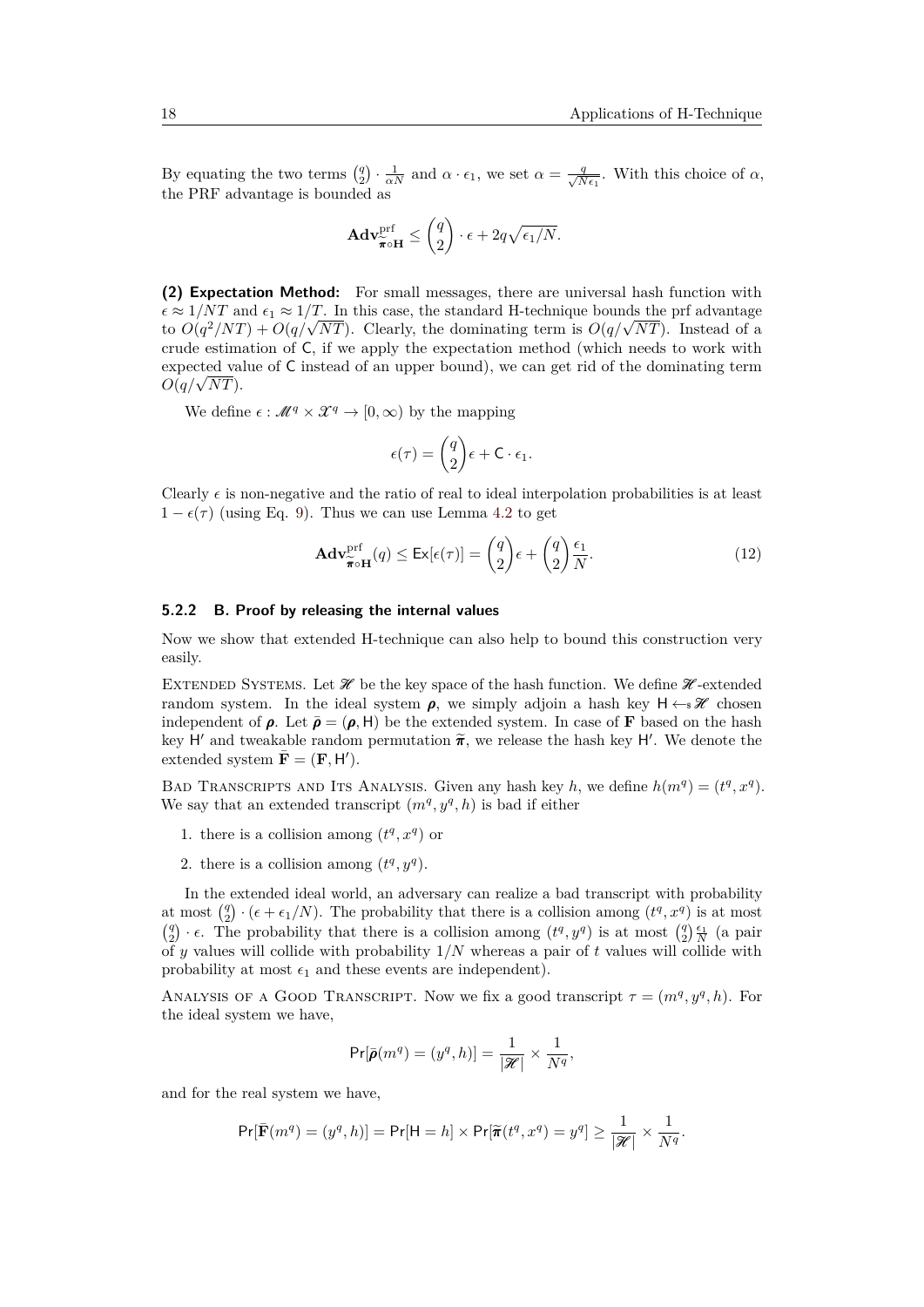By equating the two terms $\binom{q}{2} \cdot \frac{1}{\alpha N}$ and $\alpha \cdot \epsilon_1$, we set $\alpha = \frac{q}{\sqrt{N\epsilon_1}}$. With this choice of $\alpha$, the PRF advantage is bounded as

$$\mathbf{Adv}^{\mathrm{prf}}_{\widetilde{\boldsymbol{\pi}}\circ\mathbf{H}} \leq \binom{q}{2} \cdot \epsilon + 2q\sqrt{\epsilon_1/N}.$$

**(2) Expectation Method:** For small messages, there are universal hash function with $\epsilon \approx 1/NT$ and $\epsilon_1 \approx 1/T$. In this case, the standard H-technique bounds the prf advantage to $O(q^2/NT) + O(q/\sqrt{NT})$. Clearly, the dominating term is $O(q/\sqrt{NT})$. Instead of a crude estimation of $\mathsf{C}$, if we apply the expectation method (which needs to work with expected value of $\mathsf{C}$ instead of an upper bound), we can get rid of the dominating term $O(q/\sqrt{NT})$.

We define $\epsilon : \mathscr{M}^q \times \mathscr{X}^q \to [0, \infty)$ by the mapping

$$\epsilon(\tau) = \binom{q}{2}\epsilon + \mathsf{C} \cdot \epsilon_1.$$

Clearly $\epsilon$ is non-negative and the ratio of real to ideal interpolation probabilities is at least $1 - \epsilon(\tau)$ (using Eq. 9). Thus we can use Lemma 4.2 to get

$$\mathbf{Adv}^{\mathrm{prf}}_{\widetilde{\boldsymbol{\pi}}\circ\mathbf{H}}(q) \leq \mathsf{Ex}[\epsilon(\tau)] = \binom{q}{2}\epsilon + \binom{q}{2}\frac{\epsilon_1}{N}. \tag{12}$$

### 5.2.2 B. Proof by releasing the internal values

Now we show that extended H-technique can also help to bound this construction very easily.

Extended Systems. Let $\mathscr{H}$ be the key space of the hash function. We define $\mathscr{H}$-extended random system. In the ideal system $\boldsymbol{\rho}$, we simply adjoin a hash key $\mathsf{H} \leftarrow_{\$} \mathscr{H}$ chosen independent of $\boldsymbol{\rho}$. Let $\bar{\boldsymbol{\rho}} = (\boldsymbol{\rho}, \mathsf{H})$ be the extended system. In case of $\mathbf{F}$ based on the hash key $\mathsf{H}'$ and tweakable random permutation $\widetilde{\boldsymbol{\pi}}$, we release the hash key $\mathsf{H}'$. We denote the extended system $\bar{\mathbf{F}} = (\mathbf{F}, \mathsf{H}')$.

Bad Transcripts and Its Analysis. Given any hash key $h$, we define $h(m^q) = (t^q, x^q)$. We say that an extended transcript $(m^q, y^q, h)$ is bad if either

1. there is a collision among $(t^q, x^q)$ or
2. there is a collision among $(t^q, y^q)$.

In the extended ideal world, an adversary can realize a bad transcript with probability at most $\binom{q}{2} \cdot (\epsilon + \epsilon_1/N)$. The probability that there is a collision among $(t^q, x^q)$ is at most $\binom{q}{2} \cdot \epsilon$. The probability that there is a collision among $(t^q, y^q)$ is at most $\binom{q}{2}\frac{\epsilon_1}{N}$ (a pair of $y$ values will collide with probability $1/N$ whereas a pair of $t$ values will collide with probability at most $\epsilon_1$ and these events are independent).

Analysis of a Good Transcript. Now we fix a good transcript $\tau = (m^q, y^q, h)$. For the ideal system we have,

$$\Pr[\bar{\boldsymbol{\rho}}(m^q) = (y^q, h)] = \frac{1}{|\mathscr{H}|} \times \frac{1}{N^q},$$

and for the real system we have,

$$\Pr[\bar{\mathbf{F}}(m^q) = (y^q, h)] = \Pr[\mathsf{H} = h] \times \Pr[\widetilde{\boldsymbol{\pi}}(t^q, x^q) = y^q] \geq \frac{1}{|\mathscr{H}|} \times \frac{1}{N^q}.$$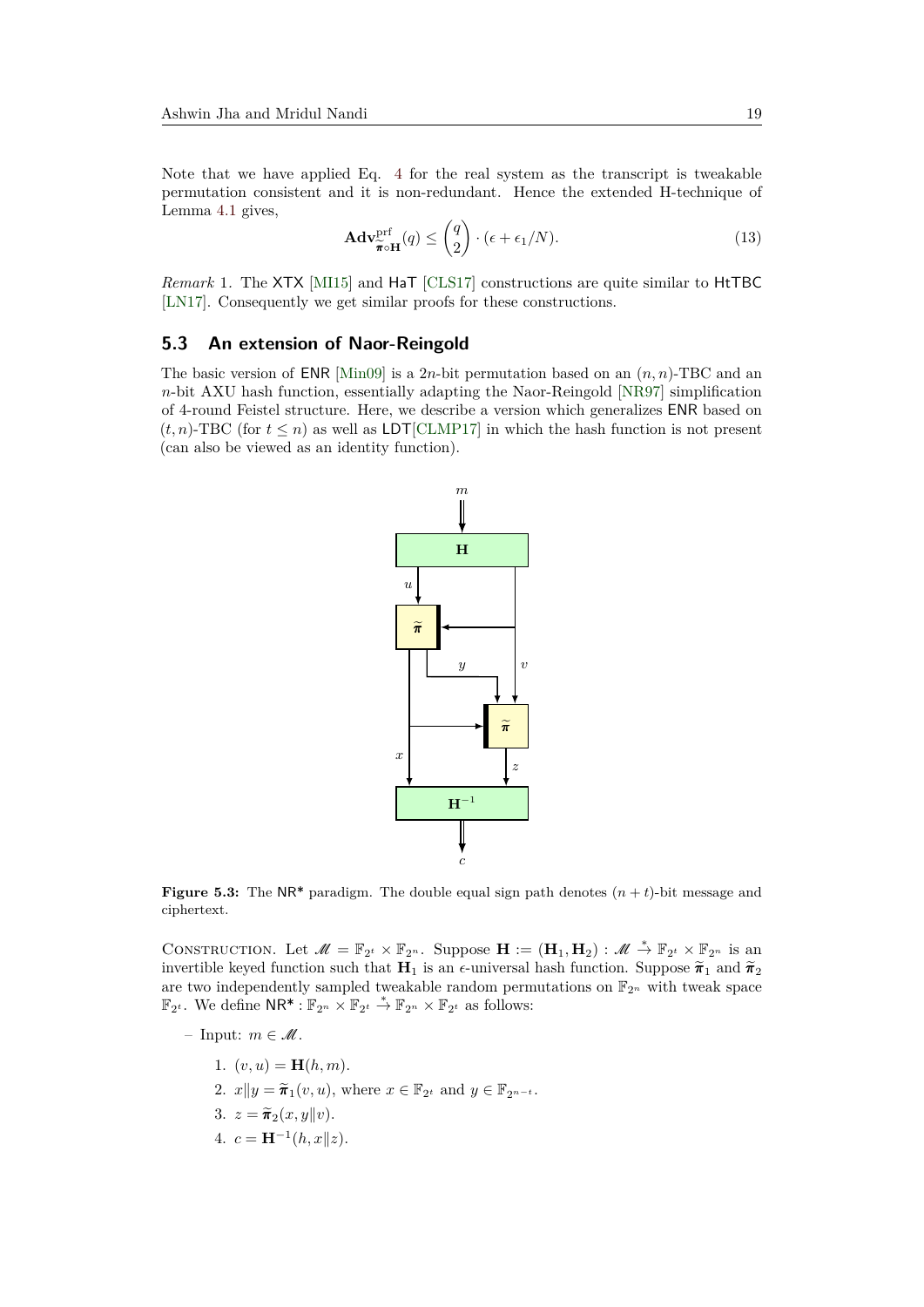Note that we have applied Eq. 4 for the real system as the transcript is tweakable permutation consistent and it is non-redundant. Hence the extended H-technique of Lemma 4.1 gives,

$$\mathbf{Adv}^{\mathrm{prf}}_{\widetilde{\boldsymbol{\pi}}\circ\mathbf{H}}(q) \leq \binom{q}{2} \cdot (\epsilon + \epsilon_1/N). \tag{13}$$

*Remark* 1. The XTX [MI15] and HaT [CLS17] constructions are quite similar to HtTBC [LN17]. Consequently we get similar proofs for these constructions.

## 5.3 An extension of Naor-Reingold

The basic version of ENR [Min09] is a $2n$-bit permutation based on an $(n, n)$-TBC and an $n$-bit AXU hash function, essentially adapting the Naor-Reingold [NR97] simplification of 4-round Feistel structure. Here, we describe a version which generalizes ENR based on $(t, n)$-TBC (for $t \leq n$) as well as LDT[CLMP17] in which the hash function is not present (can also be viewed as an identity function).

**Figure 5.3:** The NR\* paradigm. The double equal sign path denotes $(n + t)$-bit message and ciphertext.

Construction. Let $\mathscr{M} = \mathbb{F}_{2^t} \times \mathbb{F}_{2^n}$. Suppose $\mathbf{H} := (\mathbf{H}_1, \mathbf{H}_2) : \mathscr{M} \xrightarrow{*} \mathbb{F}_{2^t} \times \mathbb{F}_{2^n}$ is an invertible keyed function such that $\mathbf{H}_1$ is an $\epsilon$-universal hash function. Suppose $\widetilde{\boldsymbol{\pi}}_1$ and $\widetilde{\boldsymbol{\pi}}_2$ are two independently sampled tweakable random permutations on $\mathbb{F}_{2^n}$ with tweak space $\mathbb{F}_{2^t}$. We define $\mathsf{NR}^* : \mathbb{F}_{2^n} \times \mathbb{F}_{2^t} \xrightarrow{*} \mathbb{F}_{2^n} \times \mathbb{F}_{2^t}$ as follows:

– Input: $m \in \mathscr{M}$.

1. $(v, u) = \mathbf{H}(h, m)$.
2. $x \| y = \widetilde{\boldsymbol{\pi}}_1(v, u)$, where $x \in \mathbb{F}_{2^t}$ and $y \in \mathbb{F}_{2^{n-t}}$.
3. $z = \widetilde{\boldsymbol{\pi}}_2(x, y \| v)$.
4. $c = \mathbf{H}^{-1}(h, x \| z)$.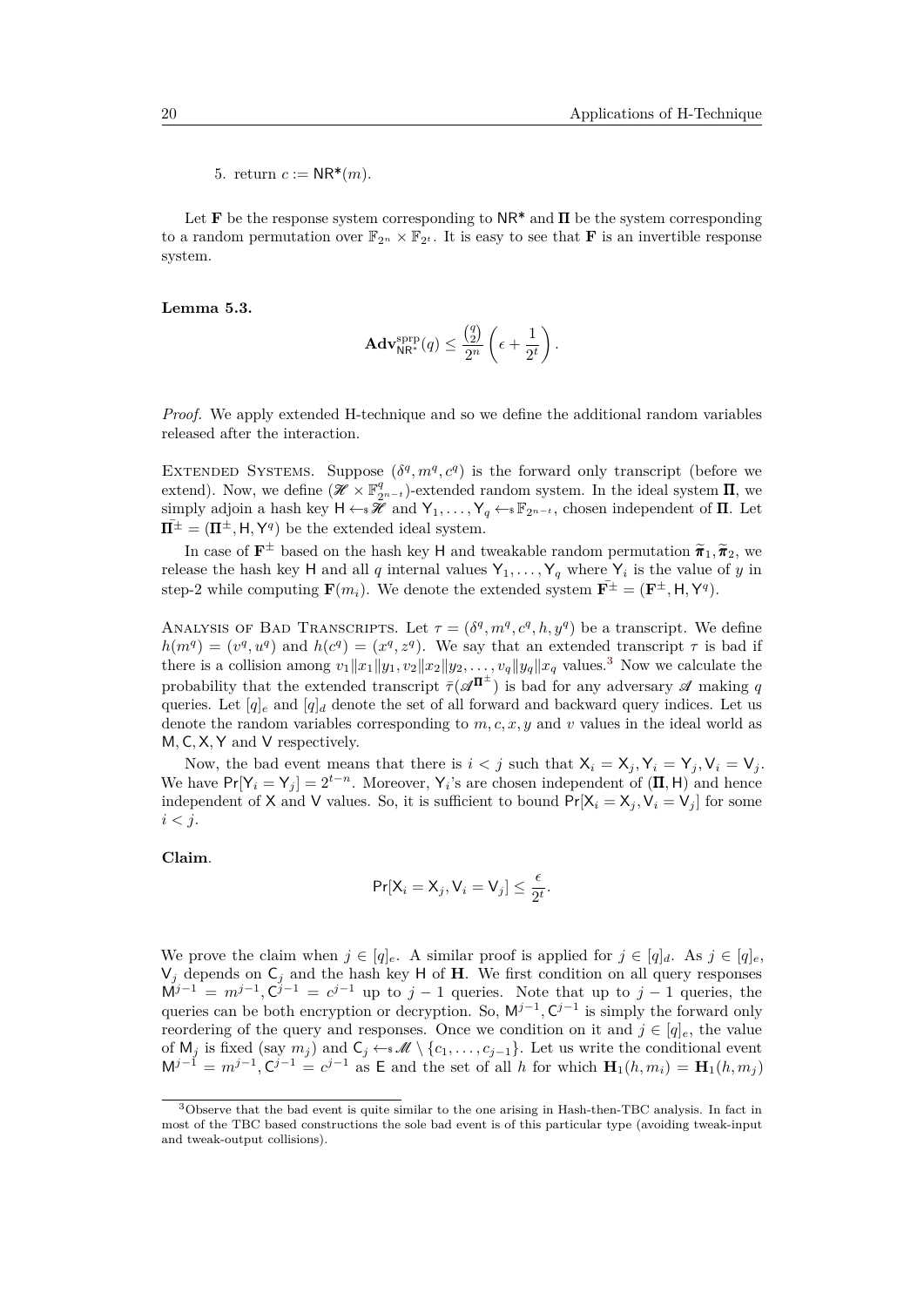5. return $c := \mathsf{NR}^*(m)$.

Let $\mathbf{F}$ be the response system corresponding to $\mathsf{NR}^*$ and $\mathbf{\Pi}$ be the system corresponding to a random permutation over $\mathbb{F}_{2^n} \times \mathbb{F}_{2^t}$. It is easy to see that $\mathbf{F}$ is an invertible response system.

**Lemma 5.3.**

$$\mathbf{Adv}^{\mathrm{sprp}}_{\mathsf{NR}^*}(q) \leq \frac{\binom{q}{2}}{2^n}\left(\epsilon + \frac{1}{2^t}\right).$$

*Proof.* We apply extended H-technique and so we define the additional random variables released after the interaction.

Extended Systems. Suppose $(\delta^q, m^q, c^q)$ is the forward only transcript (before we extend). Now, we define $(\mathscr{H} \times \mathbb{F}^q_{2^{n-t}})$-extended random system. In the ideal system $\mathbf{\Pi}$, we simply adjoin a hash key $\mathsf{H} \leftarrow\!\!\$\, \mathscr{H}$ and $\mathsf{Y}_1, \ldots, \mathsf{Y}_q \leftarrow\!\!\$\, \mathbb{F}_{2^{n-t}}$, chosen independent of $\mathbf{\Pi}$. Let $\bar{\mathbf{\Pi}}^{\pm} = (\mathbf{\Pi}^{\pm}, \mathsf{H}, \mathsf{Y}^q)$ be the extended ideal system.

In case of $\mathbf{F}^{\pm}$ based on the hash key $\mathsf{H}$ and tweakable random permutation $\widetilde{\boldsymbol{\pi}}_1, \widetilde{\boldsymbol{\pi}}_2$, we release the hash key $\mathsf{H}$ and all $q$ internal values $\mathsf{Y}_1, \ldots, \mathsf{Y}_q$ where $\mathsf{Y}_i$ is the value of $y$ in step-2 while computing $\mathbf{F}(m_i)$. We denote the extended system $\bar{\mathbf{F}}^{\pm} = (\mathbf{F}^{\pm}, \mathsf{H}, \mathsf{Y}^q)$.

Analysis of Bad Transcripts. Let $\tau = (\delta^q, m^q, c^q, h, y^q)$ be a transcript. We define $h(m^q) = (v^q, u^q)$ and $h(c^q) = (x^q, z^q)$. We say that an extended transcript $\tau$ is bad if there is a collision among $v_1\|x_1\|y_1, v_2\|x_2\|y_2, \ldots, v_q\|y_q\|x_q$ values.[3] Now we calculate the probability that the extended transcript $\bar{\tau}(\mathscr{A}^{\mathbf{\Pi}^{\pm}})$ is bad for any adversary $\mathscr{A}$ making $q$ queries. Let $[q]_e$ and $[q]_d$ denote the set of all forward and backward query indices. Let us denote the random variables corresponding to $m, c, x, y$ and $v$ values in the ideal world as $\mathsf{M}, \mathsf{C}, \mathsf{X}, \mathsf{Y}$ and $\mathsf{V}$ respectively.

Now, the bad event means that there is $i < j$ such that $\mathsf{X}_i = \mathsf{X}_j, \mathsf{Y}_i = \mathsf{Y}_j, \mathsf{V}_i = \mathsf{V}_j$. We have $\Pr[\mathsf{Y}_i = \mathsf{Y}_j] = 2^{t-n}$. Moreover, $\mathsf{Y}_i$'s are chosen independent of $(\mathbf{\Pi}, \mathsf{H})$ and hence independent of $\mathsf{X}$ and $\mathsf{V}$ values. So, it is sufficient to bound $\Pr[\mathsf{X}_i = \mathsf{X}_j, \mathsf{V}_i = \mathsf{V}_j]$ for some $i < j$.

**Claim**.

$$\Pr[\mathsf{X}_i = \mathsf{X}_j, \mathsf{V}_i = \mathsf{V}_j] \leq \frac{\epsilon}{2^t}.$$

We prove the claim when $j \in [q]_e$. A similar proof is applied for $j \in [q]_d$. As $j \in [q]_e$, $\mathsf{V}_j$ depends on $\mathsf{C}_j$ and the hash key $\mathsf{H}$ of $\mathbf{H}$. We first condition on all query responses $\mathsf{M}^{j-1} = m^{j-1}, \mathsf{C}^{j-1} = c^{j-1}$ up to $j-1$ queries. Note that up to $j-1$ queries, the queries can be both encryption or decryption. So, $\mathsf{M}^{j-1}, \mathsf{C}^{j-1}$ is simply the forward only reordering of the query and responses. Once we condition on it and $j \in [q]_e$, the value of $\mathsf{M}_j$ is fixed (say $m_j$) and $\mathsf{C}_j \leftarrow\!\!\$\, \mathscr{M} \setminus \{c_1, \ldots, c_{j-1}\}$. Let us write the conditional event $\mathsf{M}^{j-1} = m^{j-1}, \mathsf{C}^{j-1} = c^{j-1}$ as $\mathsf{E}$ and the set of all $h$ for which $\mathbf{H}_1(h, m_i) = \mathbf{H}_1(h, m_j)$

---

[3] Observe that the bad event is quite similar to the one arising in Hash-then-TBC analysis. In fact in most of the TBC based constructions the sole bad event is of this particular type (avoiding tweak-input and tweak-output collisions).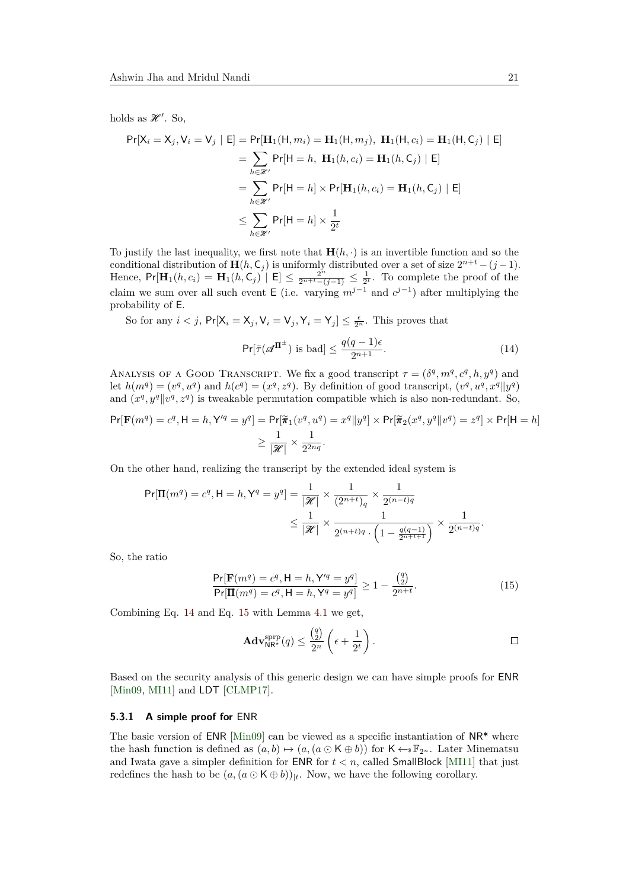holds as $\mathscr{H}'$. So,

$$\begin{aligned}
\Pr[\mathsf{X}_i = \mathsf{X}_j, \mathsf{V}_i = \mathsf{V}_j \mid \mathsf{E}] &= \Pr[\mathbf{H}_1(\mathsf{H}, m_i) = \mathbf{H}_1(\mathsf{H}, m_j),\ \mathbf{H}_1(\mathsf{H}, c_i) = \mathbf{H}_1(\mathsf{H}, \mathsf{C}_j) \mid \mathsf{E}] \\
&= \sum_{h \in \mathscr{H}'} \Pr[\mathsf{H} = h,\ \mathbf{H}_1(h, c_i) = \mathbf{H}_1(h, \mathsf{C}_j) \mid \mathsf{E}] \\
&= \sum_{h \in \mathscr{H}'} \Pr[\mathsf{H} = h] \times \Pr[\mathbf{H}_1(h, c_i) = \mathbf{H}_1(h, \mathsf{C}_j) \mid \mathsf{E}] \\
&\leq \sum_{h \in \mathscr{H}'} \Pr[\mathsf{H} = h] \times \frac{1}{2^t}
\end{aligned}$$

To justify the last inequality, we first note that $\mathbf{H}(h, \cdot)$ is an invertible function and so the conditional distribution of $\mathbf{H}(h, \mathsf{C}_j)$ is uniformly distributed over a set of size $2^{n+t} - (j-1)$. Hence, $\Pr[\mathbf{H}_1(h, c_i) = \mathbf{H}_1(h, \mathsf{C}_j) \mid \mathsf{E}] \leq \frac{2^n}{2^{n+t}-(j-1)} \leq \frac{1}{2^t}$. To complete the proof of the claim we sum over all such event $\mathsf{E}$ (i.e. varying $m^{j-1}$ and $c^{j-1}$) after multiplying the probability of $\mathsf{E}$.

So for any $i < j$, $\Pr[\mathsf{X}_i = \mathsf{X}_j, \mathsf{V}_i = \mathsf{V}_j, \mathsf{Y}_i = \mathsf{Y}_j] \leq \frac{\epsilon}{2^n}$. This proves that

$$\Pr[\bar{\tau}(\mathscr{A}^{\mathbf{\Pi}^{\pm}}) \text{ is bad}] \leq \frac{q(q-1)\epsilon}{2^{n+1}}. \tag{14}$$

Analysis of a Good Transcript. We fix a good transcript $\tau = (\delta^q, m^q, c^q, h, y^q)$ and let $h(m^q) = (v^q, u^q)$ and $h(c^q) = (x^q, z^q)$. By definition of good transcript, $(v^q, u^q, x^q \| y^q)$ and $(x^q, y^q \| v^q, z^q)$ is tweakable permutation compatible which is also non-redundant. So,

$$\begin{aligned}
\Pr[\mathbf{F}(m^q) = c^q, \mathsf{H} = h, \mathsf{Y}'^q = y^q] &= \Pr[\widetilde{\boldsymbol{\pi}}_1(v^q, u^q) = x^q \| y^q] \times \Pr[\widetilde{\boldsymbol{\pi}}_2(x^q, y^q \| v^q) = z^q] \times \Pr[\mathsf{H} = h] \\
&\geq \frac{1}{|\mathscr{H}|} \times \frac{1}{2^{2nq}}.
\end{aligned}$$

On the other hand, realizing the transcript by the extended ideal system is

$$\begin{aligned}
\Pr[\mathbf{\Pi}(m^q) = c^q, \mathsf{H} = h, \mathsf{Y}^q = y^q] &= \frac{1}{|\mathscr{H}|} \times \frac{1}{(2^{n+t})_q} \times \frac{1}{2^{(n-t)q}} \\
&\leq \frac{1}{|\mathscr{H}|} \times \frac{1}{2^{(n+t)q} \cdot \left(1 - \frac{q(q-1)}{2^{n+t+1}}\right)} \times \frac{1}{2^{(n-t)q}}.
\end{aligned}$$

So, the ratio

$$\frac{\Pr[\mathbf{F}(m^q) = c^q, \mathsf{H} = h, \mathsf{Y}'^q = y^q]}{\Pr[\mathbf{\Pi}(m^q) = c^q, \mathsf{H} = h, \mathsf{Y}^q = y^q]} \geq 1 - \frac{\binom{q}{2}}{2^{n+t}}. \tag{15}$$

Combining Eq. 14 and Eq. 15 with Lemma 4.1 we get,

$$\mathbf{Adv}^{\mathrm{sprp}}_{\mathsf{NR}^*}(q) \leq \frac{\binom{q}{2}}{2^n}\left(\epsilon + \frac{1}{2^t}\right). \qquad \square$$

Based on the security analysis of this generic design we can have simple proofs for $\mathsf{ENR}$ [Min09, MI11] and $\mathsf{LDT}$ [CLMP17].

### 5.3.1 A simple proof for ENR

The basic version of $\mathsf{ENR}$ [Min09] can be viewed as a specific instantiation of $\mathsf{NR}^*$ where the hash function is defined as $(a, b) \mapsto (a, (a \odot \mathsf{K} \oplus b))$ for $\mathsf{K} \leftarrow\!\!\$\, \mathbb{F}_{2^n}$. Later Minematsu and Iwata gave a simpler definition for $\mathsf{ENR}$ for $t < n$, called $\mathsf{SmallBlock}$ [MI11] that just redefines the hash to be $(a, (a \odot \mathsf{K} \oplus b))_{|t}$. Now, we have the following corollary.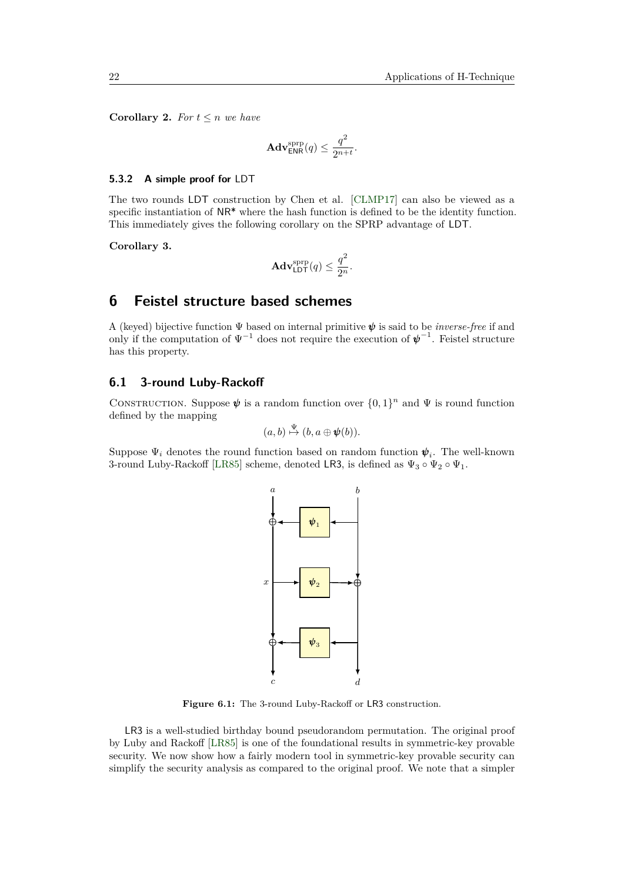**Corollary 2.** *For $t \leq n$ we have*

$$\mathbf{Adv}^{\text{sprp}}_{\mathsf{ENR}}(q) \leq \frac{q^2}{2^{n+t}}.$$

#### 5.3.2 A simple proof for LDT

The two rounds LDT construction by Chen et al. [CLMP17] can also be viewed as a specific instantiation of NR* where the hash function is defined to be the identity function. This immediately gives the following corollary on the SPRP advantage of LDT.

**Corollary 3.**

$$\mathbf{Adv}^{\text{sprp}}_{\mathsf{LDT}}(q) \leq \frac{q^2}{2^n}.$$

## 6 Feistel structure based schemes

A (keyed) bijective function $\Psi$ based on internal primitive $\boldsymbol{\psi}$ is said to be *inverse-free* if and only if the computation of $\Psi^{-1}$ does not require the execution of $\boldsymbol{\psi}^{-1}$. Feistel structure has this property.

### 6.1 3-round Luby-Rackoff

Construction. Suppose $\boldsymbol{\psi}$ is a random function over $\{0,1\}^n$ and $\Psi$ is round function defined by the mapping

$$(a, b) \overset{\Psi}{\mapsto} (b, a \oplus \boldsymbol{\psi}(b)).$$

Suppose $\Psi_i$ denotes the round function based on random function $\boldsymbol{\psi}_i$. The well-known 3-round Luby-Rackoff [LR85] scheme, denoted LR3, is defined as $\Psi_3 \circ \Psi_2 \circ \Psi_1$.

**Figure 6.1:** The 3-round Luby-Rackoff or LR3 construction.

LR3 is a well-studied birthday bound pseudorandom permutation. The original proof by Luby and Rackoff [LR85] is one of the foundational results in symmetric-key provable security. We now show how a fairly modern tool in symmetric-key provable security can simplify the security analysis as compared to the original proof. We note that a simpler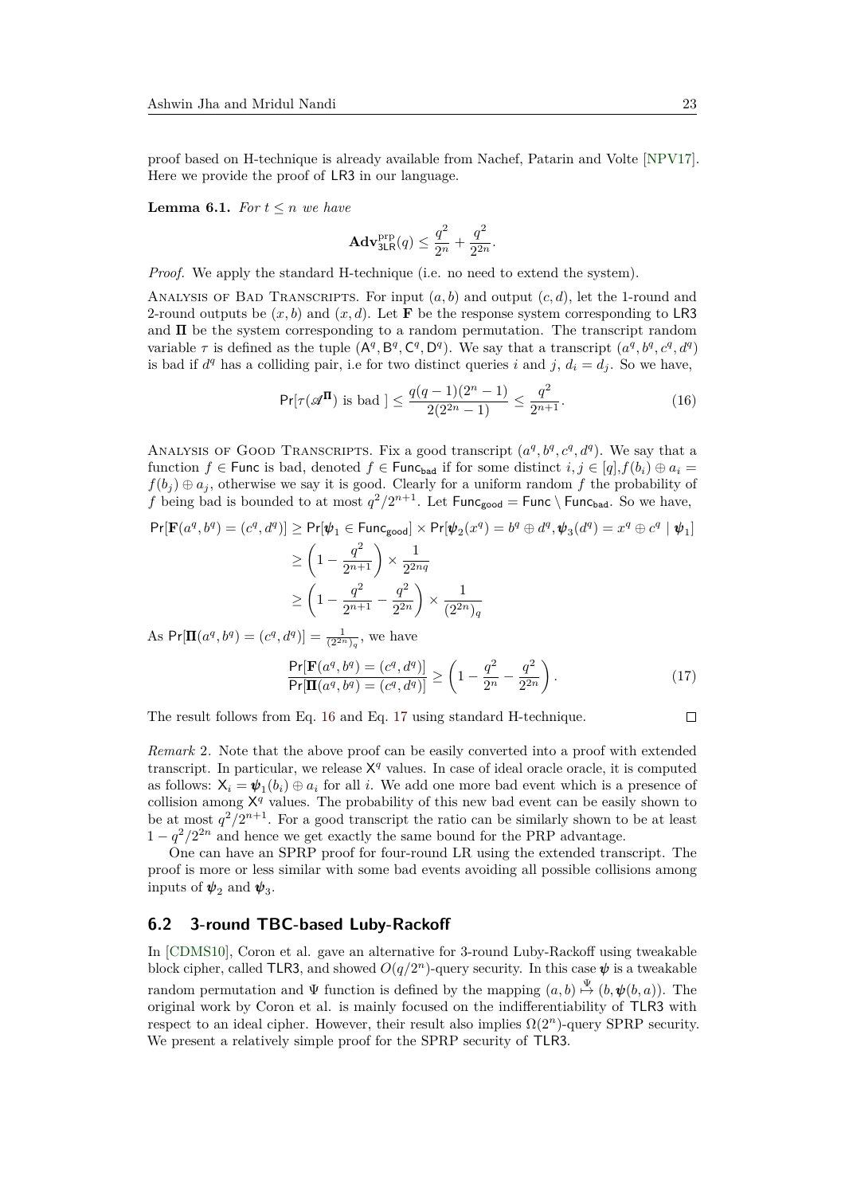proof based on H-technique is already available from Nachef, Patarin and Volte [NPV17]. Here we provide the proof of LR3 in our language.

**Lemma 6.1.** *For $t \leq n$ we have*

$$\mathbf{Adv}^{\mathrm{prp}}_{\mathsf{3LR}}(q) \leq \frac{q^2}{2^n} + \frac{q^2}{2^{2n}}.$$

*Proof.* We apply the standard H-technique (i.e. no need to extend the system).

Analysis of Bad Transcripts. For input $(a, b)$ and output $(c, d)$, let the 1-round and 2-round outputs be $(x, b)$ and $(x, d)$. Let $\mathbf{F}$ be the response system corresponding to LR3 and $\mathbf{\Pi}$ be the system corresponding to a random permutation. The transcript random variable $\tau$ is defined as the tuple $(\mathsf{A}^q, \mathsf{B}^q, \mathsf{C}^q, \mathsf{D}^q)$. We say that a transcript $(a^q, b^q, c^q, d^q)$ is bad if $d^q$ has a colliding pair, i.e for two distinct queries $i$ and $j$, $d_i = d_j$. So we have,

$$\Pr[\tau(\mathscr{A}^{\mathbf{\Pi}}) \text{ is bad }] \leq \frac{q(q-1)(2^n - 1)}{2(2^{2n} - 1)} \leq \frac{q^2}{2^{n+1}}. \tag{16}$$

Analysis of Good Transcripts. Fix a good transcript $(a^q, b^q, c^q, d^q)$. We say that a function $f \in \mathsf{Func}$ is bad, denoted $f \in \mathsf{Func}_{\mathsf{bad}}$ if for some distinct $i, j \in [q], f(b_i) \oplus a_i = f(b_j) \oplus a_j$, otherwise we say it is good. Clearly for a uniform random $f$ the probability of $f$ being bad is bounded to at most $q^2/2^{n+1}$. Let $\mathsf{Func}_{\mathsf{good}} = \mathsf{Func} \setminus \mathsf{Func}_{\mathsf{bad}}$. So we have,

$$\begin{aligned}
\Pr[\mathbf{F}(a^q, b^q) = (c^q, d^q)] &\geq \Pr[\boldsymbol{\psi}_1 \in \mathsf{Func}_{\mathsf{good}}] \times \Pr[\boldsymbol{\psi}_2(x^q) = b^q \oplus d^q, \boldsymbol{\psi}_3(d^q) = x^q \oplus c^q \mid \boldsymbol{\psi}_1] \\
&\geq \left(1 - \frac{q^2}{2^{n+1}}\right) \times \frac{1}{2^{2nq}} \\
&\geq \left(1 - \frac{q^2}{2^{n+1}} - \frac{q^2}{2^{2n}}\right) \times \frac{1}{(2^{2n})_q}
\end{aligned}$$

As $\Pr[\mathbf{\Pi}(a^q, b^q) = (c^q, d^q)] = \frac{1}{(2^{2n})_q}$, we have

$$\frac{\Pr[\mathbf{F}(a^q, b^q) = (c^q, d^q)]}{\Pr[\mathbf{\Pi}(a^q, b^q) = (c^q, d^q)]} \geq \left(1 - \frac{q^2}{2^n} - \frac{q^2}{2^{2n}}\right). \tag{17}$$

The result follows from Eq. 16 and Eq. 17 using standard H-technique. ◻

*Remark* 2. Note that the above proof can be easily converted into a proof with extended transcript. In particular, we release $\mathsf{X}^q$ values. In case of ideal oracle oracle, it is computed as follows: $\mathsf{X}_i = \boldsymbol{\psi}_1(b_i) \oplus a_i$ for all $i$. We add one more bad event which is a presence of collision among $\mathsf{X}^q$ values. The probability of this new bad event can be easily shown to be at most $q^2/2^{n+1}$. For a good transcript the ratio can be similarly shown to be at least $1 - q^2/2^{2n}$ and hence we get exactly the same bound for the PRP advantage.

One can have an SPRP proof for four-round LR using the extended transcript. The proof is more or less similar with some bad events avoiding all possible collisions among inputs of $\boldsymbol{\psi}_2$ and $\boldsymbol{\psi}_3$.

## 6.2 3-round TBC-based Luby-Rackoff

In [CDMS10], Coron et al. gave an alternative for 3-round Luby-Rackoff using tweakable block cipher, called TLR3, and showed $O(q/2^n)$-query security. In this case $\boldsymbol{\psi}$ is a tweakable random permutation and $\Psi$ function is defined by the mapping $(a, b) \overset{\Psi}{\mapsto} (b, \boldsymbol{\psi}(b, a))$. The original work by Coron et al. is mainly focused on the indifferentiability of TLR3 with respect to an ideal cipher. However, their result also implies $\Omega(2^n)$-query SPRP security. We present a relatively simple proof for the SPRP security of TLR3.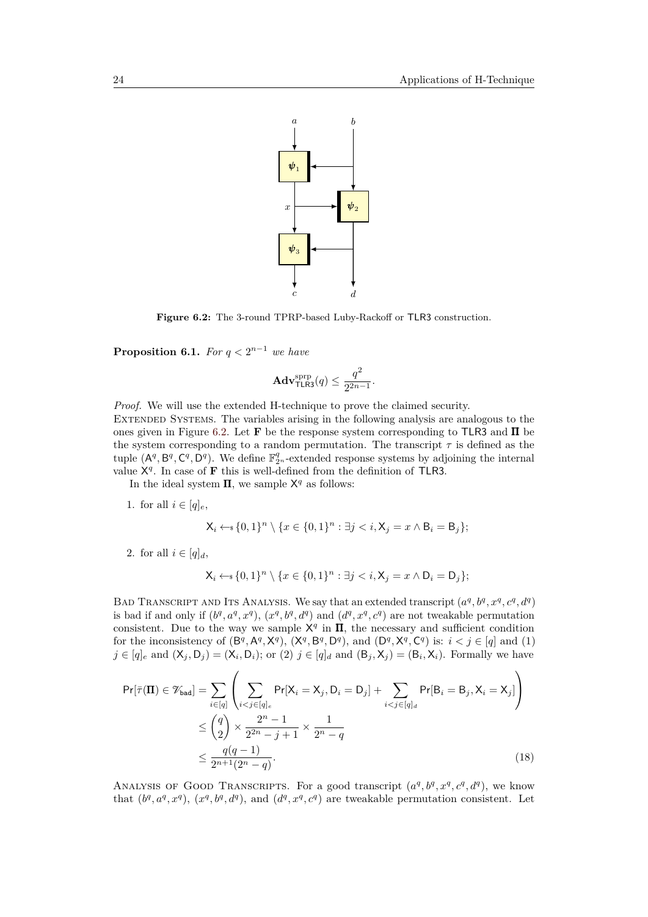**Figure 6.2:** The 3-round TPRP-based Luby-Rackoff or TLR3 construction.

**Proposition 6.1.** *For $q < 2^{n-1}$ we have*

$$\mathbf{Adv}^{\text{sprp}}_{\mathsf{TLR3}}(q) \leq \frac{q^2}{2^{2n-1}}.$$

*Proof.* We will use the extended H-technique to prove the claimed security.

Extended Systems. The variables arising in the following analysis are analogous to the ones given in Figure 6.2. Let $\mathbf{F}$ be the response system corresponding to TLR3 and $\mathbf{\Pi}$ be the system corresponding to a random permutation. The transcript $\tau$ is defined as the tuple $(\mathsf{A}^q, \mathsf{B}^q, \mathsf{C}^q, \mathsf{D}^q)$. We define $\mathbb{F}^q_{2^n}$-extended response systems by adjoining the internal value $\mathsf{X}^q$. In case of $\mathbf{F}$ this is well-defined from the definition of TLR3.

In the ideal system $\mathbf{\Pi}$, we sample $\mathsf{X}^q$ as follows:

1. for all $i \in [q]_e$,

$$\mathsf{X}_i \leftarrow_{\$} \{0,1\}^n \setminus \{x \in \{0,1\}^n : \exists j < i, \mathsf{X}_j = x \wedge \mathsf{B}_i = \mathsf{B}_j\};$$

2. for all $i \in [q]_d$,

$$\mathsf{X}_i \leftarrow_{\$} \{0,1\}^n \setminus \{x \in \{0,1\}^n : \exists j < i, \mathsf{X}_j = x \wedge \mathsf{D}_i = \mathsf{D}_j\};$$

Bad Transcript and Its Analysis. We say that an extended transcript $(a^q, b^q, x^q, c^q, d^q)$ is bad if and only if $(b^q, a^q, x^q)$, $(x^q, b^q, d^q)$ and $(d^q, x^q, c^q)$ are not tweakable permutation consistent. Due to the way we sample $\mathsf{X}^q$ in $\mathbf{\Pi}$, the necessary and sufficient condition for the inconsistency of $(\mathsf{B}^q, \mathsf{A}^q, \mathsf{X}^q)$, $(\mathsf{X}^q, \mathsf{B}^q, \mathsf{D}^q)$, and $(\mathsf{D}^q, \mathsf{X}^q, \mathsf{C}^q)$ is: $i < j \in [q]$ and (1) $j \in [q]_e$ and $(\mathsf{X}_j, \mathsf{D}_j) = (\mathsf{X}_i, \mathsf{D}_i)$; or (2) $j \in [q]_d$ and $(\mathsf{B}_j, \mathsf{X}_j) = (\mathsf{B}_i, \mathsf{X}_i)$. Formally we have

$$\begin{aligned}
\Pr[\bar{\tau}(\mathbf{\Pi}) \in \mathscr{V}_{\mathsf{bad}}] &= \sum_{i \in [q]} \left( \sum_{i < j \in [q]_e} \Pr[\mathsf{X}_i = \mathsf{X}_j, \mathsf{D}_i = \mathsf{D}_j] + \sum_{i < j \in [q]_d} \Pr[\mathsf{B}_i = \mathsf{B}_j, \mathsf{X}_i = \mathsf{X}_j] \right) \\
&\leq \binom{q}{2} \times \frac{2^n - 1}{2^{2n} - j + 1} \times \frac{1}{2^n - q} \\
&\leq \frac{q(q-1)}{2^{n+1}(2^n - q)}.
\end{aligned} \tag{18}$$

Analysis of Good Transcripts. For a good transcript $(a^q, b^q, x^q, c^q, d^q)$, we know that $(b^q, a^q, x^q)$, $(x^q, b^q, d^q)$, and $(d^q, x^q, c^q)$ are tweakable permutation consistent. Let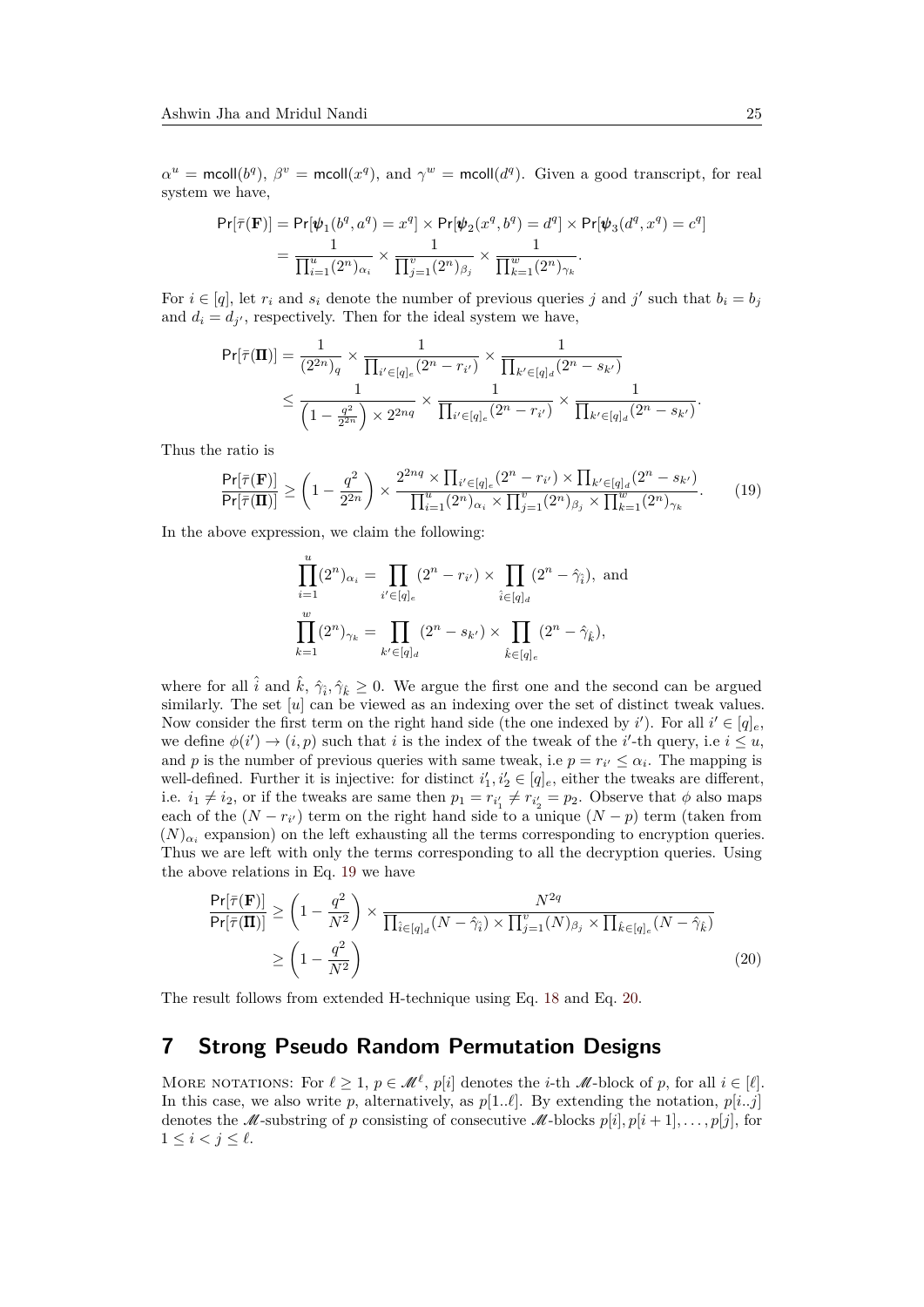$\alpha^u = \mathsf{mcoll}(b^q)$, $\beta^v = \mathsf{mcoll}(x^q)$, and $\gamma^w = \mathsf{mcoll}(d^q)$. Given a good transcript, for real system we have,

$$
\begin{aligned}
\Pr[\bar{\tau}(\mathbf{F})] &= \Pr[\boldsymbol{\psi}_1(b^q, a^q) = x^q] \times \Pr[\boldsymbol{\psi}_2(x^q, b^q) = d^q] \times \Pr[\boldsymbol{\psi}_3(d^q, x^q) = c^q] \\
&= \frac{1}{\prod_{i=1}^{u}(2^n)_{\alpha_i}} \times \frac{1}{\prod_{j=1}^{v}(2^n)_{\beta_j}} \times \frac{1}{\prod_{k=1}^{w}(2^n)_{\gamma_k}}.
\end{aligned}
$$

For $i \in [q]$, let $r_i$ and $s_i$ denote the number of previous queries $j$ and $j'$ such that $b_i = b_j$ and $d_i = d_{j'}$, respectively. Then for the ideal system we have,

$$
\begin{aligned}
\Pr[\bar{\tau}(\mathbf{\Pi})] &= \frac{1}{(2^{2n})_q} \times \frac{1}{\prod_{i' \in [q]_e}(2^n - r_{i'})} \times \frac{1}{\prod_{k' \in [q]_d}(2^n - s_{k'})} \\
&\leq \frac{1}{\left(1 - \frac{q^2}{2^{2n}}\right) \times 2^{2nq}} \times \frac{1}{\prod_{i' \in [q]_e}(2^n - r_{i'})} \times \frac{1}{\prod_{k' \in [q]_d}(2^n - s_{k'})}.
\end{aligned}
$$

Thus the ratio is

$$
\frac{\Pr[\bar{\tau}(\mathbf{F})]}{\Pr[\bar{\tau}(\mathbf{\Pi})]} \geq \left(1 - \frac{q^2}{2^{2n}}\right) \times \frac{2^{2nq} \times \prod_{i' \in [q]_e}(2^n - r_{i'}) \times \prod_{k' \in [q]_d}(2^n - s_{k'})}{\prod_{i=1}^{u}(2^n)_{\alpha_i} \times \prod_{j=1}^{v}(2^n)_{\beta_j} \times \prod_{k=1}^{w}(2^n)_{\gamma_k}}. \tag{19}
$$

In the above expression, we claim the following:

$$
\begin{aligned}
\prod_{i=1}^{u}(2^n)_{\alpha_i} &= \prod_{i' \in [q]_e}(2^n - r_{i'}) \times \prod_{\hat{i} \in [q]_d}(2^n - \hat{\gamma}_{\hat{i}}), \text{ and} \\
\prod_{k=1}^{w}(2^n)_{\gamma_k} &= \prod_{k' \in [q]_d}(2^n - s_{k'}) \times \prod_{\hat{k} \in [q]_e}(2^n - \hat{\gamma}_{\hat{k}}),
\end{aligned}
$$

where for all $\hat{i}$ and $\hat{k}$, $\hat{\gamma}_{\hat{i}}, \hat{\gamma}_{\hat{k}} \geq 0$. We argue the first one and the second can be argued similarly. The set $[u]$ can be viewed as an indexing over the set of distinct tweak values. Now consider the first term on the right hand side (the one indexed by $i'$). For all $i' \in [q]_e$, we define $\phi(i') \rightarrow (i, p)$ such that $i$ is the index of the tweak of the $i'$-th query, i.e $i \leq u$, and $p$ is the number of previous queries with same tweak, i.e $p = r_{i'} \leq \alpha_i$. The mapping is well-defined. Further it is injective: for distinct $i'_1, i'_2 \in [q]_e$, either the tweaks are different, i.e. $i_1 \neq i_2$, or if the tweaks are same then $p_1 = r_{i'_1} \neq r_{i'_2} = p_2$. Observe that $\phi$ also maps each of the $(N - r_{i'})$ term on the right hand side to a unique $(N - p)$ term (taken from $(N)_{\alpha_i}$ expansion) on the left exhausting all the terms corresponding to encryption queries. Thus we are left with only the terms corresponding to all the decryption queries. Using the above relations in Eq. 19 we have

$$
\begin{aligned}
\frac{\Pr[\bar{\tau}(\mathbf{F})]}{\Pr[\bar{\tau}(\mathbf{\Pi})]} &\geq \left(1 - \frac{q^2}{N^2}\right) \times \frac{N^{2q}}{\prod_{\hat{i} \in [q]_d}(N - \hat{\gamma}_{\hat{i}}) \times \prod_{j=1}^{v}(N)_{\beta_j} \times \prod_{\hat{k} \in [q]_e}(N - \hat{\gamma}_{\hat{k}})} \\
&\geq \left(1 - \frac{q^2}{N^2}\right)
\end{aligned} \tag{20}
$$

The result follows from extended H-technique using Eq. 18 and Eq. 20.

## 7 Strong Pseudo Random Permutation Designs

More notations: For $\ell \geq 1$, $p \in \mathscr{M}^\ell$, $p[i]$ denotes the $i$-th $\mathscr{M}$-block of $p$, for all $i \in [\ell]$. In this case, we also write $p$, alternatively, as $p[1..\ell]$. By extending the notation, $p[i..j]$ denotes the $\mathscr{M}$-substring of $p$ consisting of consecutive $\mathscr{M}$-blocks $p[i], p[i+1], \ldots, p[j]$, for $1 \leq i < j \leq \ell$.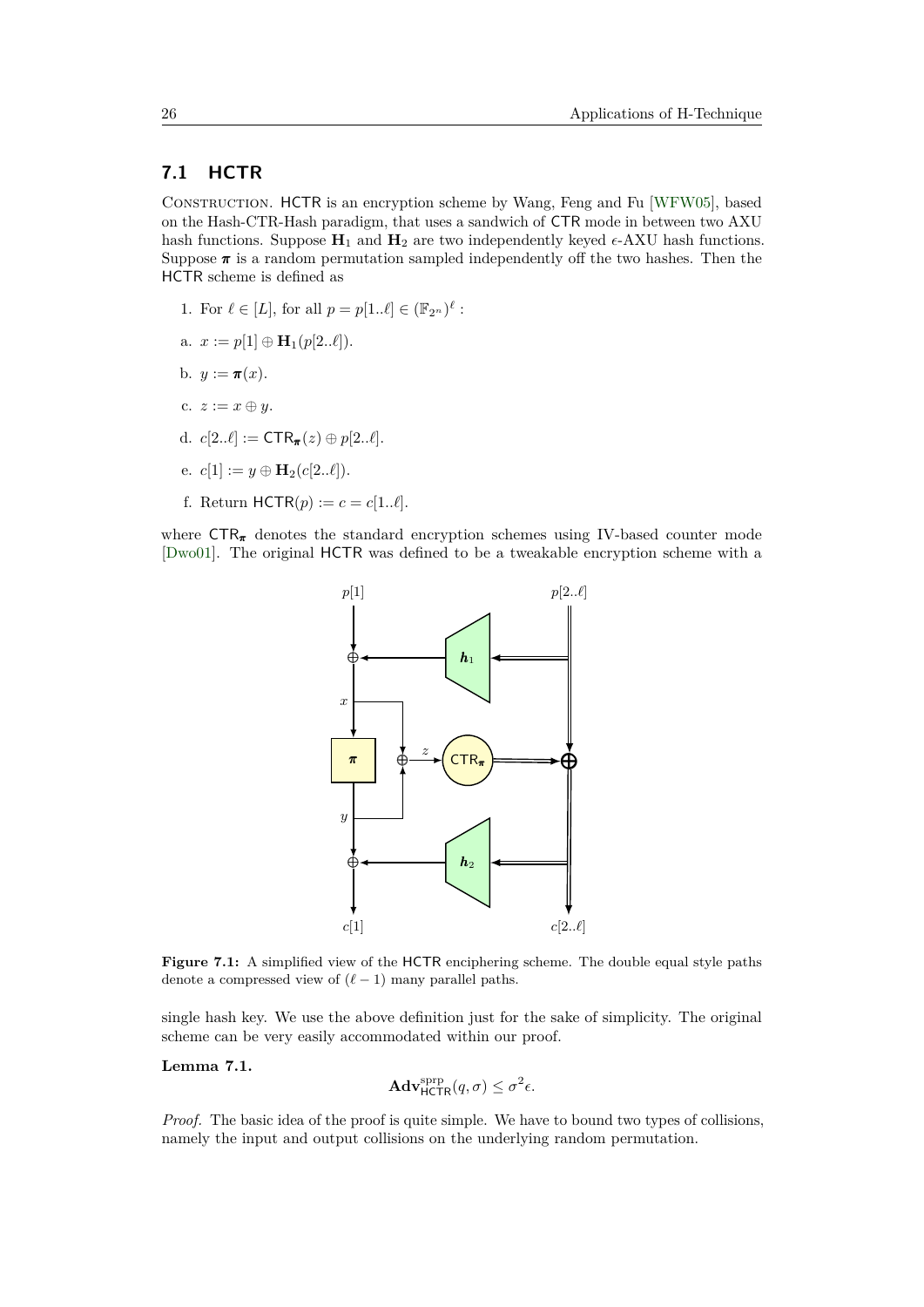## 7.1 HCTR

CONSTRUCTION. HCTR is an encryption scheme by Wang, Feng and Fu [WFW05], based on the Hash-CTR-Hash paradigm, that uses a sandwich of CTR mode in between two AXU hash functions. Suppose $\mathbf{H}_1$ and $\mathbf{H}_2$ are two independently keyed $\epsilon$-AXU hash functions. Suppose $\boldsymbol{\pi}$ is a random permutation sampled independently off the two hashes. Then the HCTR scheme is defined as

1. For $\ell \in [L]$, for all $p = p[1..\ell] \in (\mathbb{F}_{2^n})^\ell$ :

   a. $x := p[1] \oplus \mathbf{H}_1(p[2..\ell])$.

   b. $y := \boldsymbol{\pi}(x)$.

   c. $z := x \oplus y$.

   d. $c[2..\ell] := \mathsf{CTR}_{\boldsymbol{\pi}}(z) \oplus p[2..\ell]$.

   e. $c[1] := y \oplus \mathbf{H}_2(c[2..\ell])$.

   f. Return $\mathsf{HCTR}(p) := c = c[1..\ell]$.

where $\mathsf{CTR}_{\boldsymbol{\pi}}$ denotes the standard encryption schemes using IV-based counter mode [Dwo01]. The original HCTR was defined to be a tweakable encryption scheme with a single hash key. We use the above definition just for the sake of simplicity. The original scheme can be very easily accommodated within our proof.

**Figure 7.1:** A simplified view of the HCTR enciphering scheme. The double equal style paths denote a compressed view of $(\ell - 1)$ many parallel paths.

**Lemma 7.1.**

$$\mathbf{Adv}^{\text{sprp}}_{\mathsf{HCTR}}(q, \sigma) \leq \sigma^2 \epsilon.$$

*Proof.* The basic idea of the proof is quite simple. We have to bound two types of collisions, namely the input and output collisions on the underlying random permutation.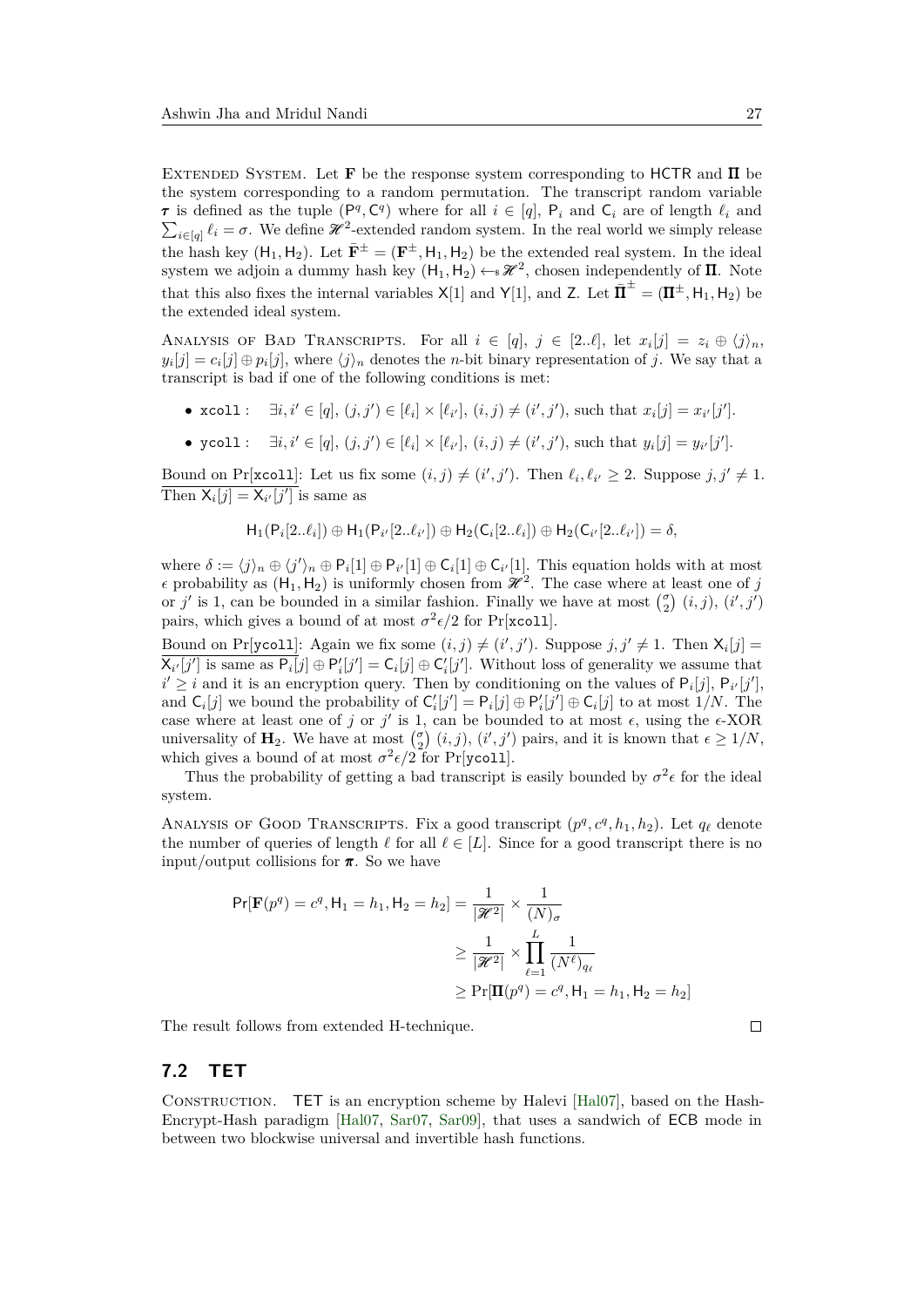Extended System. Let $\mathbf{F}$ be the response system corresponding to HCTR and $\mathbf{\Pi}$ be the system corresponding to a random permutation. The transcript random variable $\boldsymbol{\tau}$ is defined as the tuple $(\mathsf{P}^q, \mathsf{C}^q)$ where for all $i \in [q]$, $\mathsf{P}_i$ and $\mathsf{C}_i$ are of length $\ell_i$ and $\sum_{i\in[q]} \ell_i = \sigma$. We define $\mathscr{H}^2$-extended random system. In the real world we simply release the hash key $(\mathsf{H}_1, \mathsf{H}_2)$. Let $\bar{\mathbf{F}}^{\pm} = (\mathbf{F}^{\pm}, \mathsf{H}_1, \mathsf{H}_2)$ be the extended real system. In the ideal system we adjoin a dummy hash key $(\mathsf{H}_1, \mathsf{H}_2) \leftarrow_{\$} \mathscr{H}^2$, chosen independently of $\mathbf{\Pi}$. Note that this also fixes the internal variables $\mathsf{X}[1]$ and $\mathsf{Y}[1]$, and $\mathsf{Z}$. Let $\bar{\mathbf{\Pi}}^{\pm} = (\mathbf{\Pi}^{\pm}, \mathsf{H}_1, \mathsf{H}_2)$ be the extended ideal system.

Analysis of Bad Transcripts. For all $i \in [q]$, $j \in [2..\ell]$, let $x_i[j] = z_i \oplus \langle j \rangle_n$, $y_i[j] = c_i[j] \oplus p_i[j]$, where $\langle j \rangle_n$ denotes the $n$-bit binary representation of $j$. We say that a transcript is bad if one of the following conditions is met:

- `xcoll` : $\exists i, i' \in [q]$, $(j, j') \in [\ell_i] \times [\ell_{i'}]$, $(i, j) \neq (i', j')$, such that $x_i[j] = x_{i'}[j']$.
- `ycoll` : $\exists i, i' \in [q]$, $(j, j') \in [\ell_i] \times [\ell_{i'}]$, $(i, j) \neq (i', j')$, such that $y_i[j] = y_{i'}[j']$.

Bound on Pr[`xcoll`]: Let us fix some $(i, j) \neq (i', j')$. Then $\ell_i, \ell_{i'} \geq 2$. Suppose $j, j' \neq 1$. Then $\mathsf{X}_i[j] = \mathsf{X}_{i'}[j']$ is same as

$$\mathsf{H}_1(\mathsf{P}_i[2..\ell_i]) \oplus \mathsf{H}_1(\mathsf{P}_{i'}[2..\ell_{i'}]) \oplus \mathsf{H}_2(\mathsf{C}_i[2..\ell_i]) \oplus \mathsf{H}_2(\mathsf{C}_{i'}[2..\ell_{i'}]) = \delta,$$

where $\delta := \langle j \rangle_n \oplus \langle j' \rangle_n \oplus \mathsf{P}_i[1] \oplus \mathsf{P}_{i'}[1] \oplus \mathsf{C}_i[1] \oplus \mathsf{C}_{i'}[1]$. This equation holds with at most $\epsilon$ probability as $(\mathsf{H}_1, \mathsf{H}_2)$ is uniformly chosen from $\mathscr{H}^2$. The case where at least one of $j$ or $j'$ is 1, can be bounded in a similar fashion. Finally we have at most $\binom{\sigma}{2}$ $(i, j)$, $(i', j')$ pairs, which gives a bound of at most $\sigma^2\epsilon/2$ for Pr[`xcoll`].

Bound on Pr[`ycoll`]: Again we fix some $(i, j) \neq (i', j')$. Suppose $j, j' \neq 1$. Then $\mathsf{X}_i[j] = \mathsf{X}_{i'}[j']$ is same as $\mathsf{P}_i[j] \oplus \mathsf{P}'_i[j'] = \mathsf{C}_i[j] \oplus \mathsf{C}'_i[j']$. Without loss of generality we assume that $i' \geq i$ and it is an encryption query. Then by conditioning on the values of $\mathsf{P}_i[j]$, $\mathsf{P}_{i'}[j']$, and $\mathsf{C}_i[j]$ we bound the probability of $\mathsf{C}'_i[j'] = \mathsf{P}_i[j] \oplus \mathsf{P}'_i[j'] \oplus \mathsf{C}_i[j]$ to at most $1/N$. The case where at least one of $j$ or $j'$ is 1, can be bounded to at most $\epsilon$, using the $\epsilon$-XOR universality of $\mathbf{H}_2$. We have at most $\binom{\sigma}{2}$ $(i, j)$, $(i', j')$ pairs, and it is known that $\epsilon \geq 1/N$, which gives a bound of at most $\sigma^2\epsilon/2$ for Pr[`ycoll`].

Thus the probability of getting a bad transcript is easily bounded by $\sigma^2\epsilon$ for the ideal system.

Analysis of Good Transcripts. Fix a good transcript $(p^q, c^q, h_1, h_2)$. Let $q_\ell$ denote the number of queries of length $\ell$ for all $\ell \in [L]$. Since for a good transcript there is no input/output collisions for $\boldsymbol{\pi}$. So we have

$$\begin{aligned}
\Pr[\mathbf{F}(p^q) = c^q, \mathsf{H}_1 = h_1, \mathsf{H}_2 = h_2] &= \frac{1}{|\mathscr{H}^2|} \times \frac{1}{(N)_\sigma} \\
&\geq \frac{1}{|\mathscr{H}^2|} \times \prod_{\ell=1}^{L} \frac{1}{(N^\ell)_{q_\ell}} \\
&\geq \Pr[\mathbf{\Pi}(p^q) = c^q, \mathsf{H}_1 = h_1, \mathsf{H}_2 = h_2]
\end{aligned}$$

The result follows from extended H-technique. $\square$

## 7.2 TET

Construction. TET is an encryption scheme by Halevi [Hal07], based on the Hash-Encrypt-Hash paradigm [Hal07, Sar07, Sar09], that uses a sandwich of ECB mode in between two blockwise universal and invertible hash functions.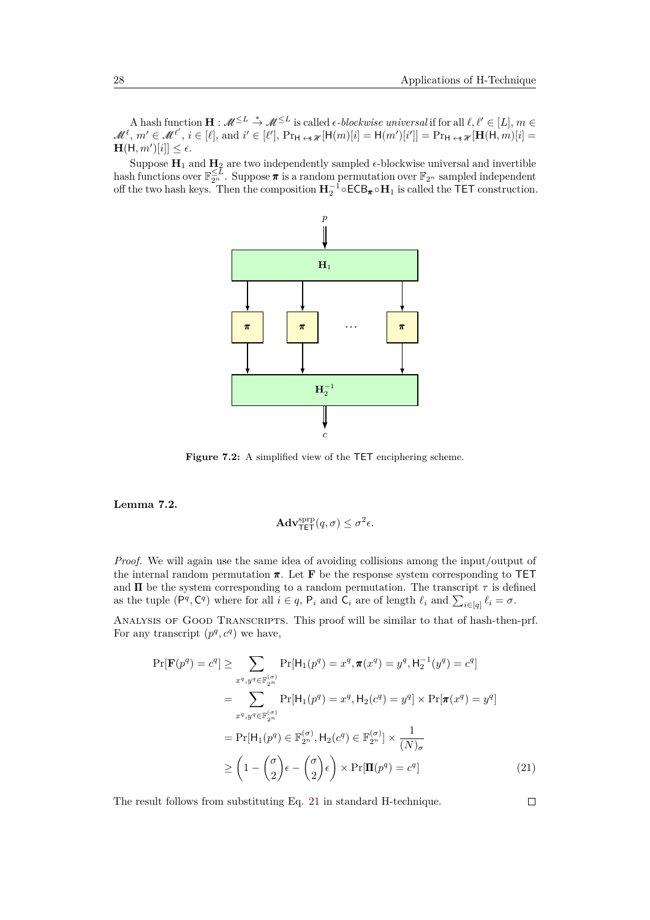A hash function $\mathbf{H} : \mathscr{M}^{\leq L} \xrightarrow{*} \mathscr{M}^{\leq L}$ is called $\epsilon$*-blockwise universal* if for all $\ell, \ell' \in [L]$, $m \in \mathscr{M}^{\ell}$, $m' \in \mathscr{M}^{\ell'}$, $i \in [\ell]$, and $i' \in [\ell']$, $\Pr_{\mathsf{H} \leftarrow\$ \mathscr{K}}[\mathsf{H}(m)[i] = \mathsf{H}(m')[i']] = \Pr_{\mathsf{H} \leftarrow\$ \mathscr{K}}[\mathbf{H}(\mathsf{H}, m)[i] = \mathbf{H}(\mathsf{H}, m')[i]] \leq \epsilon$.

Suppose $\mathbf{H}_1$ and $\mathbf{H}_2$ are two independently sampled $\epsilon$-blockwise universal and invertible hash functions over $\mathbb{F}_{2^n}^{\leq L}$. Suppose $\boldsymbol{\pi}$ is a random permutation over $\mathbb{F}_{2^n}$ sampled independent off the two hash keys. Then the composition $\mathbf{H}_2^{-1} \circ \mathsf{ECB}_{\boldsymbol{\pi}} \circ \mathbf{H}_1$ is called the $\mathsf{TET}$ construction.

**Figure 7.2:** A simplified view of the $\mathsf{TET}$ enciphering scheme.

**Lemma 7.2.**

$$\mathbf{Adv}_{\mathsf{TET}}^{\mathrm{sprp}}(q, \sigma) \leq \sigma^2 \epsilon.$$

*Proof.* We will again use the same idea of avoiding collisions among the input/output of the internal random permutation $\boldsymbol{\pi}$. Let $\mathbf{F}$ be the response system corresponding to $\mathsf{TET}$ and $\mathbf{\Pi}$ be the system corresponding to a random permutation. The transcript $\tau$ is defined as the tuple $(\mathsf{P}^q, \mathsf{C}^q)$ where for all $i \in q$, $\mathsf{P}_i$ and $\mathsf{C}_i$ are of length $\ell_i$ and $\sum_{i \in [q]} \ell_i = \sigma$.

Analysis of Good Transcripts. This proof will be similar to that of hash-then-prf. For any transcript $(p^q, c^q)$ we have,

$$\begin{aligned}
\Pr[\mathbf{F}(p^q) = c^q] &\geq \sum_{x^q, y^q \in \mathbb{F}_{2^n}^{(\sigma)}} \Pr[\mathsf{H}_1(p^q) = x^q, \boldsymbol{\pi}(x^q) = y^q, \mathsf{H}_2^{-1}(y^q) = c^q] \\
&= \sum_{x^q, y^q \in \mathbb{F}_{2^n}^{(\sigma)}} \Pr[\mathsf{H}_1(p^q) = x^q, \mathsf{H}_2(c^q) = y^q] \times \Pr[\boldsymbol{\pi}(x^q) = y^q] \\
&= \Pr[\mathsf{H}_1(p^q) \in \mathbb{F}_{2^n}^{(\sigma)}, \mathsf{H}_2(c^q) \in \mathbb{F}_{2^n}^{(\sigma)}] \times \frac{1}{(N)_\sigma} \\
&\geq \left(1 - \binom{\sigma}{2}\epsilon - \binom{\sigma}{2}\epsilon\right) \times \Pr[\mathbf{\Pi}(p^q) = c^q] \qquad (21)
\end{aligned}$$

The result follows from substituting Eq. 21 in standard H-technique. $\square$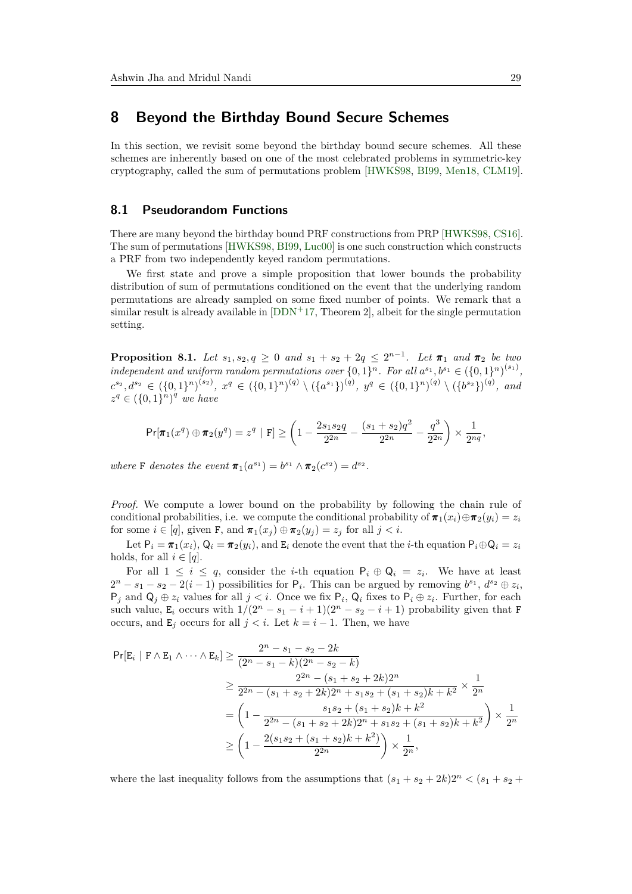## 8 Beyond the Birthday Bound Secure Schemes

In this section, we revisit some beyond the birthday bound secure schemes. All these schemes are inherently based on one of the most celebrated problems in symmetric-key cryptography, called the sum of permutations problem [HWKS98, BI99, Men18, CLM19].

### 8.1 Pseudorandom Functions

There are many beyond the birthday bound PRF constructions from PRP [HWKS98, CS16]. The sum of permutations [HWKS98, BI99, Luc00] is one such construction which constructs a PRF from two independently keyed random permutations.

We first state and prove a simple proposition that lower bounds the probability distribution of sum of permutations conditioned on the event that the underlying random permutations are already sampled on some fixed number of points. We remark that a similar result is already available in [DDN+17, Theorem 2], albeit for the single permutation setting.

**Proposition 8.1.** *Let $s_1, s_2, q \geq 0$ and $s_1 + s_2 + 2q \leq 2^{n-1}$. Let $\boldsymbol{\pi}_1$ and $\boldsymbol{\pi}_2$ be two independent and uniform random permutations over $\{0,1\}^n$. For all $a^{s_1}, b^{s_1} \in (\{0,1\}^n)^{(s_1)}$, $c^{s_2}, d^{s_2} \in (\{0,1\}^n)^{(s_2)}$, $x^q \in (\{0,1\}^n)^{(q)} \setminus (\{a^{s_1}\})^{(q)}$, $y^q \in (\{0,1\}^n)^{(q)} \setminus (\{b^{s_2}\})^{(q)}$, and $z^q \in (\{0,1\}^n)^q$ we have*

$$\Pr[\boldsymbol{\pi}_1(x^q) \oplus \boldsymbol{\pi}_2(y^q) = z^q \mid \mathtt{F}] \geq \left(1 - \frac{2s_1s_2q}{2^{2n}} - \frac{(s_1+s_2)q^2}{2^{2n}} - \frac{q^3}{2^{2n}}\right) \times \frac{1}{2^{nq}},$$

*where* $\mathtt{F}$ *denotes the event $\boldsymbol{\pi}_1(a^{s_1}) = b^{s_1} \wedge \boldsymbol{\pi}_2(c^{s_2}) = d^{s_2}$.*

*Proof.* We compute a lower bound on the probability by following the chain rule of conditional probabilities, i.e. we compute the conditional probability of $\boldsymbol{\pi}_1(x_i) \oplus \boldsymbol{\pi}_2(y_i) = z_i$ for some $i \in [q]$, given $\mathtt{F}$, and $\boldsymbol{\pi}_1(x_j) \oplus \boldsymbol{\pi}_2(y_j) = z_j$ for all $j < i$.

Let $\mathsf{P}_i = \boldsymbol{\pi}_1(x_i)$, $\mathsf{Q}_i = \boldsymbol{\pi}_2(y_i)$, and $\mathtt{E}_i$ denote the event that the $i$-th equation $\mathsf{P}_i \oplus \mathsf{Q}_i = z_i$ holds, for all $i \in [q]$.

For all $1 \leq i \leq q$, consider the $i$-th equation $\mathsf{P}_i \oplus \mathsf{Q}_i = z_i$. We have at least $2^n - s_1 - s_2 - 2(i-1)$ possibilities for $\mathsf{P}_i$. This can be argued by removing $b^{s_1}$, $d^{s_2} \oplus z_i$, $\mathsf{P}_j$ and $\mathsf{Q}_j \oplus z_i$ values for all $j < i$. Once we fix $\mathsf{P}_i$, $\mathsf{Q}_i$ fixes to $\mathsf{P}_i \oplus z_i$. Further, for each such value, $\mathtt{E}_i$ occurs with $1/(2^n - s_1 - i + 1)(2^n - s_2 - i + 1)$ probability given that $\mathtt{F}$ occurs, and $\mathtt{E}_j$ occurs for all $j < i$. Let $k = i - 1$. Then, we have

$$\begin{aligned}
\Pr[\mathtt{E}_i \mid \mathtt{F} \wedge \mathtt{E}_1 \wedge \cdots \wedge \mathtt{E}_k] &\geq \frac{2^n - s_1 - s_2 - 2k}{(2^n - s_1 - k)(2^n - s_2 - k)} \\
&\geq \frac{2^{2n} - (s_1 + s_2 + 2k)2^n}{2^{2n} - (s_1 + s_2 + 2k)2^n + s_1s_2 + (s_1+s_2)k + k^2} \times \frac{1}{2^n} \\
&= \left(1 - \frac{s_1s_2 + (s_1+s_2)k + k^2}{2^{2n} - (s_1+s_2+2k)2^n + s_1s_2 + (s_1+s_2)k + k^2}\right) \times \frac{1}{2^n} \\
&\geq \left(1 - \frac{2(s_1s_2 + (s_1+s_2)k + k^2)}{2^{2n}}\right) \times \frac{1}{2^n},
\end{aligned}$$

where the last inequality follows from the assumptions that $(s_1 + s_2 + 2k)2^n < (s_1 + s_2 +$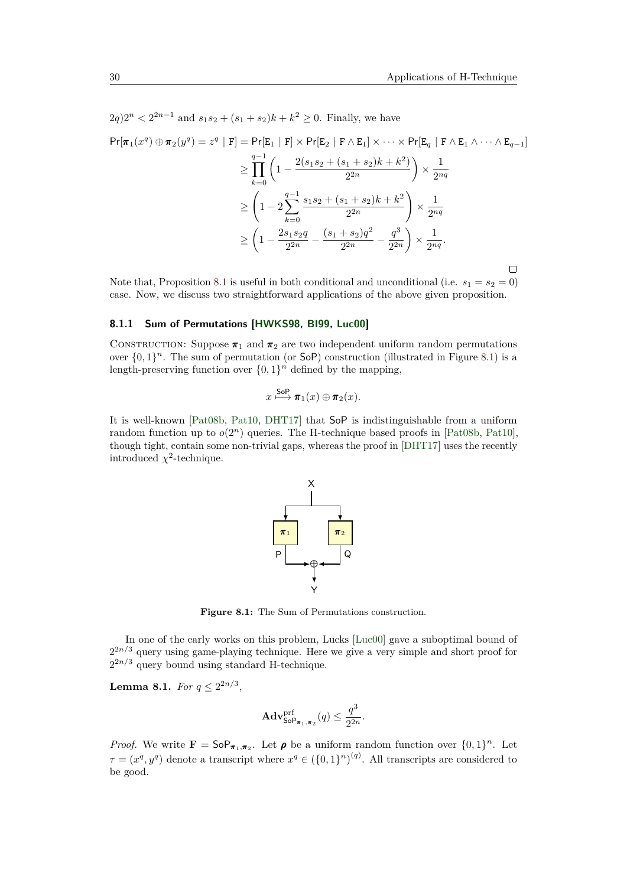$2q)2^n < 2^{2n-1}$ and $s_1 s_2 + (s_1+s_2)k + k^2 \geq 0$. Finally, we have

$$
\begin{aligned}
\Pr[\boldsymbol{\pi}_1(x^q) \oplus \boldsymbol{\pi}_2(y^q) = z^q \mid \mathtt{F}] &= \Pr[\mathtt{E}_1 \mid \mathtt{F}] \times \Pr[\mathtt{E}_2 \mid \mathtt{F} \wedge \mathtt{E}_1] \times \cdots \times \Pr[\mathtt{E}_q \mid \mathtt{F} \wedge \mathtt{E}_1 \wedge \cdots \wedge \mathtt{E}_{q-1}] \\
&\geq \prod_{k=0}^{q-1} \left(1 - \frac{2(s_1 s_2 + (s_1+s_2)k + k^2)}{2^{2n}}\right) \times \frac{1}{2^{nq}} \\
&\geq \left(1 - 2\sum_{k=0}^{q-1} \frac{s_1 s_2 + (s_1+s_2)k + k^2}{2^{2n}}\right) \times \frac{1}{2^{nq}} \\
&\geq \left(1 - \frac{2 s_1 s_2 q}{2^{2n}} - \frac{(s_1+s_2)q^2}{2^{2n}} - \frac{q^3}{2^{2n}}\right) \times \frac{1}{2^{nq}}.
\end{aligned}
$$

□

Note that, Proposition 8.1 is useful in both conditional and unconditional (i.e. $s_1 = s_2 = 0$) case. Now, we discuss two straightforward applications of the above given proposition.

### 8.1.1 Sum of Permutations [HWKS98, BI99, Luc00]

Construction: Suppose $\boldsymbol{\pi}_1$ and $\boldsymbol{\pi}_2$ are two independent uniform random permutations over $\{0,1\}^n$. The sum of permutation (or $\mathsf{SoP}$) construction (illustrated in Figure 8.1) is a length-preserving function over $\{0,1\}^n$ defined by the mapping,

$$x \overset{\mathsf{SoP}}{\longmapsto} \boldsymbol{\pi}_1(x) \oplus \boldsymbol{\pi}_2(x).$$

It is well-known [Pat08b, Pat10, DHT17] that $\mathsf{SoP}$ is indistinguishable from a uniform random function up to $o(2^n)$ queries. The H-technique based proofs in [Pat08b, Pat10], though tight, contain some non-trivial gaps, whereas the proof in [DHT17] uses the recently introduced $\chi^2$-technique.

**Figure 8.1:** The Sum of Permutations construction.

In one of the early works on this problem, Lucks [Luc00] gave a suboptimal bound of $2^{2n/3}$ query using game-playing technique. Here we give a very simple and short proof for $2^{2n/3}$ query bound using standard H-technique.

**Lemma 8.1.** *For $q \leq 2^{2n/3}$,*

$$\mathbf{Adv}^{\mathrm{prf}}_{\mathsf{SoP}_{\boldsymbol{\pi}_1,\boldsymbol{\pi}_2}}(q) \leq \frac{q^3}{2^{2n}}.$$

*Proof.* We write $\mathbf{F} = \mathsf{SoP}_{\boldsymbol{\pi}_1,\boldsymbol{\pi}_2}$. Let $\boldsymbol{\rho}$ be a uniform random function over $\{0,1\}^n$. Let $\tau = (x^q, y^q)$ denote a transcript where $x^q \in (\{0,1\}^n)^{(q)}$. All transcripts are considered to be good.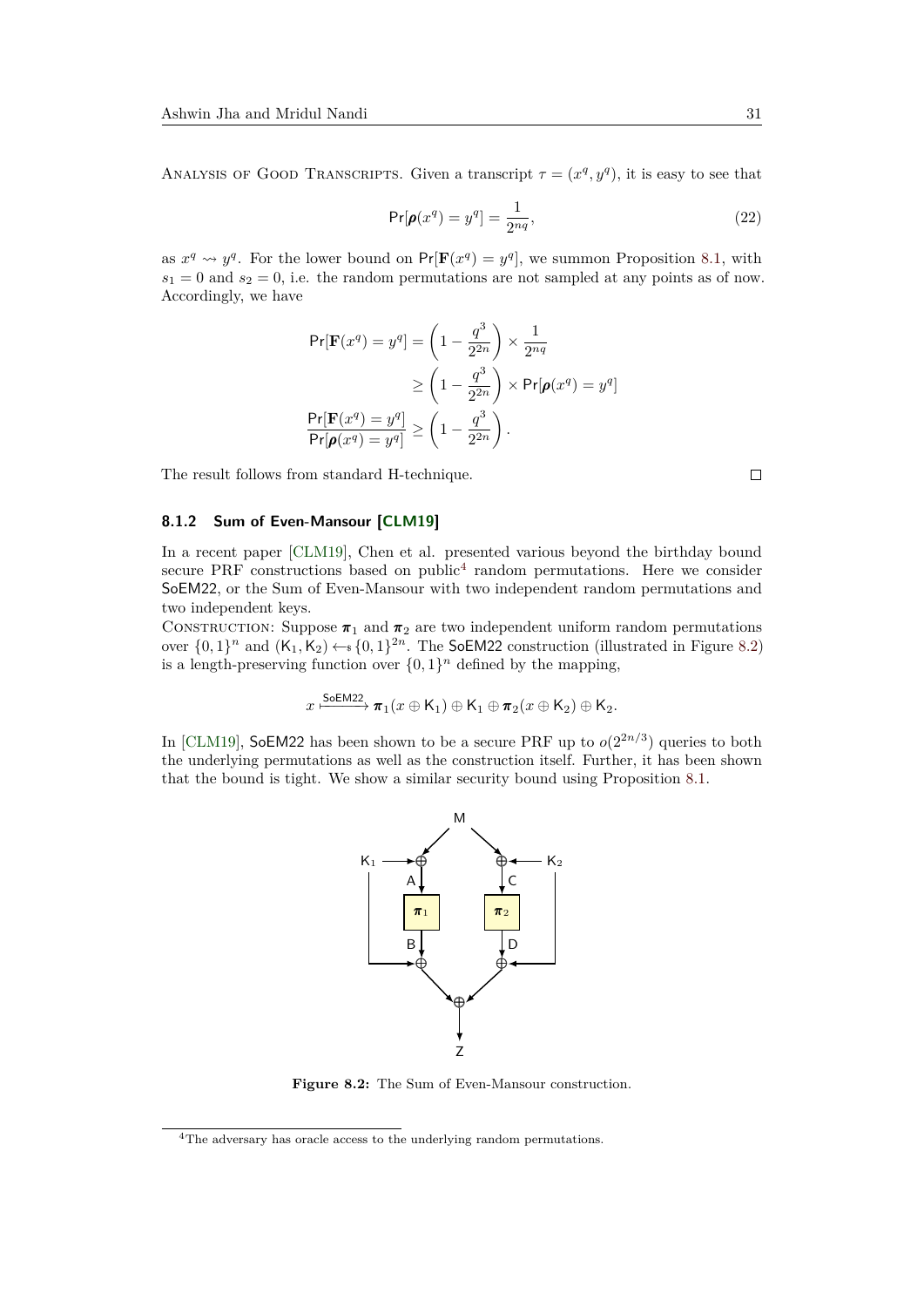Analysis of Good Transcripts. Given a transcript $\tau = (x^q, y^q)$, it is easy to see that

$$\Pr[\boldsymbol{\rho}(x^q) = y^q] = \frac{1}{2^{nq}}, \tag{22}$$

as $x^q \rightsquigarrow y^q$. For the lower bound on $\Pr[\mathbf{F}(x^q) = y^q]$, we summon Proposition 8.1, with $s_1 = 0$ and $s_2 = 0$, i.e. the random permutations are not sampled at any points as of now. Accordingly, we have

$$\begin{aligned}
\Pr[\mathbf{F}(x^q) = y^q] &= \left(1 - \frac{q^3}{2^{2n}}\right) \times \frac{1}{2^{nq}} \\
&\geq \left(1 - \frac{q^3}{2^{2n}}\right) \times \Pr[\boldsymbol{\rho}(x^q) = y^q] \\
\frac{\Pr[\mathbf{F}(x^q) = y^q]}{\Pr[\boldsymbol{\rho}(x^q) = y^q]} &\geq \left(1 - \frac{q^3}{2^{2n}}\right).
\end{aligned}$$

The result follows from standard H-technique. □

### 8.1.2 Sum of Even-Mansour [CLM19]

In a recent paper [CLM19], Chen et al. presented various beyond the birthday bound secure PRF constructions based on public[4] random permutations. Here we consider SoEM22, or the Sum of Even-Mansour with two independent random permutations and two independent keys.

Construction: Suppose $\boldsymbol{\pi}_1$ and $\boldsymbol{\pi}_2$ are two independent uniform random permutations over $\{0,1\}^n$ and $(\mathsf{K}_1, \mathsf{K}_2) \leftarrow\!\!\$\, \{0,1\}^{2n}$. The SoEM22 construction (illustrated in Figure 8.2) is a length-preserving function over $\{0,1\}^n$ defined by the mapping,

$$x \xmapsto{\mathsf{SoEM22}} \boldsymbol{\pi}_1(x \oplus \mathsf{K}_1) \oplus \mathsf{K}_1 \oplus \boldsymbol{\pi}_2(x \oplus \mathsf{K}_2) \oplus \mathsf{K}_2.$$

In [CLM19], SoEM22 has been shown to be a secure PRF up to $o(2^{2n/3})$ queries to both the underlying permutations as well as the construction itself. Further, it has been shown that the bound is tight. We show a similar security bound using Proposition 8.1.

**Figure 8.2:** The Sum of Even-Mansour construction.

[4] The adversary has oracle access to the underlying random permutations.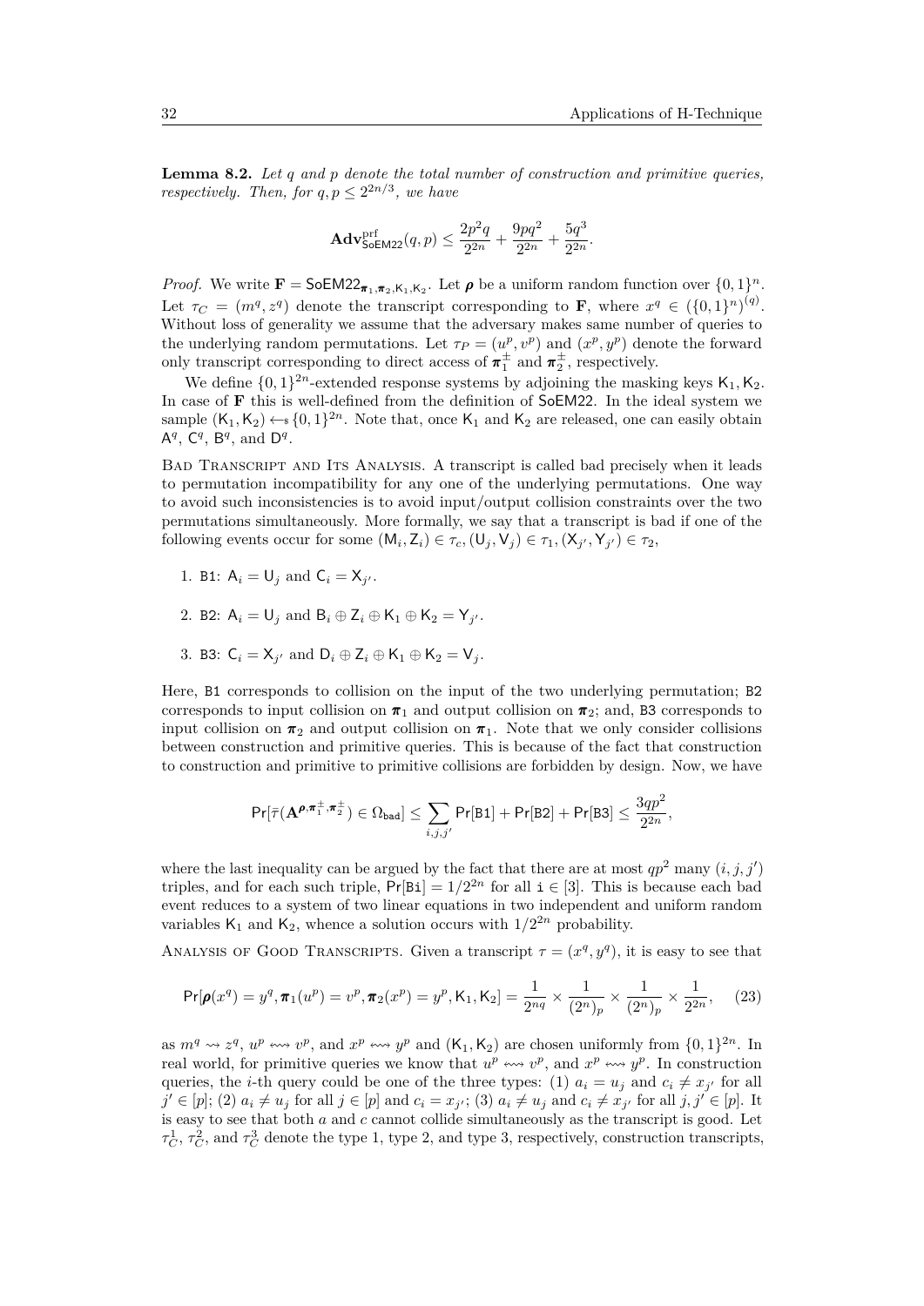**Lemma 8.2.** *Let $q$ and $p$ denote the total number of construction and primitive queries, respectively. Then, for $q, p \leq 2^{2n/3}$, we have*

$$\mathbf{Adv}^{\mathrm{prf}}_{\mathsf{SoEM22}}(q,p) \leq \frac{2p^2q}{2^{2n}} + \frac{9pq^2}{2^{2n}} + \frac{5q^3}{2^{2n}}.$$

*Proof.* We write $\mathbf{F} = \mathsf{SoEM22}_{\boldsymbol{\pi}_1,\boldsymbol{\pi}_2,\mathsf{K}_1,\mathsf{K}_2}$. Let $\boldsymbol{\rho}$ be a uniform random function over $\{0,1\}^n$. Let $\tau_C = (m^q, z^q)$ denote the transcript corresponding to $\mathbf{F}$, where $x^q \in (\{0,1\}^n)^{(q)}$. Without loss of generality we assume that the adversary makes same number of queries to the underlying random permutations. Let $\tau_P = (u^p, v^p)$ and $(x^p, y^p)$ denote the forward only transcript corresponding to direct access of $\boldsymbol{\pi}_1^{\pm}$ and $\boldsymbol{\pi}_2^{\pm}$, respectively.

We define $\{0,1\}^{2n}$-extended response systems by adjoining the masking keys $\mathsf{K}_1, \mathsf{K}_2$. In case of $\mathbf{F}$ this is well-defined from the definition of $\mathsf{SoEM22}$. In the ideal system we sample $(\mathsf{K}_1, \mathsf{K}_2) \leftarrow_{\$} \{0,1\}^{2n}$. Note that, once $\mathsf{K}_1$ and $\mathsf{K}_2$ are released, one can easily obtain $\mathsf{A}^q$, $\mathsf{C}^q$, $\mathsf{B}^q$, and $\mathsf{D}^q$.

Bad Transcript and Its Analysis. A transcript is called bad precisely when it leads to permutation incompatibility for any one of the underlying permutations. One way to avoid such inconsistencies is to avoid input/output collision constraints over the two permutations simultaneously. More formally, we say that a transcript is bad if one of the following events occur for some $(\mathsf{M}_i, \mathsf{Z}_i) \in \tau_c, (\mathsf{U}_j, \mathsf{V}_j) \in \tau_1, (\mathsf{X}_{j'}, \mathsf{Y}_{j'}) \in \tau_2$,

1. B1: $\mathsf{A}_i = \mathsf{U}_j$ and $\mathsf{C}_i = \mathsf{X}_{j'}$.
2. B2: $\mathsf{A}_i = \mathsf{U}_j$ and $\mathsf{B}_i \oplus \mathsf{Z}_i \oplus \mathsf{K}_1 \oplus \mathsf{K}_2 = \mathsf{Y}_{j'}$.
3. B3: $\mathsf{C}_i = \mathsf{X}_{j'}$ and $\mathsf{D}_i \oplus \mathsf{Z}_i \oplus \mathsf{K}_1 \oplus \mathsf{K}_2 = \mathsf{V}_j$.

Here, B1 corresponds to collision on the input of the two underlying permutation; B2 corresponds to input collision on $\boldsymbol{\pi}_1$ and output collision on $\boldsymbol{\pi}_2$; and, B3 corresponds to input collision on $\boldsymbol{\pi}_2$ and output collision on $\boldsymbol{\pi}_1$. Note that we only consider collisions between construction and primitive queries. This is because of the fact that construction to construction and primitive to primitive collisions are forbidden by design. Now, we have

$$\Pr[\bar{\tau}(\mathbf{A}^{\boldsymbol{\rho},\boldsymbol{\pi}_1^{\pm},\boldsymbol{\pi}_2^{\pm}}) \in \Omega_{\mathtt{bad}}] \leq \sum_{i,j,j'} \Pr[\mathtt{B1}] + \Pr[\mathtt{B2}] + \Pr[\mathtt{B3}] \leq \frac{3qp^2}{2^{2n}},$$

where the last inequality can be argued by the fact that there are at most $qp^2$ many $(i,j,j')$ triples, and for each such triple, $\Pr[\mathtt{Bi}] = 1/2^{2n}$ for all $\mathtt{i} \in [3]$. This is because each bad event reduces to a system of two linear equations in two independent and uniform random variables $\mathsf{K}_1$ and $\mathsf{K}_2$, whence a solution occurs with $1/2^{2n}$ probability.

Analysis of Good Transcripts. Given a transcript $\tau = (x^q, y^q)$, it is easy to see that

$$\Pr[\boldsymbol{\rho}(x^q) = y^q, \boldsymbol{\pi}_1(u^p) = v^p, \boldsymbol{\pi}_2(x^p) = y^p, \mathsf{K}_1, \mathsf{K}_2] = \frac{1}{2^{nq}} \times \frac{1}{(2^n)_p} \times \frac{1}{(2^n)_p} \times \frac{1}{2^{2n}}, \quad (23)$$

as $m^q \rightsquigarrow z^q$, $u^p \leftrightsquigarrow v^p$, and $x^p \leftrightsquigarrow y^p$ and $(\mathsf{K}_1, \mathsf{K}_2)$ are chosen uniformly from $\{0,1\}^{2n}$. In real world, for primitive queries we know that $u^p \leftrightsquigarrow v^p$, and $x^p \leftrightsquigarrow y^p$. In construction queries, the $i$-th query could be one of the three types: (1) $a_i = u_j$ and $c_i \neq x_{j'}$ for all $j' \in [p]$; (2) $a_i \neq u_j$ for all $j \in [p]$ and $c_i = x_{j'}$; (3) $a_i \neq u_j$ and $c_i \neq x_{j'}$ for all $j, j' \in [p]$. It is easy to see that both $a$ and $c$ cannot collide simultaneously as the transcript is good. Let $\tau_C^1$, $\tau_C^2$, and $\tau_C^3$ denote the type 1, type 2, and type 3, respectively, construction transcripts,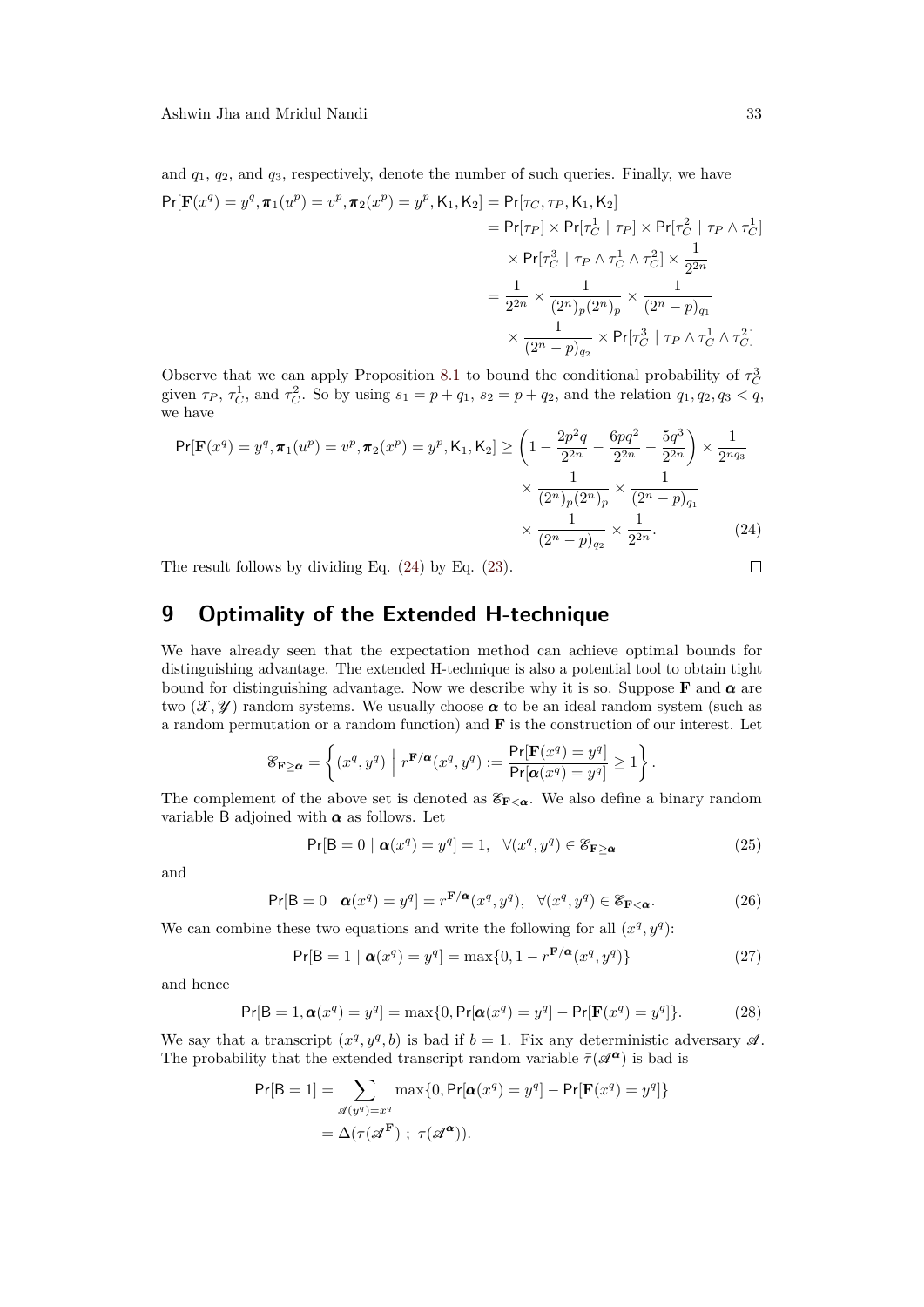and $q_1$, $q_2$, and $q_3$, respectively, denote the number of such queries. Finally, we have

$$
\begin{aligned}
\Pr[\mathbf{F}(x^q) = y^q, \boldsymbol{\pi}_1(u^p) = v^p, \boldsymbol{\pi}_2(x^p) = y^p, \mathsf{K}_1, \mathsf{K}_2] &= \Pr[\tau_C, \tau_P, \mathsf{K}_1, \mathsf{K}_2] \\
&= \Pr[\tau_P] \times \Pr[\tau_C^1 \mid \tau_P] \times \Pr[\tau_C^2 \mid \tau_P \wedge \tau_C^1] \\
&\quad \times \Pr[\tau_C^3 \mid \tau_P \wedge \tau_C^1 \wedge \tau_C^2] \times \frac{1}{2^{2n}} \\
&= \frac{1}{2^{2n}} \times \frac{1}{(2^n)_p (2^n)_p} \times \frac{1}{(2^n - p)_{q_1}} \\
&\quad \times \frac{1}{(2^n - p)_{q_2}} \times \Pr[\tau_C^3 \mid \tau_P \wedge \tau_C^1 \wedge \tau_C^2]
\end{aligned}
$$

Observe that we can apply Proposition 8.1 to bound the conditional probability of $\tau_C^3$ given $\tau_P$, $\tau_C^1$, and $\tau_C^2$. So by using $s_1 = p + q_1$, $s_2 = p + q_2$, and the relation $q_1, q_2, q_3 < q$, we have

$$
\begin{aligned}
\Pr[\mathbf{F}(x^q) = y^q, \boldsymbol{\pi}_1(u^p) = v^p, \boldsymbol{\pi}_2(x^p) = y^p, \mathsf{K}_1, \mathsf{K}_2] &\geq \left(1 - \frac{2p^2 q}{2^{2n}} - \frac{6pq^2}{2^{2n}} - \frac{5q^3}{2^{2n}}\right) \times \frac{1}{2^{nq_3}} \\
&\quad \times \frac{1}{(2^n)_p (2^n)_p} \times \frac{1}{(2^n - p)_{q_1}} \\
&\quad \times \frac{1}{(2^n - p)_{q_2}} \times \frac{1}{2^{2n}}. \qquad (24)
\end{aligned}
$$

The result follows by dividing Eq. (24) by Eq. (23). ◻

# 9 Optimality of the Extended H-technique

We have already seen that the expectation method can achieve optimal bounds for distinguishing advantage. The extended H-technique is also a potential tool to obtain tight bound for distinguishing advantage. Now we describe why it is so. Suppose $\mathbf{F}$ and $\boldsymbol{\alpha}$ are two $(\mathscr{X}, \mathscr{Y})$ random systems. We usually choose $\boldsymbol{\alpha}$ to be an ideal random system (such as a random permutation or a random function) and $\mathbf{F}$ is the construction of our interest. Let

$$
\mathscr{E}_{\mathbf{F} \geq \boldsymbol{\alpha}} = \left\{ (x^q, y^q) \;\middle|\; r^{\mathbf{F}/\boldsymbol{\alpha}}(x^q, y^q) := \frac{\Pr[\mathbf{F}(x^q) = y^q]}{\Pr[\boldsymbol{\alpha}(x^q) = y^q]} \geq 1 \right\}.
$$

The complement of the above set is denoted as $\mathscr{E}_{\mathbf{F} < \boldsymbol{\alpha}}$. We also define a binary random variable $\mathsf{B}$ adjoined with $\boldsymbol{\alpha}$ as follows. Let

$$
\Pr[\mathsf{B} = 0 \mid \boldsymbol{\alpha}(x^q) = y^q] = 1, \quad \forall (x^q, y^q) \in \mathscr{E}_{\mathbf{F} \geq \boldsymbol{\alpha}} \qquad (25)
$$

and

$$
\Pr[\mathsf{B} = 0 \mid \boldsymbol{\alpha}(x^q) = y^q] = r^{\mathbf{F}/\boldsymbol{\alpha}}(x^q, y^q), \quad \forall (x^q, y^q) \in \mathscr{E}_{\mathbf{F} < \boldsymbol{\alpha}}. \qquad (26)
$$

We can combine these two equations and write the following for all $(x^q, y^q)$:

$$
\Pr[\mathsf{B} = 1 \mid \boldsymbol{\alpha}(x^q) = y^q] = \max\{0, 1 - r^{\mathbf{F}/\boldsymbol{\alpha}}(x^q, y^q)\} \qquad (27)
$$

and hence

$$
\Pr[\mathsf{B} = 1, \boldsymbol{\alpha}(x^q) = y^q] = \max\{0, \Pr[\boldsymbol{\alpha}(x^q) = y^q] - \Pr[\mathbf{F}(x^q) = y^q]\}. \qquad (28)
$$

We say that a transcript $(x^q, y^q, b)$ is bad if $b = 1$. Fix any deterministic adversary $\mathscr{A}$. The probability that the extended transcript random variable $\bar{\tau}(\mathscr{A}^{\boldsymbol{\alpha}})$ is bad is

$$
\begin{aligned}
\Pr[\mathsf{B} = 1] &= \sum_{\mathscr{A}(y^q) = x^q} \max\{0, \Pr[\boldsymbol{\alpha}(x^q) = y^q] - \Pr[\mathbf{F}(x^q) = y^q]\} \\
&= \Delta(\tau(\mathscr{A}^{\mathbf{F}}) \; ; \; \tau(\mathscr{A}^{\boldsymbol{\alpha}})).
\end{aligned}
$$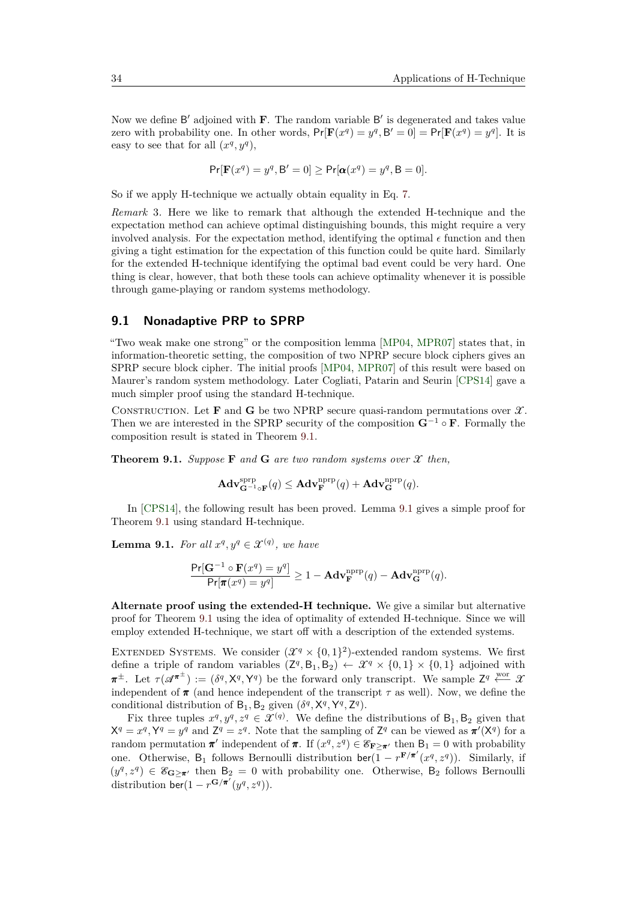Now we define $\mathsf{B}'$ adjoined with $\mathbf{F}$. The random variable $\mathsf{B}'$ is degenerated and takes value zero with probability one. In other words, $\Pr[\mathbf{F}(x^q) = y^q, \mathsf{B}' = 0] = \Pr[\mathbf{F}(x^q) = y^q]$. It is easy to see that for all $(x^q, y^q)$,

$$\Pr[\mathbf{F}(x^q) = y^q, \mathsf{B}' = 0] \geq \Pr[\boldsymbol{\alpha}(x^q) = y^q, \mathsf{B} = 0].$$

So if we apply H-technique we actually obtain equality in Eq. 7.

*Remark* 3. Here we like to remark that although the extended H-technique and the expectation method can achieve optimal distinguishing bounds, this might require a very involved analysis. For the expectation method, identifying the optimal $\epsilon$ function and then giving a tight estimation for the expectation of this function could be quite hard. Similarly for the extended H-technique identifying the optimal bad event could be very hard. One thing is clear, however, that both these tools can achieve optimality whenever it is possible through game-playing or random systems methodology.

## 9.1 Nonadaptive PRP to SPRP

"Two weak make one strong" or the composition lemma [MP04, MPR07] states that, in information-theoretic setting, the composition of two NPRP secure block ciphers gives an SPRP secure block cipher. The initial proofs [MP04, MPR07] of this result were based on Maurer's random system methodology. Later Cogliati, Patarin and Seurin [CPS14] gave a much simpler proof using the standard H-technique.

Construction. Let $\mathbf{F}$ and $\mathbf{G}$ be two NPRP secure quasi-random permutations over $\mathcal{X}$. Then we are interested in the SPRP security of the composition $\mathbf{G}^{-1} \circ \mathbf{F}$. Formally the composition result is stated in Theorem 9.1.

**Theorem 9.1.** *Suppose* $\mathbf{F}$ *and* $\mathbf{G}$ *are two random systems over* $\mathcal{X}$ *then,*

$$\mathbf{Adv}^{\mathrm{sprp}}_{\mathbf{G}^{-1}\circ\mathbf{F}}(q) \leq \mathbf{Adv}^{\mathrm{nprp}}_{\mathbf{F}}(q) + \mathbf{Adv}^{\mathrm{nprp}}_{\mathbf{G}}(q).$$

In [CPS14], the following result has been proved. Lemma 9.1 gives a simple proof for Theorem 9.1 using standard H-technique.

**Lemma 9.1.** *For all* $x^q, y^q \in \mathcal{X}^{(q)}$*, we have*

$$\frac{\Pr[\mathbf{G}^{-1} \circ \mathbf{F}(x^q) = y^q]}{\Pr[\boldsymbol{\pi}(x^q) = y^q]} \geq 1 - \mathbf{Adv}^{\mathrm{nprp}}_{\mathbf{F}}(q) - \mathbf{Adv}^{\mathrm{nprp}}_{\mathbf{G}}(q).$$

**Alternate proof using the extended-H technique.** We give a similar but alternative proof for Theorem 9.1 using the idea of optimality of extended H-technique. Since we will employ extended H-technique, we start off with a description of the extended systems.

Extended Systems. We consider $(\mathcal{X}^q \times \{0,1\}^2)$-extended random systems. We first define a triple of random variables $(\mathsf{Z}^q, \mathsf{B}_1, \mathsf{B}_2) \leftarrow \mathcal{X}^q \times \{0,1\} \times \{0,1\}$ adjoined with $\boldsymbol{\pi}^{\pm}$. Let $\tau(\mathscr{A}^{\boldsymbol{\pi}^{\pm}}) := (\delta^q, \mathsf{X}^q, \mathsf{Y}^q)$ be the forward only transcript. We sample $\mathsf{Z}^q \xleftarrow{\text{wor}} \mathcal{X}$ independent of $\boldsymbol{\pi}$ (and hence independent of the transcript $\tau$ as well). Now, we define the conditional distribution of $\mathsf{B}_1, \mathsf{B}_2$ given $(\delta^q, \mathsf{X}^q, \mathsf{Y}^q, \mathsf{Z}^q)$.

Fix three tuples $x^q, y^q, z^q \in \mathcal{X}^{(q)}$. We define the distributions of $\mathsf{B}_1, \mathsf{B}_2$ given that $\mathsf{X}^q = x^q, \mathsf{Y}^q = y^q$ and $\mathsf{Z}^q = z^q$. Note that the sampling of $\mathsf{Z}^q$ can be viewed as $\boldsymbol{\pi}'(\mathsf{X}^q)$ for a random permutation $\boldsymbol{\pi}'$ independent of $\boldsymbol{\pi}$. If $(x^q, z^q) \in \mathscr{E}_{\mathbf{F} \geq \boldsymbol{\pi}'}$ then $\mathsf{B}_1 = 0$ with probability one. Otherwise, $\mathsf{B}_1$ follows Bernoulli distribution $\mathsf{ber}(1 - r^{\mathbf{F}/\boldsymbol{\pi}'}(x^q, z^q))$. Similarly, if $(y^q, z^q) \in \mathscr{E}_{\mathbf{G} \geq \boldsymbol{\pi}'}$ then $\mathsf{B}_2 = 0$ with probability one. Otherwise, $\mathsf{B}_2$ follows Bernoulli distribution $\mathsf{ber}(1 - r^{\mathbf{G}/\boldsymbol{\pi}'}(y^q, z^q))$.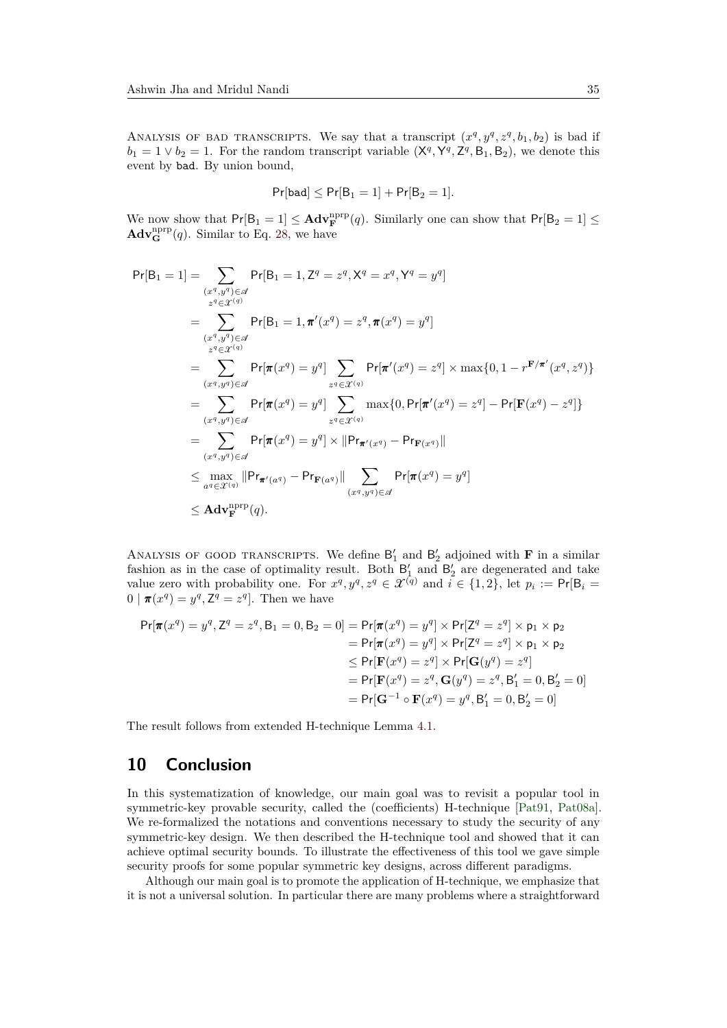Analysis of bad transcripts. We say that a transcript $(x^q, y^q, z^q, b_1, b_2)$ is bad if $b_1 = 1 \vee b_2 = 1$. For the random transcript variable $(\mathsf{X}^q, \mathsf{Y}^q, \mathsf{Z}^q, \mathsf{B}_1, \mathsf{B}_2)$, we denote this event by $\mathsf{bad}$. By union bound,

$$\Pr[\mathsf{bad}] \le \Pr[\mathsf{B}_1 = 1] + \Pr[\mathsf{B}_2 = 1].$$

We now show that $\Pr[\mathsf{B}_1 = 1] \le \mathbf{Adv}^{\mathrm{nprp}}_{\mathbf{F}}(q)$. Similarly one can show that $\Pr[\mathsf{B}_2 = 1] \le \mathbf{Adv}^{\mathrm{nprp}}_{\mathbf{G}}(q)$. Similar to Eq. 28, we have

$$\begin{aligned}
\Pr[\mathsf{B}_1 = 1] &= \sum_{\substack{(x^q, y^q) \in \mathscr{A} \\ z^q \in \mathcal{X}^{(q)}}} \Pr[\mathsf{B}_1 = 1, \mathsf{Z}^q = z^q, \mathsf{X}^q = x^q, \mathsf{Y}^q = y^q] \\
&= \sum_{\substack{(x^q, y^q) \in \mathscr{A} \\ z^q \in \mathcal{X}^{(q)}}} \Pr[\mathsf{B}_1 = 1, \boldsymbol{\pi}'(x^q) = z^q, \boldsymbol{\pi}(x^q) = y^q] \\
&= \sum_{(x^q, y^q) \in \mathscr{A}} \Pr[\boldsymbol{\pi}(x^q) = y^q] \sum_{z^q \in \mathcal{X}^{(q)}} \Pr[\boldsymbol{\pi}'(x^q) = z^q] \times \max\{0, 1 - r^{\mathbf{F}/\boldsymbol{\pi}'}(x^q, z^q)\} \\
&= \sum_{(x^q, y^q) \in \mathscr{A}} \Pr[\boldsymbol{\pi}(x^q) = y^q] \sum_{z^q \in \mathcal{X}^{(q)}} \max\{0, \Pr[\boldsymbol{\pi}'(x^q) = z^q] - \Pr[\mathbf{F}(x^q) - z^q]\} \\
&= \sum_{(x^q, y^q) \in \mathscr{A}} \Pr[\boldsymbol{\pi}(x^q) = y^q] \times \|\mathsf{Pr}_{\boldsymbol{\pi}'(x^q)} - \mathsf{Pr}_{\mathbf{F}(x^q)}\| \\
&\le \max_{a^q \in \mathcal{X}^{(q)}} \|\mathsf{Pr}_{\boldsymbol{\pi}'(a^q)} - \mathsf{Pr}_{\mathbf{F}(a^q)}\| \sum_{(x^q, y^q) \in \mathscr{A}} \Pr[\boldsymbol{\pi}(x^q) = y^q] \\
&\le \mathbf{Adv}^{\mathrm{nprp}}_{\mathbf{F}}(q).
\end{aligned}$$

Analysis of good transcripts. We define $\mathsf{B}'_1$ and $\mathsf{B}'_2$ adjoined with $\mathbf{F}$ in a similar fashion as in the case of optimality result. Both $\mathsf{B}'_1$ and $\mathsf{B}'_2$ are degenerated and take value zero with probability one. For $x^q, y^q, z^q \in \mathcal{X}^{(q)}$ and $i \in \{1, 2\}$, let $p_i := \Pr[\mathsf{B}_i = 0 \mid \boldsymbol{\pi}(x^q) = y^q, \mathsf{Z}^q = z^q]$. Then we have

$$\begin{aligned}
\Pr[\boldsymbol{\pi}(x^q) = y^q, \mathsf{Z}^q = z^q, \mathsf{B}_1 = 0, \mathsf{B}_2 = 0] &= \Pr[\boldsymbol{\pi}(x^q) = y^q] \times \Pr[\mathsf{Z}^q = z^q] \times \mathsf{p}_1 \times \mathsf{p}_2 \\
&= \Pr[\boldsymbol{\pi}(x^q) = y^q] \times \Pr[\mathsf{Z}^q = z^q] \times \mathsf{p}_1 \times \mathsf{p}_2 \\
&\le \Pr[\mathbf{F}(x^q) = z^q] \times \Pr[\mathbf{G}(y^q) = z^q] \\
&= \Pr[\mathbf{F}(x^q) = z^q, \mathbf{G}(y^q) = z^q, \mathsf{B}'_1 = 0, \mathsf{B}'_2 = 0] \\
&= \Pr[\mathbf{G}^{-1} \circ \mathbf{F}(x^q) = y^q, \mathsf{B}'_1 = 0, \mathsf{B}'_2 = 0]
\end{aligned}$$

The result follows from extended H-technique Lemma 4.1.

## 10 Conclusion

In this systematization of knowledge, our main goal was to revisit a popular tool in symmetric-key provable security, called the (coefficients) H-technique [Pat91, Pat08a]. We re-formalized the notations and conventions necessary to study the security of any symmetric-key design. We then described the H-technique tool and showed that it can achieve optimal security bounds. To illustrate the effectiveness of this tool we gave simple security proofs for some popular symmetric key designs, across different paradigms.

Although our main goal is to promote the application of H-technique, we emphasize that it is not a universal solution. In particular there are many problems where a straightforward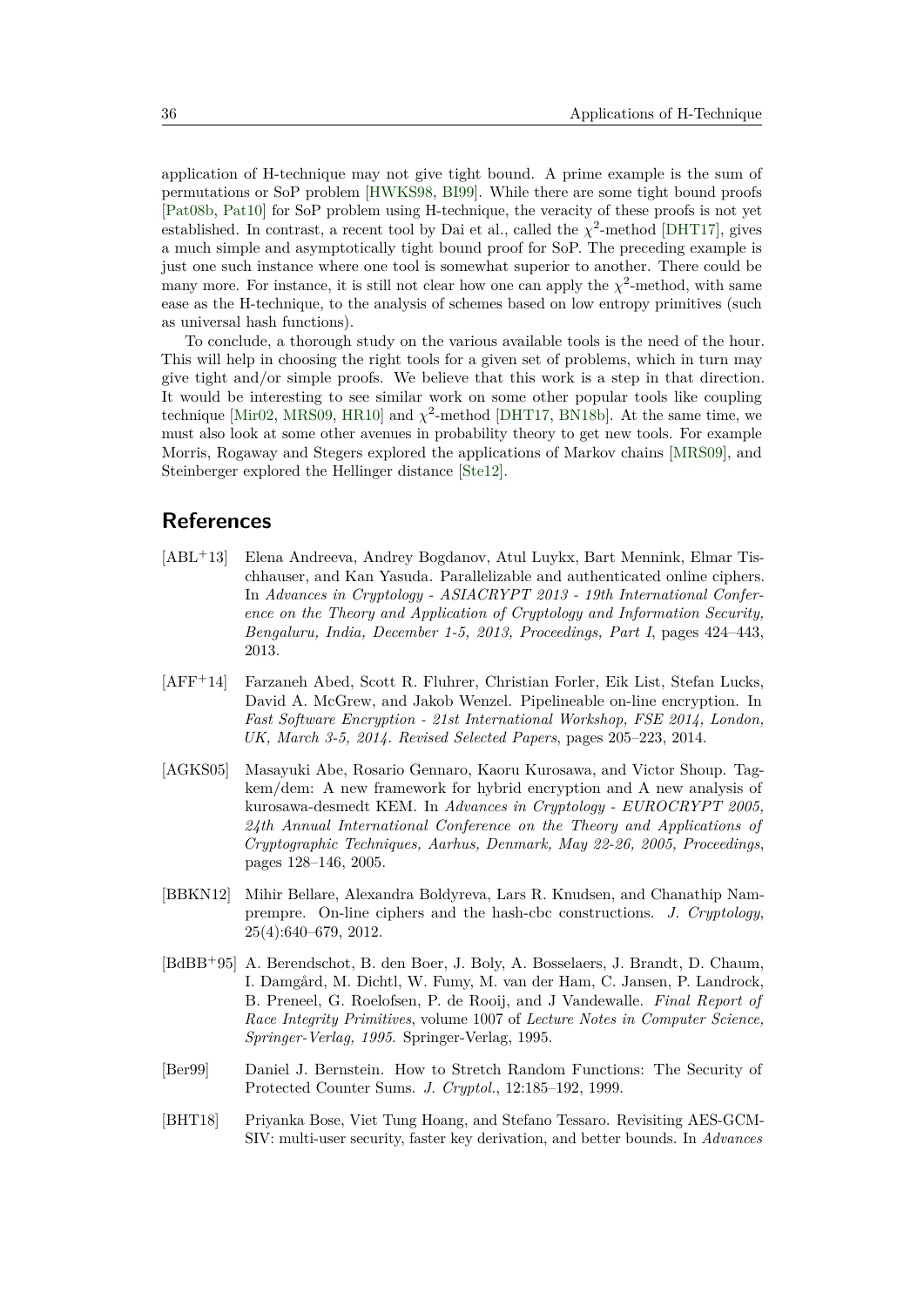application of H-technique may not give tight bound. A prime example is the sum of permutations or SoP problem [HWKS98, BI99]. While there are some tight bound proofs [Pat08b, Pat10] for SoP problem using H-technique, the veracity of these proofs is not yet established. In contrast, a recent tool by Dai et al., called the $\chi^2$-method [DHT17], gives a much simple and asymptotically tight bound proof for SoP. The preceding example is just one such instance where one tool is somewhat superior to another. There could be many more. For instance, it is still not clear how one can apply the $\chi^2$-method, with same ease as the H-technique, to the analysis of schemes based on low entropy primitives (such as universal hash functions).

To conclude, a thorough study on the various available tools is the need of the hour. This will help in choosing the right tools for a given set of problems, which in turn may give tight and/or simple proofs. We believe that this work is a step in that direction. It would be interesting to see similar work on some other popular tools like coupling technique [Mir02, MRS09, HR10] and $\chi^2$-method [DHT17, BN18b]. At the same time, we must also look at some other avenues in probability theory to get new tools. For example Morris, Rogaway and Stegers explored the applications of Markov chains [MRS09], and Steinberger explored the Hellinger distance [Ste12].

## References

[ABL+13] Elena Andreeva, Andrey Bogdanov, Atul Luykx, Bart Mennink, Elmar Tischhauser, and Kan Yasuda. Parallelizable and authenticated online ciphers. In *Advances in Cryptology - ASIACRYPT 2013 - 19th International Conference on the Theory and Application of Cryptology and Information Security, Bengaluru, India, December 1-5, 2013, Proceedings, Part I*, pages 424–443, 2013.

[AFF+14] Farzaneh Abed, Scott R. Fluhrer, Christian Forler, Eik List, Stefan Lucks, David A. McGrew, and Jakob Wenzel. Pipelineable on-line encryption. In *Fast Software Encryption - 21st International Workshop, FSE 2014, London, UK, March 3-5, 2014. Revised Selected Papers*, pages 205–223, 2014.

[AGKS05] Masayuki Abe, Rosario Gennaro, Kaoru Kurosawa, and Victor Shoup. Tag-kem/dem: A new framework for hybrid encryption and A new analysis of kurosawa-desmedt KEM. In *Advances in Cryptology - EUROCRYPT 2005, 24th Annual International Conference on the Theory and Applications of Cryptographic Techniques, Aarhus, Denmark, May 22-26, 2005, Proceedings*, pages 128–146, 2005.

[BBKN12] Mihir Bellare, Alexandra Boldyreva, Lars R. Knudsen, and Chanathip Namprempre. On-line ciphers and the hash-cbc constructions. *J. Cryptology*, 25(4):640–679, 2012.

[BdBB+95] A. Berendschot, B. den Boer, J. Boly, A. Bosselaers, J. Brandt, D. Chaum, I. Damgård, M. Dichtl, W. Fumy, M. van der Ham, C. Jansen, P. Landrock, B. Preneel, G. Roelofsen, P. de Rooij, and J Vandewalle. *Final Report of Race Integrity Primitives*, volume 1007 of *Lecture Notes in Computer Science, Springer-Verlag, 1995.* Springer-Verlag, 1995.

[Ber99] Daniel J. Bernstein. How to Stretch Random Functions: The Security of Protected Counter Sums. *J. Cryptol.*, 12:185–192, 1999.

[BHT18] Priyanka Bose, Viet Tung Hoang, and Stefano Tessaro. Revisiting AES-GCM-SIV: multi-user security, faster key derivation, and better bounds. In *Advances*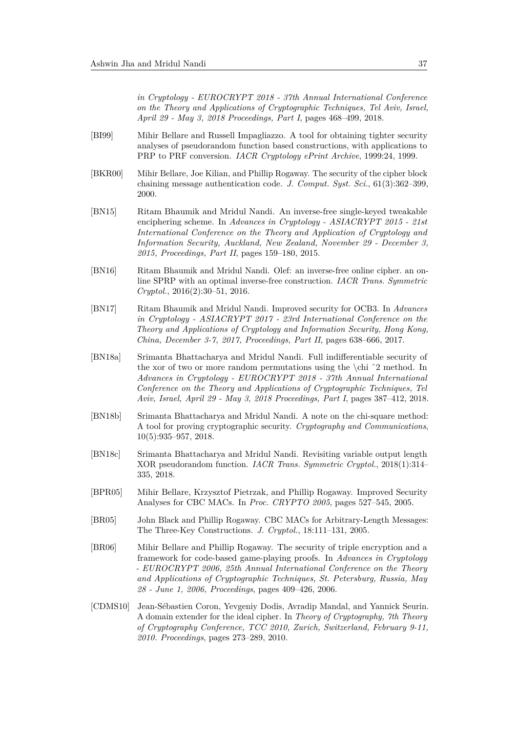*in Cryptology - EUROCRYPT 2018 - 37th Annual International Conference on the Theory and Applications of Cryptographic Techniques, Tel Aviv, Israel, April 29 - May 3, 2018 Proceedings, Part I*, pages 468–499, 2018.

[BI99] Mihir Bellare and Russell Impagliazzo. A tool for obtaining tighter security analyses of pseudorandom function based constructions, with applications to PRP to PRF conversion. *IACR Cryptology ePrint Archive*, 1999:24, 1999.

[BKR00] Mihir Bellare, Joe Kilian, and Phillip Rogaway. The security of the cipher block chaining message authentication code. *J. Comput. Syst. Sci.*, 61(3):362–399, 2000.

[BN15] Ritam Bhaumik and Mridul Nandi. An inverse-free single-keyed tweakable enciphering scheme. In *Advances in Cryptology - ASIACRYPT 2015 - 21st International Conference on the Theory and Application of Cryptology and Information Security, Auckland, New Zealand, November 29 - December 3, 2015, Proceedings, Part II*, pages 159–180, 2015.

[BN16] Ritam Bhaumik and Mridul Nandi. Olef: an inverse-free online cipher. an online SPRP with an optimal inverse-free construction. *IACR Trans. Symmetric Cryptol.*, 2016(2):30–51, 2016.

[BN17] Ritam Bhaumik and Mridul Nandi. Improved security for OCB3. In *Advances in Cryptology - ASIACRYPT 2017 - 23rd International Conference on the Theory and Applications of Cryptology and Information Security, Hong Kong, China, December 3-7, 2017, Proceedings, Part II*, pages 638–666, 2017.

[BN18a] Srimanta Bhattacharya and Mridul Nandi. Full indifferentiable security of the xor of two or more random permutations using the \chi ˆ2 method. In *Advances in Cryptology - EUROCRYPT 2018 - 37th Annual International Conference on the Theory and Applications of Cryptographic Techniques, Tel Aviv, Israel, April 29 - May 3, 2018 Proceedings, Part I*, pages 387–412, 2018.

[BN18b] Srimanta Bhattacharya and Mridul Nandi. A note on the chi-square method: A tool for proving cryptographic security. *Cryptography and Communications*, 10(5):935–957, 2018.

[BN18c] Srimanta Bhattacharya and Mridul Nandi. Revisiting variable output length XOR pseudorandom function. *IACR Trans. Symmetric Cryptol.*, 2018(1):314–335, 2018.

[BPR05] Mihir Bellare, Krzysztof Pietrzak, and Phillip Rogaway. Improved Security Analyses for CBC MACs. In *Proc. CRYPTO 2005*, pages 527–545, 2005.

[BR05] John Black and Phillip Rogaway. CBC MACs for Arbitrary-Length Messages: The Three-Key Constructions. *J. Cryptol.*, 18:111–131, 2005.

[BR06] Mihir Bellare and Phillip Rogaway. The security of triple encryption and a framework for code-based game-playing proofs. In *Advances in Cryptology - EUROCRYPT 2006, 25th Annual International Conference on the Theory and Applications of Cryptographic Techniques, St. Petersburg, Russia, May 28 - June 1, 2006, Proceedings*, pages 409–426, 2006.

[CDMS10] Jean-Sébastien Coron, Yevgeniy Dodis, Avradip Mandal, and Yannick Seurin. A domain extender for the ideal cipher. In *Theory of Cryptography, 7th Theory of Cryptography Conference, TCC 2010, Zurich, Switzerland, February 9-11, 2010. Proceedings*, pages 273–289, 2010.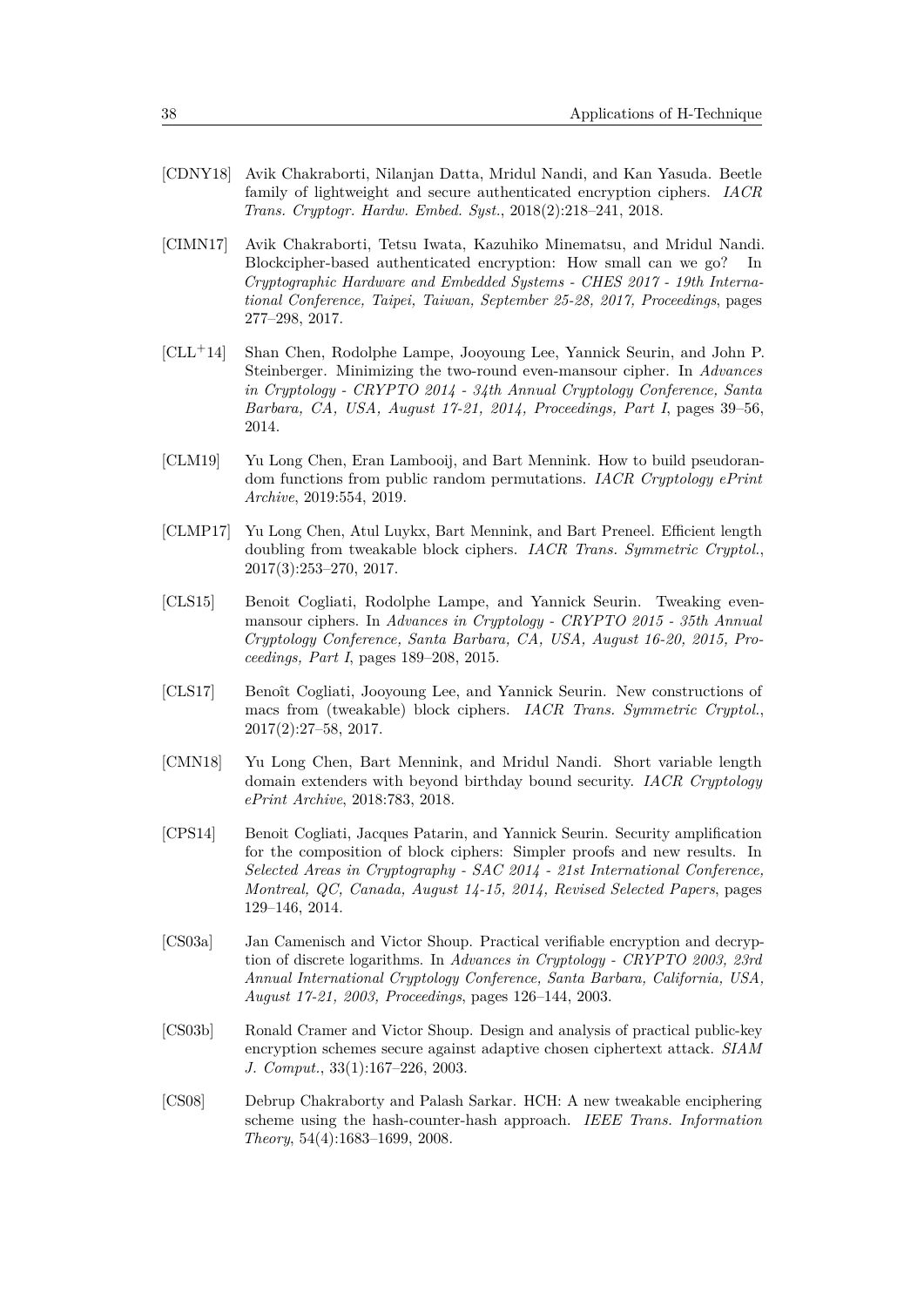[CDNY18] Avik Chakraborti, Nilanjan Datta, Mridul Nandi, and Kan Yasuda. Beetle family of lightweight and secure authenticated encryption ciphers. *IACR Trans. Cryptogr. Hardw. Embed. Syst.*, 2018(2):218–241, 2018.

[CIMN17] Avik Chakraborti, Tetsu Iwata, Kazuhiko Minematsu, and Mridul Nandi. Blockcipher-based authenticated encryption: How small can we go? In *Cryptographic Hardware and Embedded Systems - CHES 2017 - 19th International Conference, Taipei, Taiwan, September 25-28, 2017, Proceedings*, pages 277–298, 2017.

[CLL$^+$14] Shan Chen, Rodolphe Lampe, Jooyoung Lee, Yannick Seurin, and John P. Steinberger. Minimizing the two-round even-mansour cipher. In *Advances in Cryptology - CRYPTO 2014 - 34th Annual Cryptology Conference, Santa Barbara, CA, USA, August 17-21, 2014, Proceedings, Part I*, pages 39–56, 2014.

[CLM19] Yu Long Chen, Eran Lambooij, and Bart Mennink. How to build pseudorandom functions from public random permutations. *IACR Cryptology ePrint Archive*, 2019:554, 2019.

[CLMP17] Yu Long Chen, Atul Luykx, Bart Mennink, and Bart Preneel. Efficient length doubling from tweakable block ciphers. *IACR Trans. Symmetric Cryptol.*, 2017(3):253–270, 2017.

[CLS15] Benoit Cogliati, Rodolphe Lampe, and Yannick Seurin. Tweaking even-mansour ciphers. In *Advances in Cryptology - CRYPTO 2015 - 35th Annual Cryptology Conference, Santa Barbara, CA, USA, August 16-20, 2015, Proceedings, Part I*, pages 189–208, 2015.

[CLS17] Benoît Cogliati, Jooyoung Lee, and Yannick Seurin. New constructions of macs from (tweakable) block ciphers. *IACR Trans. Symmetric Cryptol.*, 2017(2):27–58, 2017.

[CMN18] Yu Long Chen, Bart Mennink, and Mridul Nandi. Short variable length domain extenders with beyond birthday bound security. *IACR Cryptology ePrint Archive*, 2018:783, 2018.

[CPS14] Benoit Cogliati, Jacques Patarin, and Yannick Seurin. Security amplification for the composition of block ciphers: Simpler proofs and new results. In *Selected Areas in Cryptography - SAC 2014 - 21st International Conference, Montreal, QC, Canada, August 14-15, 2014, Revised Selected Papers*, pages 129–146, 2014.

[CS03a] Jan Camenisch and Victor Shoup. Practical verifiable encryption and decryption of discrete logarithms. In *Advances in Cryptology - CRYPTO 2003, 23rd Annual International Cryptology Conference, Santa Barbara, California, USA, August 17-21, 2003, Proceedings*, pages 126–144, 2003.

[CS03b] Ronald Cramer and Victor Shoup. Design and analysis of practical public-key encryption schemes secure against adaptive chosen ciphertext attack. *SIAM J. Comput.*, 33(1):167–226, 2003.

[CS08] Debrup Chakraborty and Palash Sarkar. HCH: A new tweakable enciphering scheme using the hash-counter-hash approach. *IEEE Trans. Information Theory*, 54(4):1683–1699, 2008.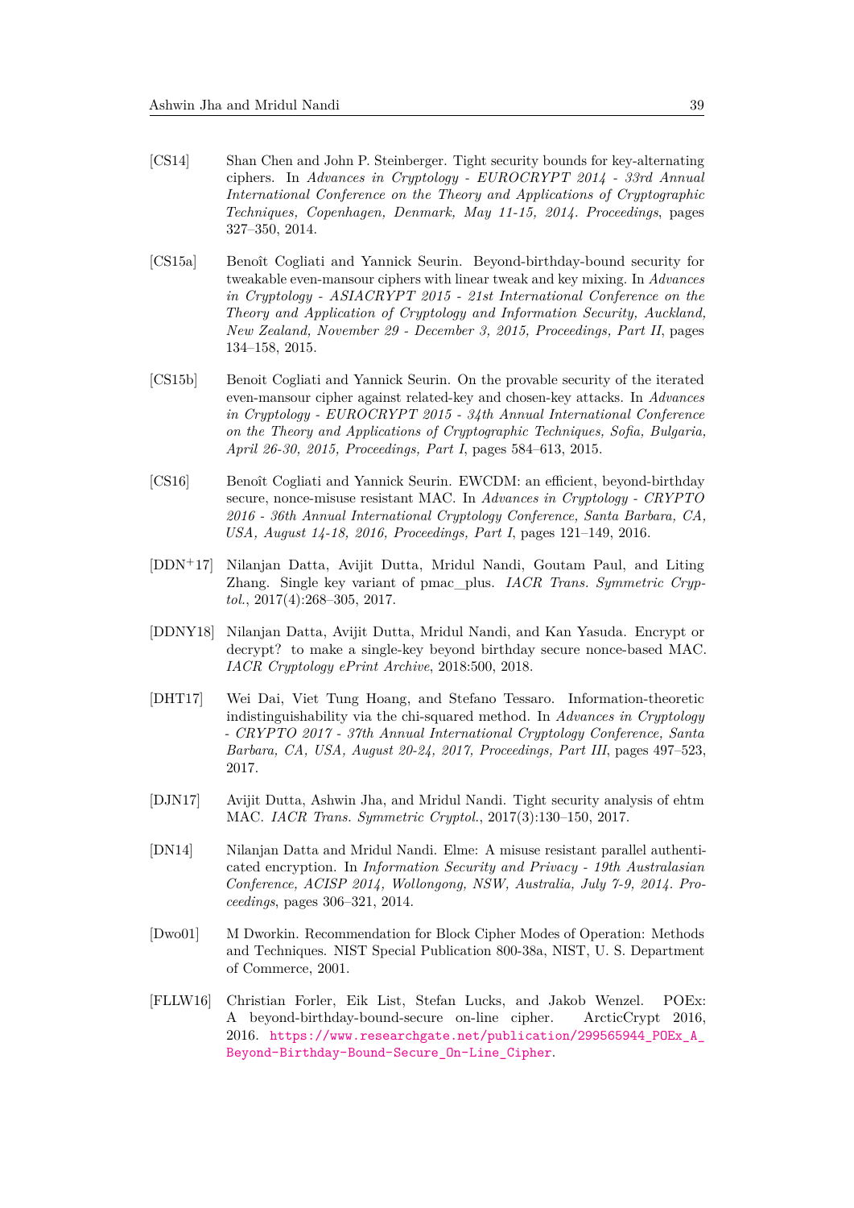[CS14] Shan Chen and John P. Steinberger. Tight security bounds for key-alternating ciphers. In *Advances in Cryptology - EUROCRYPT 2014 - 33rd Annual International Conference on the Theory and Applications of Cryptographic Techniques, Copenhagen, Denmark, May 11-15, 2014. Proceedings*, pages 327–350, 2014.

[CS15a] Benoît Cogliati and Yannick Seurin. Beyond-birthday-bound security for tweakable even-mansour ciphers with linear tweak and key mixing. In *Advances in Cryptology - ASIACRYPT 2015 - 21st International Conference on the Theory and Application of Cryptology and Information Security, Auckland, New Zealand, November 29 - December 3, 2015, Proceedings, Part II*, pages 134–158, 2015.

[CS15b] Benoit Cogliati and Yannick Seurin. On the provable security of the iterated even-mansour cipher against related-key and chosen-key attacks. In *Advances in Cryptology - EUROCRYPT 2015 - 34th Annual International Conference on the Theory and Applications of Cryptographic Techniques, Sofia, Bulgaria, April 26-30, 2015, Proceedings, Part I*, pages 584–613, 2015.

[CS16] Benoît Cogliati and Yannick Seurin. EWCDM: an efficient, beyond-birthday secure, nonce-misuse resistant MAC. In *Advances in Cryptology - CRYPTO 2016 - 36th Annual International Cryptology Conference, Santa Barbara, CA, USA, August 14-18, 2016, Proceedings, Part I*, pages 121–149, 2016.

[DDN+17] Nilanjan Datta, Avijit Dutta, Mridul Nandi, Goutam Paul, and Liting Zhang. Single key variant of pmac_plus. *IACR Trans. Symmetric Cryptol.*, 2017(4):268–305, 2017.

[DDNY18] Nilanjan Datta, Avijit Dutta, Mridul Nandi, and Kan Yasuda. Encrypt or decrypt? to make a single-key beyond birthday secure nonce-based MAC. *IACR Cryptology ePrint Archive*, 2018:500, 2018.

[DHT17] Wei Dai, Viet Tung Hoang, and Stefano Tessaro. Information-theoretic indistinguishability via the chi-squared method. In *Advances in Cryptology - CRYPTO 2017 - 37th Annual International Cryptology Conference, Santa Barbara, CA, USA, August 20-24, 2017, Proceedings, Part III*, pages 497–523, 2017.

[DJN17] Avijit Dutta, Ashwin Jha, and Mridul Nandi. Tight security analysis of ehtm MAC. *IACR Trans. Symmetric Cryptol.*, 2017(3):130–150, 2017.

[DN14] Nilanjan Datta and Mridul Nandi. Elme: A misuse resistant parallel authenticated encryption. In *Information Security and Privacy - 19th Australasian Conference, ACISP 2014, Wollongong, NSW, Australia, July 7-9, 2014. Proceedings*, pages 306–321, 2014.

[Dwo01] M Dworkin. Recommendation for Block Cipher Modes of Operation: Methods and Techniques. NIST Special Publication 800-38a, NIST, U. S. Department of Commerce, 2001.

[FLLW16] Christian Forler, Eik List, Stefan Lucks, and Jakob Wenzel. POEx: A beyond-birthday-bound-secure on-line cipher. ArcticCrypt 2016, 2016. https://www.researchgate.net/publication/299565944_POEx_A_Beyond-Birthday-Bound-Secure_On-Line_Cipher.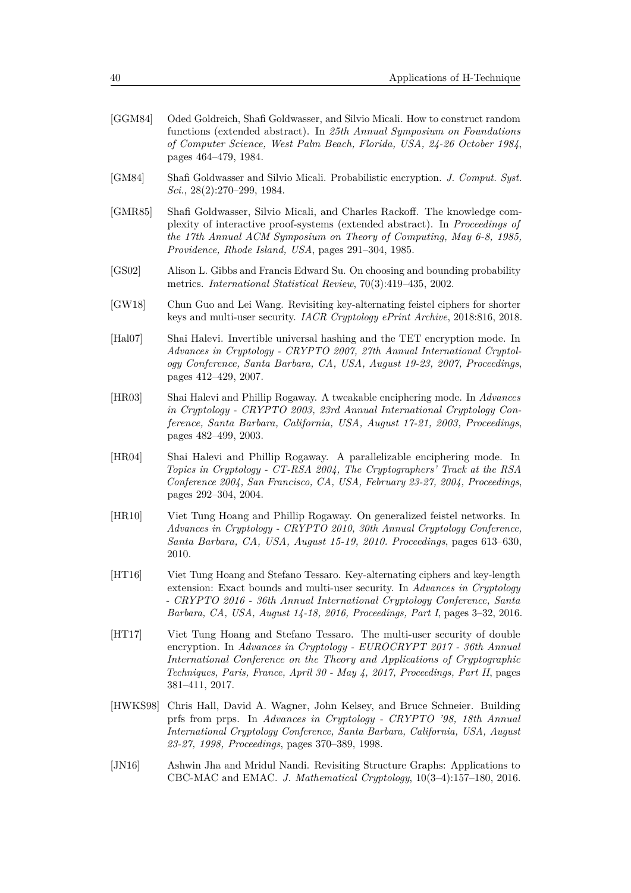[GGM84] Oded Goldreich, Shafi Goldwasser, and Silvio Micali. How to construct random functions (extended abstract). In *25th Annual Symposium on Foundations of Computer Science, West Palm Beach, Florida, USA, 24-26 October 1984*, pages 464–479, 1984.

[GM84] Shafi Goldwasser and Silvio Micali. Probabilistic encryption. *J. Comput. Syst. Sci.*, 28(2):270–299, 1984.

[GMR85] Shafi Goldwasser, Silvio Micali, and Charles Rackoff. The knowledge complexity of interactive proof-systems (extended abstract). In *Proceedings of the 17th Annual ACM Symposium on Theory of Computing, May 6-8, 1985, Providence, Rhode Island, USA*, pages 291–304, 1985.

[GS02] Alison L. Gibbs and Francis Edward Su. On choosing and bounding probability metrics. *International Statistical Review*, 70(3):419–435, 2002.

[GW18] Chun Guo and Lei Wang. Revisiting key-alternating feistel ciphers for shorter keys and multi-user security. *IACR Cryptology ePrint Archive*, 2018:816, 2018.

[Hal07] Shai Halevi. Invertible universal hashing and the TET encryption mode. In *Advances in Cryptology - CRYPTO 2007, 27th Annual International Cryptology Conference, Santa Barbara, CA, USA, August 19-23, 2007, Proceedings*, pages 412–429, 2007.

[HR03] Shai Halevi and Phillip Rogaway. A tweakable enciphering mode. In *Advances in Cryptology - CRYPTO 2003, 23rd Annual International Cryptology Conference, Santa Barbara, California, USA, August 17-21, 2003, Proceedings*, pages 482–499, 2003.

[HR04] Shai Halevi and Phillip Rogaway. A parallelizable enciphering mode. In *Topics in Cryptology - CT-RSA 2004, The Cryptographers' Track at the RSA Conference 2004, San Francisco, CA, USA, February 23-27, 2004, Proceedings*, pages 292–304, 2004.

[HR10] Viet Tung Hoang and Phillip Rogaway. On generalized feistel networks. In *Advances in Cryptology - CRYPTO 2010, 30th Annual Cryptology Conference, Santa Barbara, CA, USA, August 15-19, 2010. Proceedings*, pages 613–630, 2010.

[HT16] Viet Tung Hoang and Stefano Tessaro. Key-alternating ciphers and key-length extension: Exact bounds and multi-user security. In *Advances in Cryptology - CRYPTO 2016 - 36th Annual International Cryptology Conference, Santa Barbara, CA, USA, August 14-18, 2016, Proceedings, Part I*, pages 3–32, 2016.

[HT17] Viet Tung Hoang and Stefano Tessaro. The multi-user security of double encryption. In *Advances in Cryptology - EUROCRYPT 2017 - 36th Annual International Conference on the Theory and Applications of Cryptographic Techniques, Paris, France, April 30 - May 4, 2017, Proceedings, Part II*, pages 381–411, 2017.

[HWKS98] Chris Hall, David A. Wagner, John Kelsey, and Bruce Schneier. Building prfs from prps. In *Advances in Cryptology - CRYPTO '98, 18th Annual International Cryptology Conference, Santa Barbara, California, USA, August 23-27, 1998, Proceedings*, pages 370–389, 1998.

[JN16] Ashwin Jha and Mridul Nandi. Revisiting Structure Graphs: Applications to CBC-MAC and EMAC. *J. Mathematical Cryptology*, 10(3–4):157–180, 2016.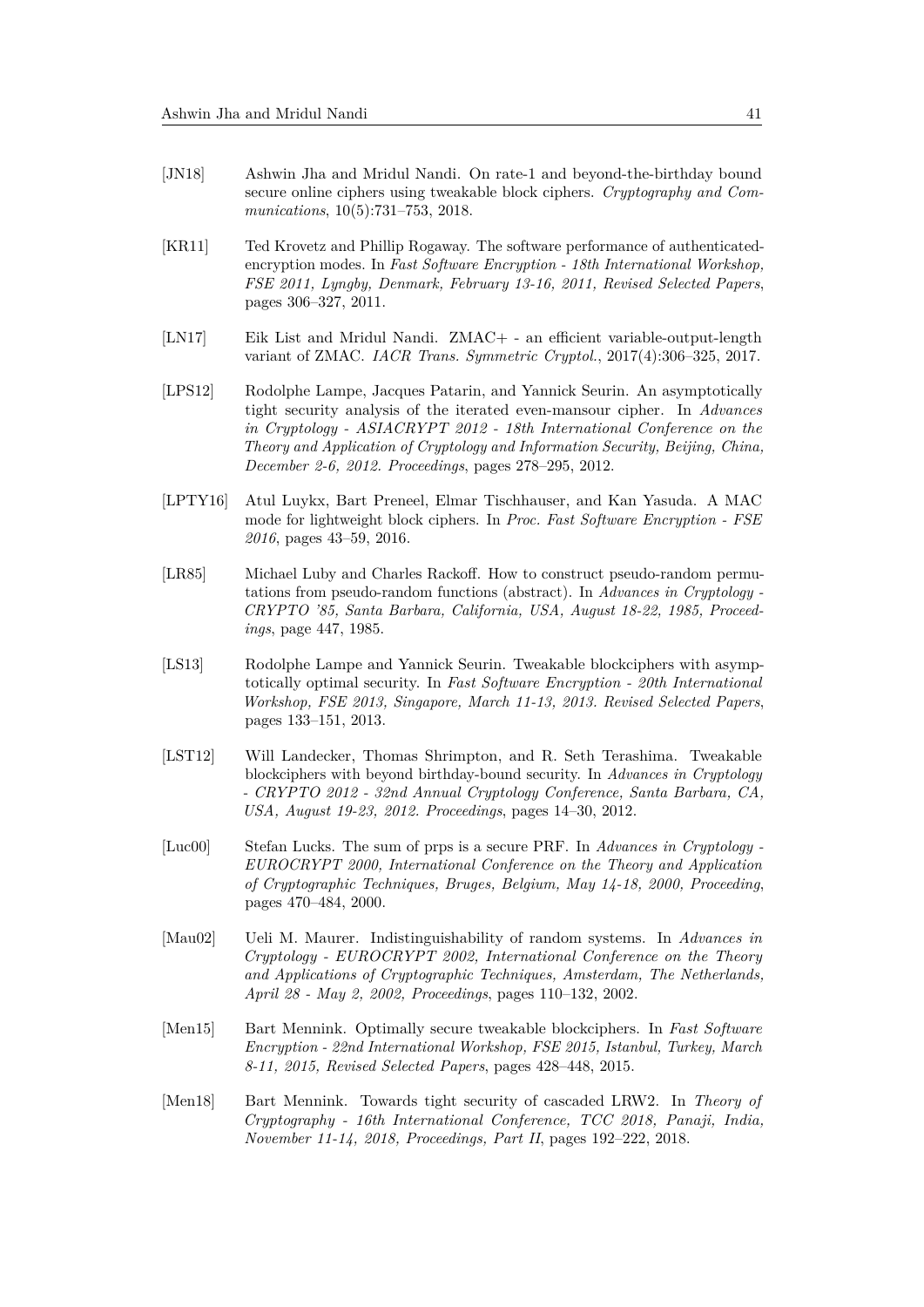[JN18] Ashwin Jha and Mridul Nandi. On rate-1 and beyond-the-birthday bound secure online ciphers using tweakable block ciphers. *Cryptography and Communications*, 10(5):731–753, 2018.

[KR11] Ted Krovetz and Phillip Rogaway. The software performance of authenticated-encryption modes. In *Fast Software Encryption - 18th International Workshop, FSE 2011, Lyngby, Denmark, February 13-16, 2011, Revised Selected Papers*, pages 306–327, 2011.

[LN17] Eik List and Mridul Nandi. ZMAC+ - an efficient variable-output-length variant of ZMAC. *IACR Trans. Symmetric Cryptol.*, 2017(4):306–325, 2017.

[LPS12] Rodolphe Lampe, Jacques Patarin, and Yannick Seurin. An asymptotically tight security analysis of the iterated even-mansour cipher. In *Advances in Cryptology - ASIACRYPT 2012 - 18th International Conference on the Theory and Application of Cryptology and Information Security, Beijing, China, December 2-6, 2012. Proceedings*, pages 278–295, 2012.

[LPTY16] Atul Luykx, Bart Preneel, Elmar Tischhauser, and Kan Yasuda. A MAC mode for lightweight block ciphers. In *Proc. Fast Software Encryption - FSE 2016*, pages 43–59, 2016.

[LR85] Michael Luby and Charles Rackoff. How to construct pseudo-random permutations from pseudo-random functions (abstract). In *Advances in Cryptology - CRYPTO '85, Santa Barbara, California, USA, August 18-22, 1985, Proceedings*, page 447, 1985.

[LS13] Rodolphe Lampe and Yannick Seurin. Tweakable blockciphers with asymptotically optimal security. In *Fast Software Encryption - 20th International Workshop, FSE 2013, Singapore, March 11-13, 2013. Revised Selected Papers*, pages 133–151, 2013.

[LST12] Will Landecker, Thomas Shrimpton, and R. Seth Terashima. Tweakable blockciphers with beyond birthday-bound security. In *Advances in Cryptology - CRYPTO 2012 - 32nd Annual Cryptology Conference, Santa Barbara, CA, USA, August 19-23, 2012. Proceedings*, pages 14–30, 2012.

[Luc00] Stefan Lucks. The sum of prps is a secure PRF. In *Advances in Cryptology - EUROCRYPT 2000, International Conference on the Theory and Application of Cryptographic Techniques, Bruges, Belgium, May 14-18, 2000, Proceeding*, pages 470–484, 2000.

[Mau02] Ueli M. Maurer. Indistinguishability of random systems. In *Advances in Cryptology - EUROCRYPT 2002, International Conference on the Theory and Applications of Cryptographic Techniques, Amsterdam, The Netherlands, April 28 - May 2, 2002, Proceedings*, pages 110–132, 2002.

[Men15] Bart Mennink. Optimally secure tweakable blockciphers. In *Fast Software Encryption - 22nd International Workshop, FSE 2015, Istanbul, Turkey, March 8-11, 2015, Revised Selected Papers*, pages 428–448, 2015.

[Men18] Bart Mennink. Towards tight security of cascaded LRW2. In *Theory of Cryptography - 16th International Conference, TCC 2018, Panaji, India, November 11-14, 2018, Proceedings, Part II*, pages 192–222, 2018.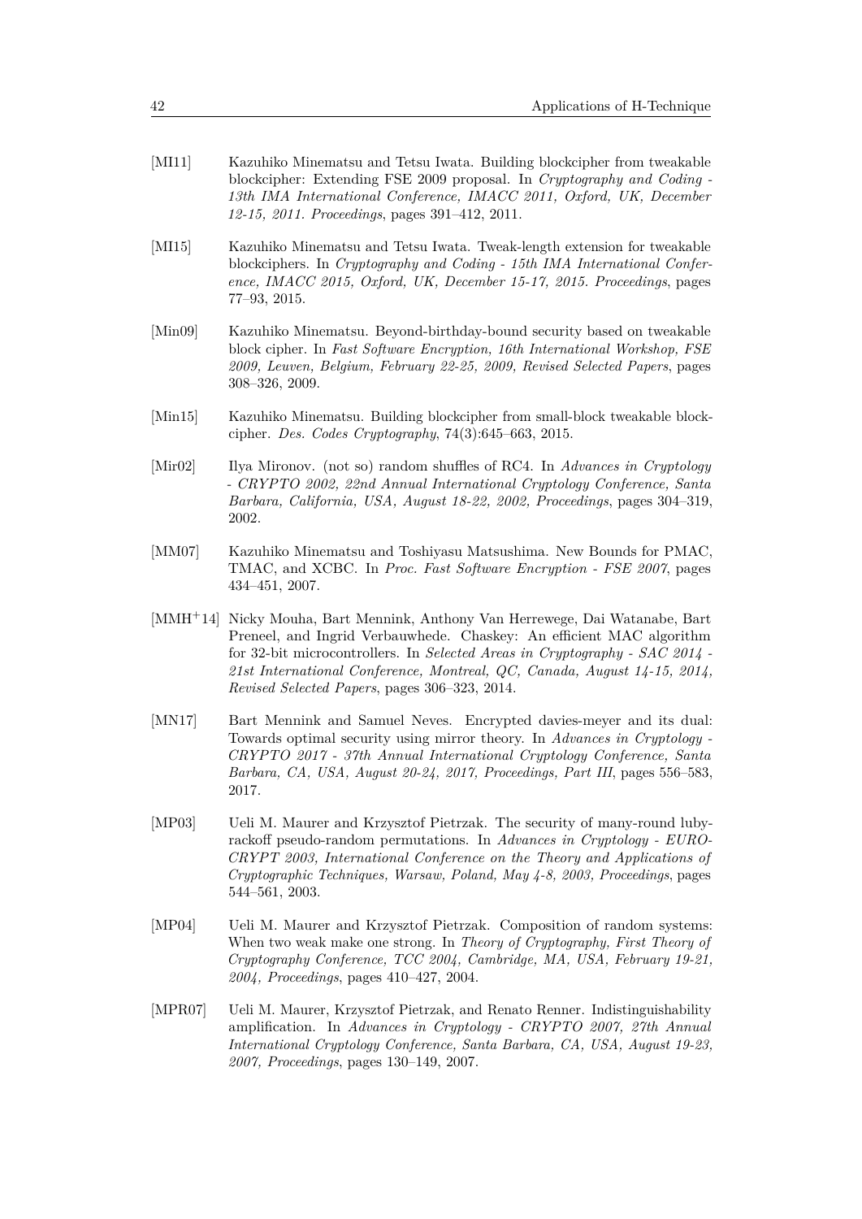[MI11] Kazuhiko Minematsu and Tetsu Iwata. Building blockcipher from tweakable blockcipher: Extending FSE 2009 proposal. In *Cryptography and Coding - 13th IMA International Conference, IMACC 2011, Oxford, UK, December 12-15, 2011. Proceedings*, pages 391–412, 2011.

[MI15] Kazuhiko Minematsu and Tetsu Iwata. Tweak-length extension for tweakable blockciphers. In *Cryptography and Coding - 15th IMA International Conference, IMACC 2015, Oxford, UK, December 15-17, 2015. Proceedings*, pages 77–93, 2015.

[Min09] Kazuhiko Minematsu. Beyond-birthday-bound security based on tweakable block cipher. In *Fast Software Encryption, 16th International Workshop, FSE 2009, Leuven, Belgium, February 22-25, 2009, Revised Selected Papers*, pages 308–326, 2009.

[Min15] Kazuhiko Minematsu. Building blockcipher from small-block tweakable blockcipher. *Des. Codes Cryptography*, 74(3):645–663, 2015.

[Mir02] Ilya Mironov. (not so) random shuffles of RC4. In *Advances in Cryptology - CRYPTO 2002, 22nd Annual International Cryptology Conference, Santa Barbara, California, USA, August 18-22, 2002, Proceedings*, pages 304–319, 2002.

[MM07] Kazuhiko Minematsu and Toshiyasu Matsushima. New Bounds for PMAC, TMAC, and XCBC. In *Proc. Fast Software Encryption - FSE 2007*, pages 434–451, 2007.

[MMH+14] Nicky Mouha, Bart Mennink, Anthony Van Herrewege, Dai Watanabe, Bart Preneel, and Ingrid Verbauwhede. Chaskey: An efficient MAC algorithm for 32-bit microcontrollers. In *Selected Areas in Cryptography - SAC 2014 - 21st International Conference, Montreal, QC, Canada, August 14-15, 2014, Revised Selected Papers*, pages 306–323, 2014.

[MN17] Bart Mennink and Samuel Neves. Encrypted davies-meyer and its dual: Towards optimal security using mirror theory. In *Advances in Cryptology - CRYPTO 2017 - 37th Annual International Cryptology Conference, Santa Barbara, CA, USA, August 20-24, 2017, Proceedings, Part III*, pages 556–583, 2017.

[MP03] Ueli M. Maurer and Krzysztof Pietrzak. The security of many-round luby-rackoff pseudo-random permutations. In *Advances in Cryptology - EUROCRYPT 2003, International Conference on the Theory and Applications of Cryptographic Techniques, Warsaw, Poland, May 4-8, 2003, Proceedings*, pages 544–561, 2003.

[MP04] Ueli M. Maurer and Krzysztof Pietrzak. Composition of random systems: When two weak make one strong. In *Theory of Cryptography, First Theory of Cryptography Conference, TCC 2004, Cambridge, MA, USA, February 19-21, 2004, Proceedings*, pages 410–427, 2004.

[MPR07] Ueli M. Maurer, Krzysztof Pietrzak, and Renato Renner. Indistinguishability amplification. In *Advances in Cryptology - CRYPTO 2007, 27th Annual International Cryptology Conference, Santa Barbara, CA, USA, August 19-23, 2007, Proceedings*, pages 130–149, 2007.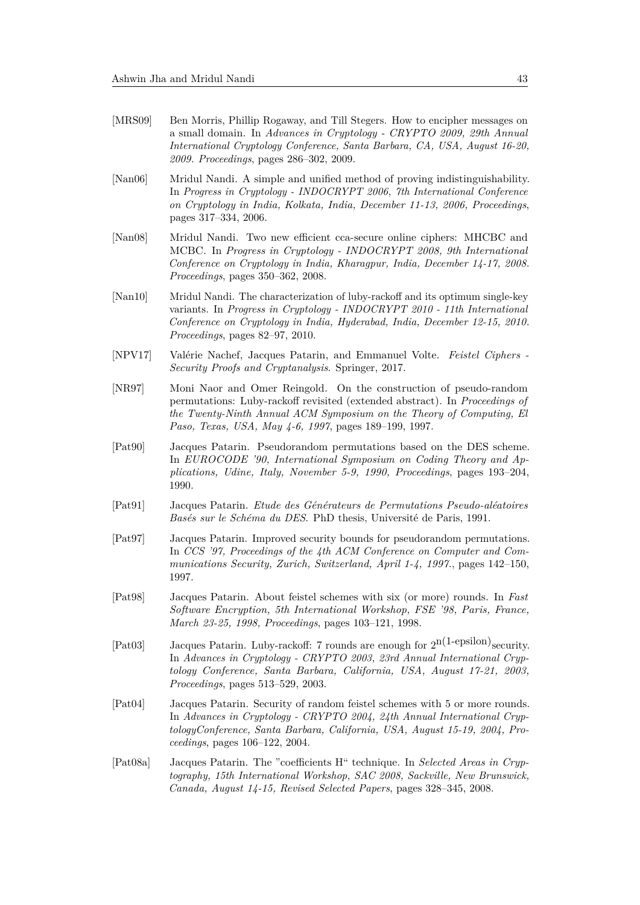[MRS09] Ben Morris, Phillip Rogaway, and Till Stegers. How to encipher messages on a small domain. In *Advances in Cryptology - CRYPTO 2009, 29th Annual International Cryptology Conference, Santa Barbara, CA, USA, August 16-20, 2009. Proceedings*, pages 286–302, 2009.

[Nan06] Mridul Nandi. A simple and unified method of proving indistinguishability. In *Progress in Cryptology - INDOCRYPT 2006, 7th International Conference on Cryptology in India, Kolkata, India, December 11-13, 2006, Proceedings*, pages 317–334, 2006.

[Nan08] Mridul Nandi. Two new efficient cca-secure online ciphers: MHCBC and MCBC. In *Progress in Cryptology - INDOCRYPT 2008, 9th International Conference on Cryptology in India, Kharagpur, India, December 14-17, 2008. Proceedings*, pages 350–362, 2008.

[Nan10] Mridul Nandi. The characterization of luby-rackoff and its optimum single-key variants. In *Progress in Cryptology - INDOCRYPT 2010 - 11th International Conference on Cryptology in India, Hyderabad, India, December 12-15, 2010. Proceedings*, pages 82–97, 2010.

[NPV17] Valérie Nachef, Jacques Patarin, and Emmanuel Volte. *Feistel Ciphers - Security Proofs and Cryptanalysis*. Springer, 2017.

[NR97] Moni Naor and Omer Reingold. On the construction of pseudo-random permutations: Luby-rackoff revisited (extended abstract). In *Proceedings of the Twenty-Ninth Annual ACM Symposium on the Theory of Computing, El Paso, Texas, USA, May 4-6, 1997*, pages 189–199, 1997.

[Pat90] Jacques Patarin. Pseudorandom permutations based on the DES scheme. In *EUROCODE '90, International Symposium on Coding Theory and Applications, Udine, Italy, November 5-9, 1990, Proceedings*, pages 193–204, 1990.

[Pat91] Jacques Patarin. *Etude des Générateurs de Permutations Pseudo-aléatoires Basés sur le Schéma du DES*. PhD thesis, Université de Paris, 1991.

[Pat97] Jacques Patarin. Improved security bounds for pseudorandom permutations. In *CCS '97, Proceedings of the 4th ACM Conference on Computer and Communications Security, Zurich, Switzerland, April 1-4, 1997.*, pages 142–150, 1997.

[Pat98] Jacques Patarin. About feistel schemes with six (or more) rounds. In *Fast Software Encryption, 5th International Workshop, FSE '98, Paris, France, March 23-25, 1998, Proceedings*, pages 103–121, 1998.

[Pat03] Jacques Patarin. Luby-rackoff: 7 rounds are enough for $2^{n(1\text{-epsilon})}$security. In *Advances in Cryptology - CRYPTO 2003, 23rd Annual International Cryptology Conference, Santa Barbara, California, USA, August 17-21, 2003, Proceedings*, pages 513–529, 2003.

[Pat04] Jacques Patarin. Security of random feistel schemes with 5 or more rounds. In *Advances in Cryptology - CRYPTO 2004, 24th Annual International CryptologyConference, Santa Barbara, California, USA, August 15-19, 2004, Proceedings*, pages 106–122, 2004.

[Pat08a] Jacques Patarin. The "coefficients H" technique. In *Selected Areas in Cryptography, 15th International Workshop, SAC 2008, Sackville, New Brunswick, Canada, August 14-15, Revised Selected Papers*, pages 328–345, 2008.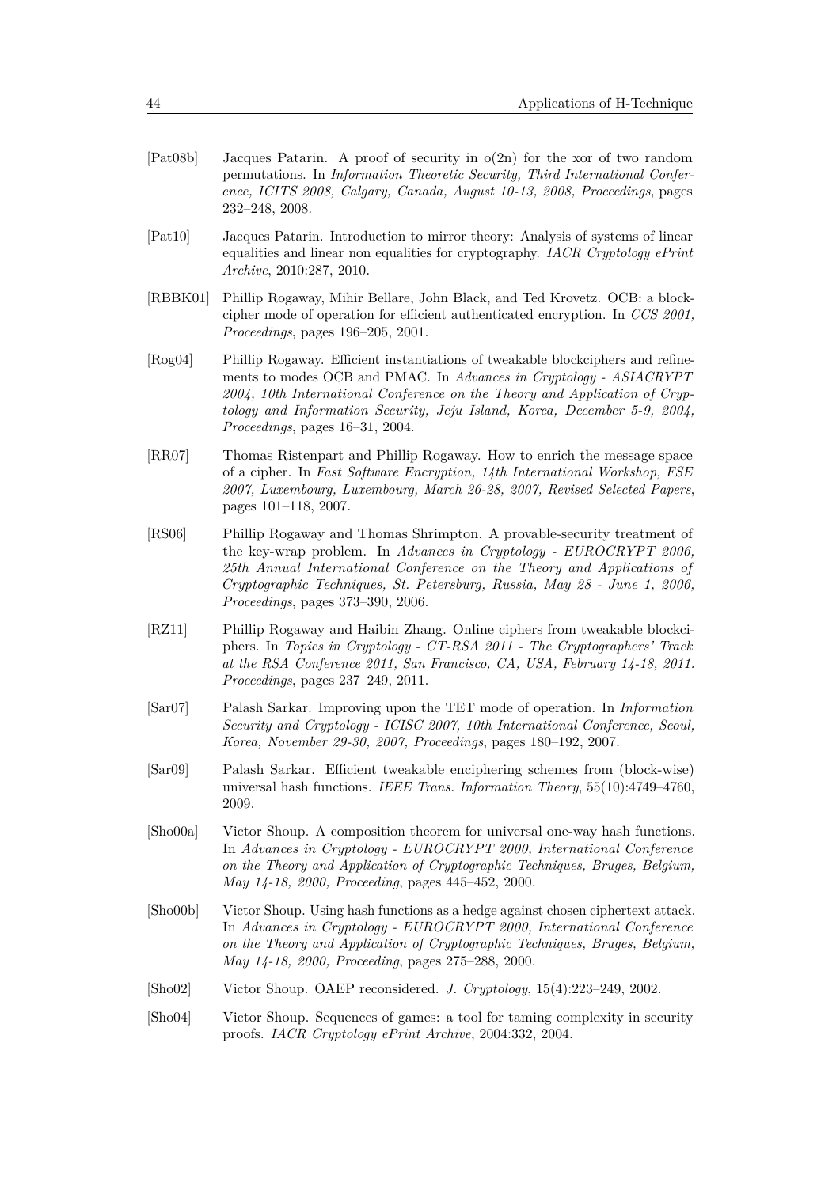[Pat08b] Jacques Patarin. A proof of security in o(2n) for the xor of two random permutations. In *Information Theoretic Security, Third International Conference, ICITS 2008, Calgary, Canada, August 10-13, 2008, Proceedings*, pages 232–248, 2008.

[Pat10] Jacques Patarin. Introduction to mirror theory: Analysis of systems of linear equalities and linear non equalities for cryptography. *IACR Cryptology ePrint Archive*, 2010:287, 2010.

[RBBK01] Phillip Rogaway, Mihir Bellare, John Black, and Ted Krovetz. OCB: a block-cipher mode of operation for efficient authenticated encryption. In *CCS 2001, Proceedings*, pages 196–205, 2001.

[Rog04] Phillip Rogaway. Efficient instantiations of tweakable blockciphers and refinements to modes OCB and PMAC. In *Advances in Cryptology - ASIACRYPT 2004, 10th International Conference on the Theory and Application of Cryptology and Information Security, Jeju Island, Korea, December 5-9, 2004, Proceedings*, pages 16–31, 2004.

[RR07] Thomas Ristenpart and Phillip Rogaway. How to enrich the message space of a cipher. In *Fast Software Encryption, 14th International Workshop, FSE 2007, Luxembourg, Luxembourg, March 26-28, 2007, Revised Selected Papers*, pages 101–118, 2007.

[RS06] Phillip Rogaway and Thomas Shrimpton. A provable-security treatment of the key-wrap problem. In *Advances in Cryptology - EUROCRYPT 2006, 25th Annual International Conference on the Theory and Applications of Cryptographic Techniques, St. Petersburg, Russia, May 28 - June 1, 2006, Proceedings*, pages 373–390, 2006.

[RZ11] Phillip Rogaway and Haibin Zhang. Online ciphers from tweakable blockciphers. In *Topics in Cryptology - CT-RSA 2011 - The Cryptographers' Track at the RSA Conference 2011, San Francisco, CA, USA, February 14-18, 2011. Proceedings*, pages 237–249, 2011.

[Sar07] Palash Sarkar. Improving upon the TET mode of operation. In *Information Security and Cryptology - ICISC 2007, 10th International Conference, Seoul, Korea, November 29-30, 2007, Proceedings*, pages 180–192, 2007.

[Sar09] Palash Sarkar. Efficient tweakable enciphering schemes from (block-wise) universal hash functions. *IEEE Trans. Information Theory*, 55(10):4749–4760, 2009.

[Sho00a] Victor Shoup. A composition theorem for universal one-way hash functions. In *Advances in Cryptology - EUROCRYPT 2000, International Conference on the Theory and Application of Cryptographic Techniques, Bruges, Belgium, May 14-18, 2000, Proceeding*, pages 445–452, 2000.

[Sho00b] Victor Shoup. Using hash functions as a hedge against chosen ciphertext attack. In *Advances in Cryptology - EUROCRYPT 2000, International Conference on the Theory and Application of Cryptographic Techniques, Bruges, Belgium, May 14-18, 2000, Proceeding*, pages 275–288, 2000.

[Sho02] Victor Shoup. OAEP reconsidered. *J. Cryptology*, 15(4):223–249, 2002.

[Sho04] Victor Shoup. Sequences of games: a tool for taming complexity in security proofs. *IACR Cryptology ePrint Archive*, 2004:332, 2004.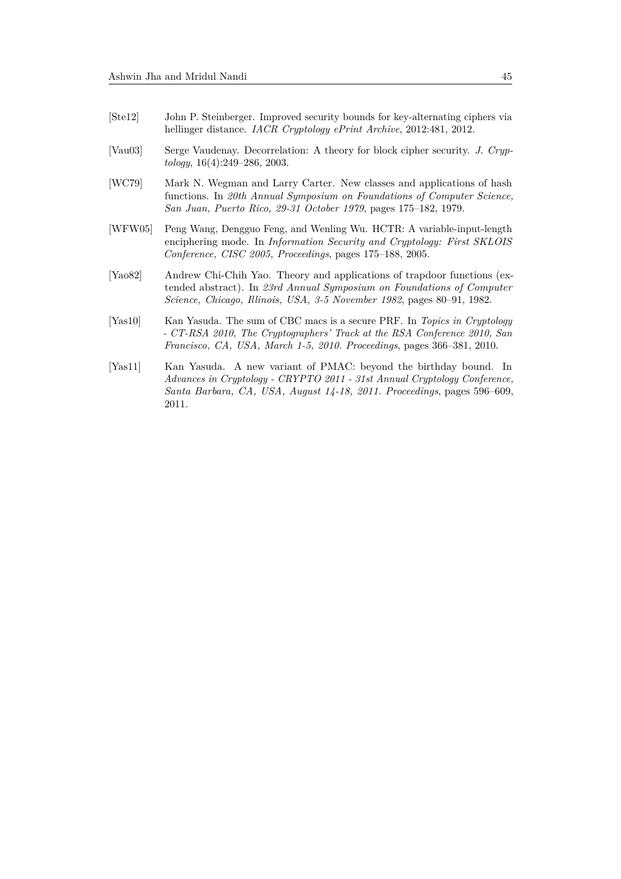[Ste12] John P. Steinberger. Improved security bounds for key-alternating ciphers via hellinger distance. *IACR Cryptology ePrint Archive*, 2012:481, 2012.

[Vau03] Serge Vaudenay. Decorrelation: A theory for block cipher security. *J. Cryptology*, 16(4):249–286, 2003.

[WC79] Mark N. Wegman and Larry Carter. New classes and applications of hash functions. In *20th Annual Symposium on Foundations of Computer Science, San Juan, Puerto Rico, 29-31 October 1979*, pages 175–182, 1979.

[WFW05] Peng Wang, Dengguo Feng, and Wenling Wu. HCTR: A variable-input-length enciphering mode. In *Information Security and Cryptology: First SKLOIS Conference, CISC 2005, Proceedings*, pages 175–188, 2005.

[Yao82] Andrew Chi-Chih Yao. Theory and applications of trapdoor functions (extended abstract). In *23rd Annual Symposium on Foundations of Computer Science, Chicago, Illinois, USA, 3-5 November 1982*, pages 80–91, 1982.

[Yas10] Kan Yasuda. The sum of CBC macs is a secure PRF. In *Topics in Cryptology - CT-RSA 2010, The Cryptographers' Track at the RSA Conference 2010, San Francisco, CA, USA, March 1-5, 2010. Proceedings*, pages 366–381, 2010.

[Yas11] Kan Yasuda. A new variant of PMAC: beyond the birthday bound. In *Advances in Cryptology - CRYPTO 2011 - 31st Annual Cryptology Conference, Santa Barbara, CA, USA, August 14-18, 2011. Proceedings*, pages 596–609, 2011.